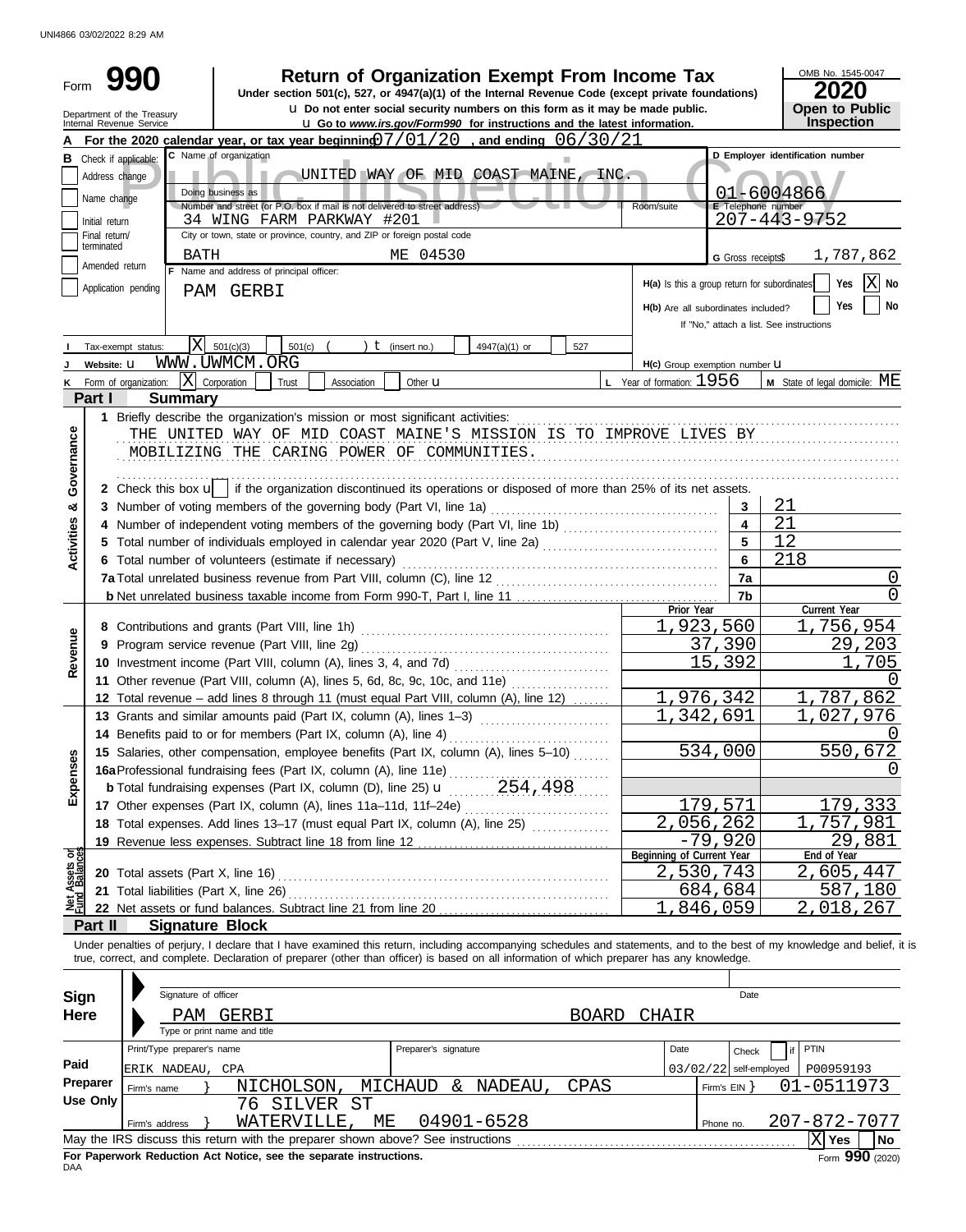UNI4866 03/02/2022 8:29 AM

# Form 990 — Return of Organization Exempt From Income Tax

**Under section 501(c), 527, or 4947(a)(1) of the Internal Revenue Code (except private foundations)**

Do not enter social security numbers on this form as it may be made public.

Go to *www.irs.gov/Form990* for instructions and the latest information.

Department of the Treasury, Internal Revenue Service

OMB No. 1545-0047 — **2020** — **Open to Public Inspection**

Public Inspection Copy

**A** For the 2020 calendar year, or tax year beginning 07/01/20, and ending 06/30/21

**B** Check if applicable: Address change / Name change / Initial return / Final return/terminated / Amended return / Application pending

**C** Name of organization: UNITED WAY OF MID COAST MAINE, INC.

Doing business as:

Number and street (or P.O. box if mail is not delivered to street address): 34 WING FARM PARKWAY #201 — Room/suite:

City or town, state or province, country, and ZIP or foreign postal code: BATH ME 04530

**D** Employer identification number: 01-6004866

**E** Telephone number: 207-443-9752

**G** Gross receipts $ 1,787,862

**F** Name and address of principal officer: PAM GERBI

**H(a)** Is this a group return for subordinates? Yes [ ] No [X]

**H(b)** Are all subordinates included? Yes [ ] No [ ] If "No," attach a list. See instructions

**I** Tax-exempt status: [X] 501(c)(3) [ ] 501(c) ( ) (insert no.) [ ] 4947(a)(1) or [ ] 527

**J** Website: WWW.UWMCM.ORG

**H(c)** Group exemption number

**K** Form of organization: [X] Corporation [ ] Trust [ ] Association [ ] Other

**L** Year of formation: 1956 — **M** State of legal domicile: ME

## Part I Summary

**Activities & Governance**

1 Briefly describe the organization's mission or most significant activities:
THE UNITED WAY OF MID COAST MAINE'S MISSION IS TO IMPROVE LIVES BY MOBILIZING THE CARING POWER OF COMMUNITIES.

2 Check this box [ ] if the organization discontinued its operations or disposed of more than 25% of its net assets.

| | Line | Value |
|---|---|---|
| 3 Number of voting members of the governing body (Part VI, line 1a) | 3 | 21 |
| 4 Number of independent voting members of the governing body (Part VI, line 1b) | 4 | 21 |
| 5 Total number of individuals employed in calendar year 2020 (Part V, line 2a) | 5 | 12 |
| 6 Total number of volunteers (estimate if necessary) | 6 | 218 |
| 7a Total unrelated business revenue from Part VIII, column (C), line 12 | 7a | 0 |
| b Net unrelated business taxable income from Form 990-T, Part I, line 11 | 7b | 0 |

| | Prior Year | Current Year |
|---|---|---|
| **Revenue** | | |
| 8 Contributions and grants (Part VIII, line 1h) | 1,923,560 | 1,756,954 |
| 9 Program service revenue (Part VIII, line 2g) | 37,390 | 29,203 |
| 10 Investment income (Part VIII, column (A), lines 3, 4, and 7d) | 15,392 | 1,705 |
| 11 Other revenue (Part VIII, column (A), lines 5, 6d, 8c, 9c, 10c, and 11e) | | 0 |
| 12 Total revenue – add lines 8 through 11 (must equal Part VIII, column (A), line 12) | 1,976,342 | 1,787,862 |
| **Expenses** | | |
| 13 Grants and similar amounts paid (Part IX, column (A), lines 1–3) | 1,342,691 | 1,027,976 |
| 14 Benefits paid to or for members (Part IX, column (A), line 4) | | 0 |
| 15 Salaries, other compensation, employee benefits (Part IX, column (A), lines 5–10) | 534,000 | 550,672 |
| 16a Professional fundraising fees (Part IX, column (A), line 11e) | | 0 |
| b Total fundraising expenses (Part IX, column (D), line 25) 254,498 | | |
| 17 Other expenses (Part IX, column (A), lines 11a–11d, 11f–24e) | 179,571 | 179,333 |
| 18 Total expenses. Add lines 13–17 (must equal Part IX, column (A), line 25) | 2,056,262 | 1,757,981 |
| 19 Revenue less expenses. Subtract line 18 from line 12 | -79,920 | 29,881 |
| **Net Assets or Fund Balances** | **Beginning of Current Year** | **End of Year** |
| 20 Total assets (Part X, line 16) | 2,530,743 | 2,605,447 |
| 21 Total liabilities (Part X, line 26) | 684,684 | 587,180 |
| 22 Net assets or fund balances. Subtract line 21 from line 20 | 1,846,059 | 2,018,267 |

## Part II Signature Block

Under penalties of perjury, I declare that I have examined this return, including accompanying schedules and statements, and to the best of my knowledge and belief, it is true, correct, and complete. Declaration of preparer (other than officer) is based on all information of which preparer has any knowledge.

**Sign Here**

Signature of officer — Date

PAM GERBI — BOARD CHAIR

Type or print name and title

**Paid Preparer Use Only**

| Print/Type preparer's name | Preparer's signature | Date | Check if self-employed | PTIN |
|---|---|---|---|---|
| ERIK NADEAU, CPA | | 03/02/22 | | P00959193 |

Firm's name: NICHOLSON, MICHAUD & NADEAU, CPAS — Firm's EIN: 01-0511973

Firm's address: 76 SILVER ST, WATERVILLE, ME 04901-6528 — Phone no. 207-872-7077

May the IRS discuss this return with the preparer shown above? See instructions [X] Yes [ ] No

**For Paperwork Reduction Act Notice, see the separate instructions.**

DAA — Form **990** (2020)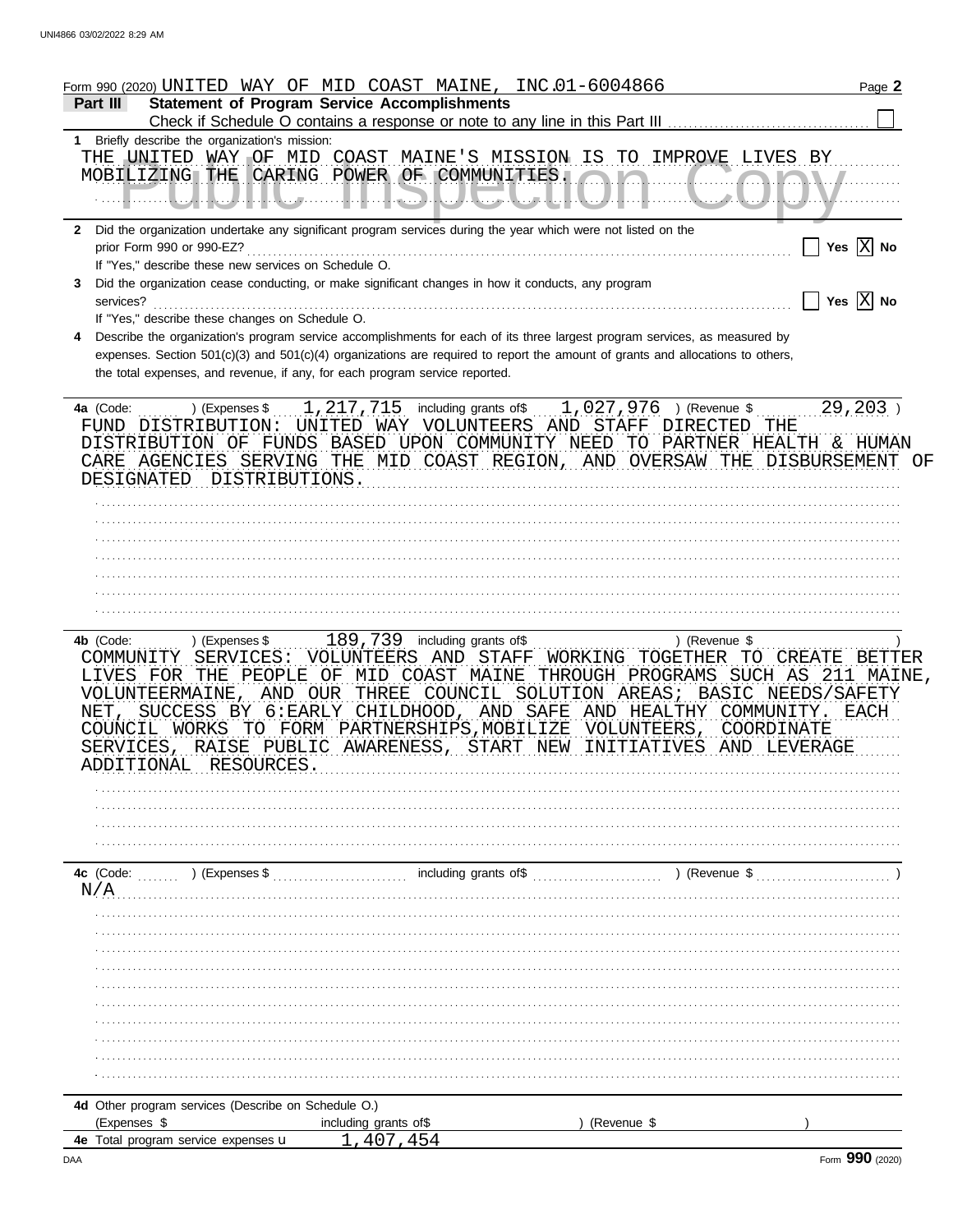Form 990 (2020) UNITED WAY OF MID COAST MAINE, INC. 01-6004866

## Part III Statement of Program Service Accomplishments

Check if Schedule O contains a response or note to any line in this Part III ☐

**1** Briefly describe the organization's mission:

THE UNITED WAY OF MID COAST MAINE'S MISSION IS TO IMPROVE LIVES BY MOBILIZING THE CARING POWER OF COMMUNITIES.

**2** Did the organization undertake any significant program services during the year which were not listed on the prior Form 990 or 990-EZ? ☐ Yes ☒ No

If "Yes," describe these new services on Schedule O.

**3** Did the organization cease conducting, or make significant changes in how it conducts, any program services? ☐ Yes ☒ No

If "Yes," describe these changes on Schedule O.

**4** Describe the organization's program service accomplishments for each of its three largest program services, as measured by expenses. Section 501(c)(3) and 501(c)(4) organizations are required to report the amount of grants and allocations to others, the total expenses, and revenue, if any, for each program service reported.

**4a** (Code: ) (Expenses $ 1,217,715 including grants of$ 1,027,976 ) (Revenue $ 29,203 )

FUND DISTRIBUTION: UNITED WAY VOLUNTEERS AND STAFF DIRECTED THE DISTRIBUTION OF FUNDS BASED UPON COMMUNITY NEED TO PARTNER HEALTH & HUMAN CARE AGENCIES SERVING THE MID COAST REGION, AND OVERSAW THE DISBURSEMENT OF DESIGNATED DISTRIBUTIONS.

**4b** (Code: ) (Expenses $ 189,739 including grants of$ ) (Revenue $ )

COMMUNITY SERVICES: VOLUNTEERS AND STAFF WORKING TOGETHER TO CREATE BETTER LIVES FOR THE PEOPLE OF MID COAST MAINE THROUGH PROGRAMS SUCH AS 211 MAINE, VOLUNTEERMAINE, AND OUR THREE COUNCIL SOLUTION AREAS; BASIC NEEDS/SAFETY NET, SUCCESS BY 6:EARLY CHILDHOOD, AND SAFE AND HEALTHY COMMUNITY. EACH COUNCIL WORKS TO FORM PARTNERSHIPS,MOBILIZE VOLUNTEERS, COORDINATE SERVICES, RAISE PUBLIC AWARENESS, START NEW INITIATIVES AND LEVERAGE ADDITIONAL RESOURCES.

**4c** (Code: ) (Expenses $ including grants of$ ) (Revenue $ )

N/A

**4d** Other program services (Describe on Schedule O.)

(Expenses $ including grants of$ ) (Revenue $ )

**4e** Total program service expenses ▸ 1,407,454

Form **990** (2020)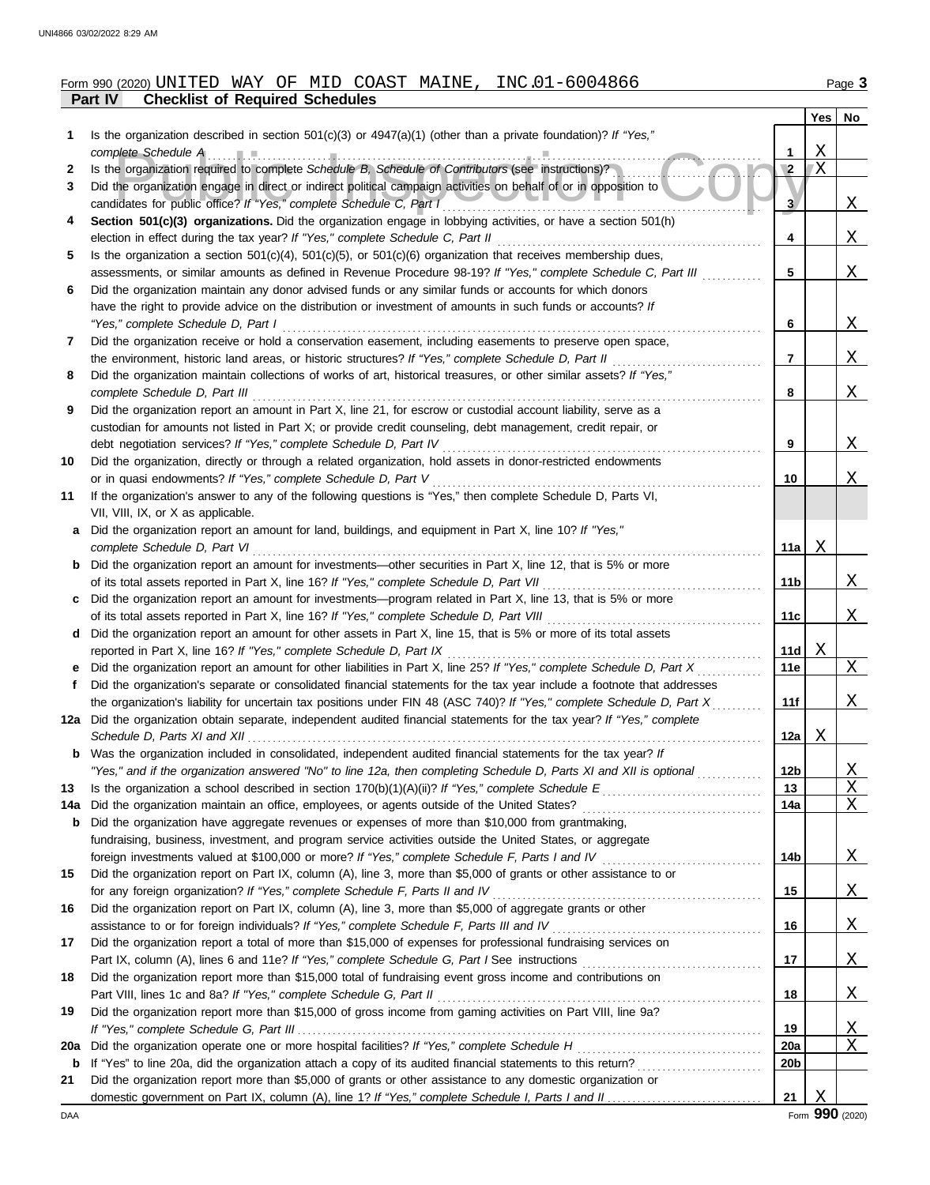Form 990 (2020) UNITED WAY OF MID COAST MAINE, INC.01-6004866

## Part IV — Checklist of Required Schedules

| | | | Yes | No |
|---|---|---|---|---|
| 1 | Is the organization described in section 501(c)(3) or 4947(a)(1) (other than a private foundation)? *If "Yes," complete Schedule A* | 1 | X | |
| 2 | Is the organization required to complete *Schedule B, Schedule of Contributors* (see instructions)? | 2 | X | |
| 3 | Did the organization engage in direct or indirect political campaign activities on behalf of or in opposition to candidates for public office? *If "Yes," complete Schedule C, Part I* | 3 | | X |
| 4 | **Section 501(c)(3) organizations.** Did the organization engage in lobbying activities, or have a section 501(h) election in effect during the tax year? *If "Yes," complete Schedule C, Part II* | 4 | | X |
| 5 | Is the organization a section 501(c)(4), 501(c)(5), or 501(c)(6) organization that receives membership dues, assessments, or similar amounts as defined in Revenue Procedure 98-19? *If "Yes," complete Schedule C, Part III* | 5 | | X |
| 6 | Did the organization maintain any donor advised funds or any similar funds or accounts for which donors have the right to provide advice on the distribution or investment of amounts in such funds or accounts? *If "Yes," complete Schedule D, Part I* | 6 | | X |
| 7 | Did the organization receive or hold a conservation easement, including easements to preserve open space, the environment, historic land areas, or historic structures? *If "Yes," complete Schedule D, Part II* | 7 | | X |
| 8 | Did the organization maintain collections of works of art, historical treasures, or other similar assets? *If "Yes," complete Schedule D, Part III* | 8 | | X |
| 9 | Did the organization report an amount in Part X, line 21, for escrow or custodial account liability, serve as a custodian for amounts not listed in Part X; or provide credit counseling, debt management, credit repair, or debt negotiation services? *If "Yes," complete Schedule D, Part IV* | 9 | | X |
| 10 | Did the organization, directly or through a related organization, hold assets in donor-restricted endowments or in quasi endowments? *If "Yes," complete Schedule D, Part V* | 10 | | X |
| 11 | If the organization's answer to any of the following questions is "Yes," then complete Schedule D, Parts VI, VII, VIII, IX, or X as applicable. | | | |
| a | Did the organization report an amount for land, buildings, and equipment in Part X, line 10? *If "Yes," complete Schedule D, Part VI* | 11a | X | |
| b | Did the organization report an amount for investments—other securities in Part X, line 12, that is 5% or more of its total assets reported in Part X, line 16? *If "Yes," complete Schedule D, Part VII* | 11b | | X |
| c | Did the organization report an amount for investments—program related in Part X, line 13, that is 5% or more of its total assets reported in Part X, line 16? *If "Yes," complete Schedule D, Part VIII* | 11c | | X |
| d | Did the organization report an amount for other assets in Part X, line 15, that is 5% or more of its total assets reported in Part X, line 16? *If "Yes," complete Schedule D, Part IX* | 11d | X | |
| e | Did the organization report an amount for other liabilities in Part X, line 25? *If "Yes," complete Schedule D, Part X* | 11e | | X |
| f | Did the organization's separate or consolidated financial statements for the tax year include a footnote that addresses the organization's liability for uncertain tax positions under FIN 48 (ASC 740)? *If "Yes," complete Schedule D, Part X* | 11f | | X |
| 12a | Did the organization obtain separate, independent audited financial statements for the tax year? *If "Yes," complete Schedule D, Parts XI and XII* | 12a | X | |
| b | Was the organization included in consolidated, independent audited financial statements for the tax year? *If "Yes," and if the organization answered "No" to line 12a, then completing Schedule D, Parts XI and XII is optional* | 12b | | X |
| 13 | Is the organization a school described in section 170(b)(1)(A)(ii)? *If "Yes," complete Schedule E* | 13 | | X |
| 14a | Did the organization maintain an office, employees, or agents outside of the United States? | 14a | | X |
| b | Did the organization have aggregate revenues or expenses of more than $10,000 from grantmaking, fundraising, business, investment, and program service activities outside the United States, or aggregate foreign investments valued at $100,000 or more? *If "Yes," complete Schedule F, Parts I and IV* | 14b | | X |
| 15 | Did the organization report on Part IX, column (A), line 3, more than $5,000 of grants or other assistance to or for any foreign organization? *If "Yes," complete Schedule F, Parts II and IV* | 15 | | X |
| 16 | Did the organization report on Part IX, column (A), line 3, more than $5,000 of aggregate grants or other assistance to or for foreign individuals? *If "Yes," complete Schedule F, Parts III and IV* | 16 | | X |
| 17 | Did the organization report a total of more than $15,000 of expenses for professional fundraising services on Part IX, column (A), lines 6 and 11e? *If "Yes," complete Schedule G, Part I* See instructions | 17 | | X |
| 18 | Did the organization report more than $15,000 total of fundraising event gross income and contributions on Part VIII, lines 1c and 8a? *If "Yes," complete Schedule G, Part II* | 18 | | X |
| 19 | Did the organization report more than $15,000 of gross income from gaming activities on Part VIII, line 9a? *If "Yes," complete Schedule G, Part III* | 19 | | X |
| 20a | Did the organization operate one or more hospital facilities? *If "Yes," complete Schedule H* | 20a | | X |
| b | If "Yes" to line 20a, did the organization attach a copy of its audited financial statements to this return? | 20b | | |
| 21 | Did the organization report more than $5,000 of grants or other assistance to any domestic organization or domestic government on Part IX, column (A), line 1? *If "Yes," complete Schedule I, Parts I and II* | 21 | X | |

Form **990** (2020)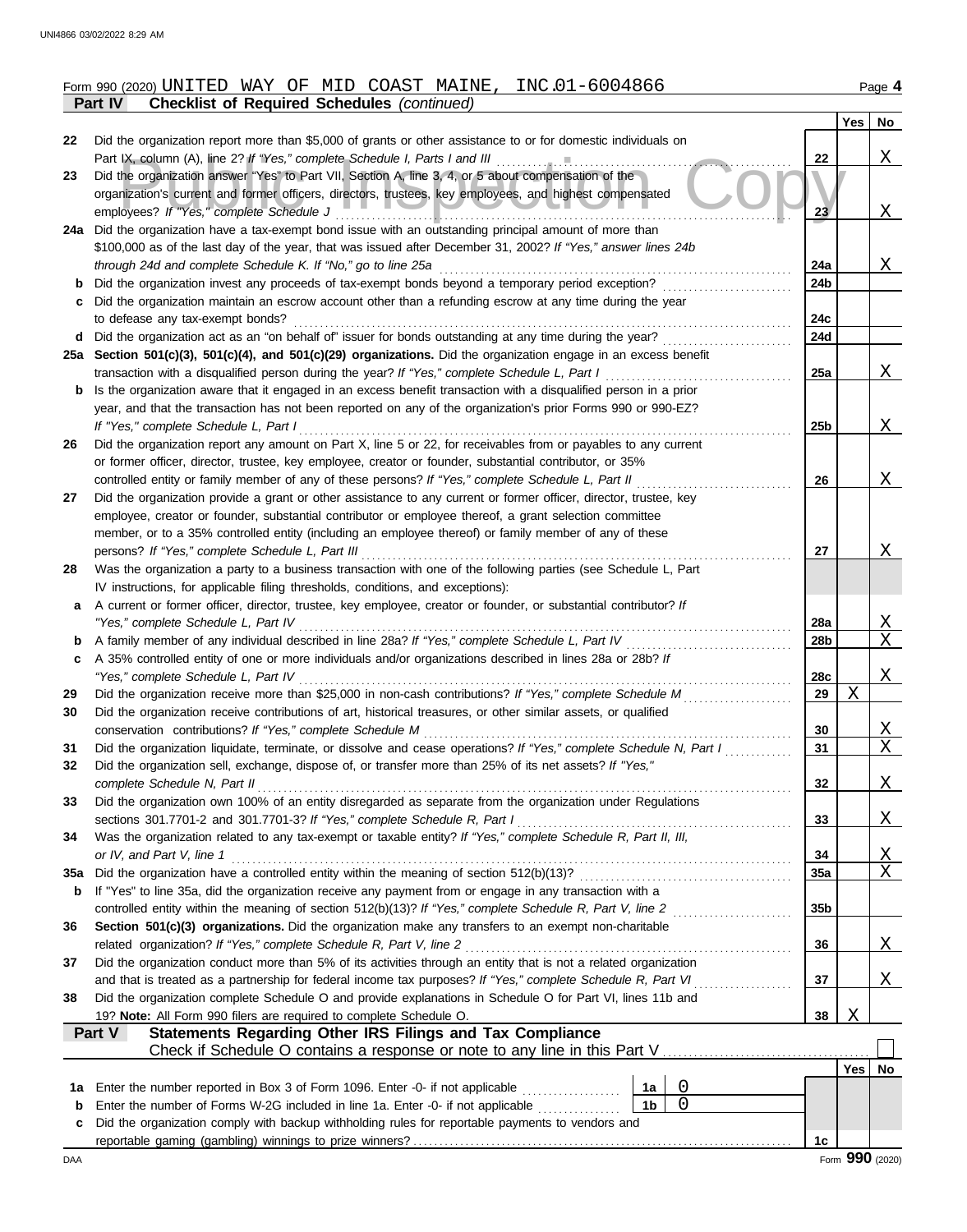Form 990 (2020) UNITED WAY OF MID COAST MAINE, INC. 01-6004866

## Part IV Checklist of Required Schedules *(continued)*

| | | | Yes | No |
|---|---|---|---|---|
| 22 | Did the organization report more than $5,000 of grants or other assistance to or for domestic individuals on Part IX, column (A), line 2? *If "Yes," complete Schedule I, Parts I and III* | 22 | | X |
| 23 | Did the organization answer "Yes" to Part VII, Section A, line 3, 4, or 5 about compensation of the organization's current and former officers, directors, trustees, key employees, and highest compensated employees? *If "Yes," complete Schedule J* | 23 | | X |
| 24a | Did the organization have a tax-exempt bond issue with an outstanding principal amount of more than $100,000 as of the last day of the year, that was issued after December 31, 2002? *If "Yes," answer lines 24b through 24d and complete Schedule K. If "No," go to line 25a* | 24a | | X |
| b | Did the organization invest any proceeds of tax-exempt bonds beyond a temporary period exception? | 24b | | |
| c | Did the organization maintain an escrow account other than a refunding escrow at any time during the year to defease any tax-exempt bonds? | 24c | | |
| d | Did the organization act as an "on behalf of" issuer for bonds outstanding at any time during the year? | 24d | | |
| 25a | **Section 501(c)(3), 501(c)(4), and 501(c)(29) organizations.** Did the organization engage in an excess benefit transaction with a disqualified person during the year? *If "Yes," complete Schedule L, Part I* | 25a | | X |
| b | Is the organization aware that it engaged in an excess benefit transaction with a disqualified person in a prior year, and that the transaction has not been reported on any of the organization's prior Forms 990 or 990-EZ? *If "Yes," complete Schedule L, Part I* | 25b | | X |
| 26 | Did the organization report any amount on Part X, line 5 or 22, for receivables from or payables to any current or former officer, director, trustee, key employee, creator or founder, substantial contributor, or 35% controlled entity or family member of any of these persons? *If "Yes," complete Schedule L, Part II* | 26 | | X |
| 27 | Did the organization provide a grant or other assistance to any current or former officer, director, trustee, key employee, creator or founder, substantial contributor or employee thereof, a grant selection committee member, or to a 35% controlled entity (including an employee thereof) or family member of any of these persons? *If "Yes," complete Schedule L, Part III* | 27 | | X |
| 28 | Was the organization a party to a business transaction with one of the following parties (see Schedule L, Part IV instructions, for applicable filing thresholds, conditions, and exceptions): | | | |
| a | A current or former officer, director, trustee, key employee, creator or founder, or substantial contributor? *If "Yes," complete Schedule L, Part IV* | 28a | | X |
| b | A family member of any individual described in line 28a? *If "Yes," complete Schedule L, Part IV* | 28b | | X |
| c | A 35% controlled entity of one or more individuals and/or organizations described in lines 28a or 28b? *If "Yes," complete Schedule L, Part IV* | 28c | | X |
| 29 | Did the organization receive more than $25,000 in non-cash contributions? *If "Yes," complete Schedule M* | 29 | X | |
| 30 | Did the organization receive contributions of art, historical treasures, or other similar assets, or qualified conservation contributions? *If "Yes," complete Schedule M* | 30 | | X |
| 31 | Did the organization liquidate, terminate, or dissolve and cease operations? *If "Yes," complete Schedule N, Part I* | 31 | | X |
| 32 | Did the organization sell, exchange, dispose of, or transfer more than 25% of its net assets? *If "Yes," complete Schedule N, Part II* | 32 | | X |
| 33 | Did the organization own 100% of an entity disregarded as separate from the organization under Regulations sections 301.7701-2 and 301.7701-3? *If "Yes," complete Schedule R, Part I* | 33 | | X |
| 34 | Was the organization related to any tax-exempt or taxable entity? *If "Yes," complete Schedule R, Part II, III, or IV, and Part V, line 1* | 34 | | X |
| 35a | Did the organization have a controlled entity within the meaning of section 512(b)(13)? | 35a | | X |
| b | If "Yes" to line 35a, did the organization receive any payment from or engage in any transaction with a controlled entity within the meaning of section 512(b)(13)? *If "Yes," complete Schedule R, Part V, line 2* | 35b | | |
| 36 | **Section 501(c)(3) organizations.** Did the organization make any transfers to an exempt non-charitable related organization? *If "Yes," complete Schedule R, Part V, line 2* | 36 | | X |
| 37 | Did the organization conduct more than 5% of its activities through an entity that is not a related organization and that is treated as a partnership for federal income tax purposes? *If "Yes," complete Schedule R, Part VI* | 37 | | X |
| 38 | Did the organization complete Schedule O and provide explanations in Schedule O for Part VI, lines 11b and 19? **Note:** All Form 990 filers are required to complete Schedule O. | 38 | X | |

## Part V Statements Regarding Other IRS Filings and Tax Compliance

Check if Schedule O contains a response or note to any line in this Part V ☐

| | | | | | Yes | No |
|---|---|---|---|---|---|---|
| 1a | Enter the number reported in Box 3 of Form 1096. Enter -0- if not applicable | 1a | 0 | | | |
| b | Enter the number of Forms W-2G included in line 1a. Enter -0- if not applicable | 1b | 0 | | | |
| c | Did the organization comply with backup withholding rules for reportable payments to vendors and reportable gaming (gambling) winnings to prize winners? | | | 1c | | |

DAA Form **990** (2020)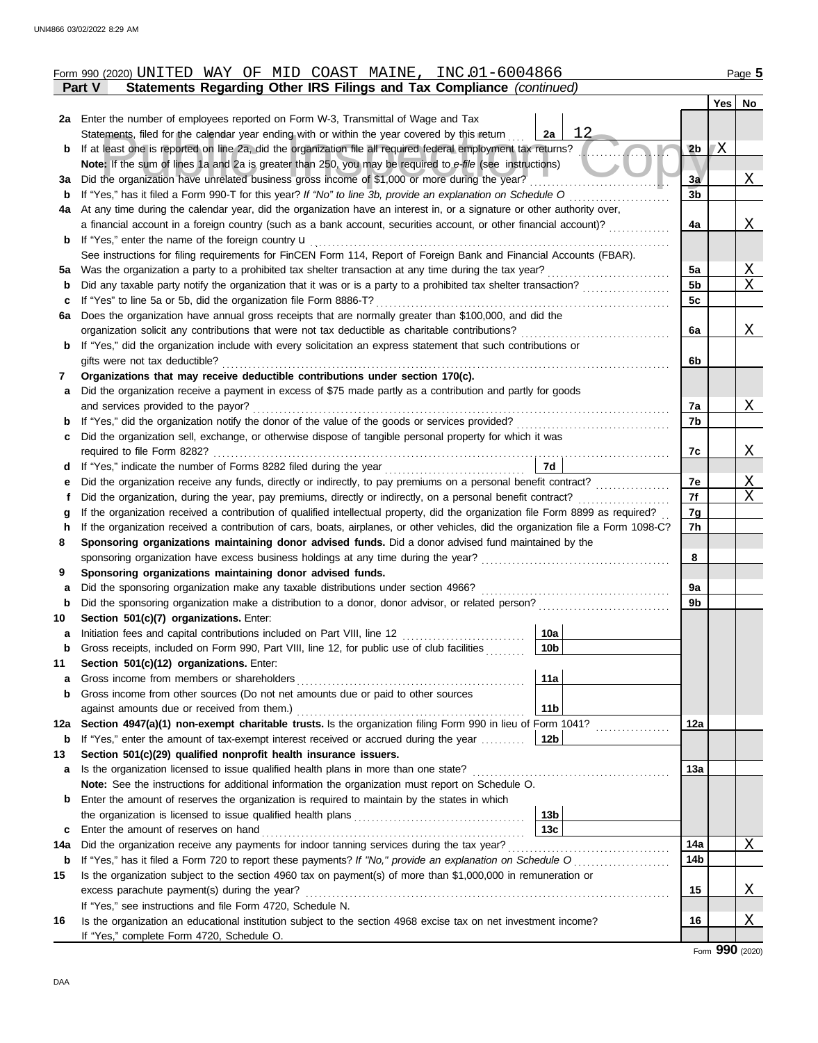Form 990 (2020) UNITED WAY OF MID COAST MAINE, INC. 01-6004866

**Part V — Statements Regarding Other IRS Filings and Tax Compliance** *(continued)*

| | | | | Line | Yes | No |
|---|---|---|---|---|---|---|
| **2a** | Enter the number of employees reported on Form W-3, Transmittal of Wage and Tax Statements, filed for the calendar year ending with or within the year covered by this return | 2a | 12 | | | |
| **b** | If at least one is reported on line 2a, did the organization file all required federal employment tax returns? | | | 2b | X | |
| | **Note:** If the sum of lines 1a and 2a is greater than 250, you may be required to *e-file* (see instructions) | | | | | |
| **3a** | Did the organization have unrelated business gross income of $1,000 or more during the year? | | | 3a | | X |
| **b** | If "Yes," has it filed a Form 990-T for this year? *If "No" to line 3b, provide an explanation on Schedule O* | | | 3b | | |
| **4a** | At any time during the calendar year, did the organization have an interest in, or a signature or other authority over, a financial account in a foreign country (such as a bank account, securities account, or other financial account)? | | | 4a | | X |
| **b** | If "Yes," enter the name of the foreign country u | | | | | |
| | See instructions for filing requirements for FinCEN Form 114, Report of Foreign Bank and Financial Accounts (FBAR). | | | | | |
| **5a** | Was the organization a party to a prohibited tax shelter transaction at any time during the tax year? | | | 5a | | X |
| **b** | Did any taxable party notify the organization that it was or is a party to a prohibited tax shelter transaction? | | | 5b | | X |
| **c** | If "Yes" to line 5a or 5b, did the organization file Form 8886-T? | | | 5c | | |
| **6a** | Does the organization have annual gross receipts that are normally greater than $100,000, and did the organization solicit any contributions that were not tax deductible as charitable contributions? | | | 6a | | X |
| **b** | If "Yes," did the organization include with every solicitation an express statement that such contributions or gifts were not tax deductible? | | | 6b | | |
| **7** | **Organizations that may receive deductible contributions under section 170(c).** | | | | | |
| **a** | Did the organization receive a payment in excess of $75 made partly as a contribution and partly for goods and services provided to the payor? | | | 7a | | X |
| **b** | If "Yes," did the organization notify the donor of the value of the goods or services provided? | | | 7b | | |
| **c** | Did the organization sell, exchange, or otherwise dispose of tangible personal property for which it was required to file Form 8282? | | | 7c | | X |
| **d** | If "Yes," indicate the number of Forms 8282 filed during the year | 7d | | | | |
| **e** | Did the organization receive any funds, directly or indirectly, to pay premiums on a personal benefit contract? | | | 7e | | X |
| **f** | Did the organization, during the year, pay premiums, directly or indirectly, on a personal benefit contract? | | | 7f | | X |
| **g** | If the organization received a contribution of qualified intellectual property, did the organization file Form 8899 as required? | | | 7g | | |
| **h** | If the organization received a contribution of cars, boats, airplanes, or other vehicles, did the organization file a Form 1098-C? | | | 7h | | |
| **8** | **Sponsoring organizations maintaining donor advised funds.** Did a donor advised fund maintained by the sponsoring organization have excess business holdings at any time during the year? | | | 8 | | |
| **9** | **Sponsoring organizations maintaining donor advised funds.** | | | | | |
| **a** | Did the sponsoring organization make any taxable distributions under section 4966? | | | 9a | | |
| **b** | Did the sponsoring organization make a distribution to a donor, donor advisor, or related person? | | | 9b | | |
| **10** | **Section 501(c)(7) organizations.** Enter: | | | | | |
| **a** | Initiation fees and capital contributions included on Part VIII, line 12 | 10a | | | | |
| **b** | Gross receipts, included on Form 990, Part VIII, line 12, for public use of club facilities | 10b | | | | |
| **11** | **Section 501(c)(12) organizations.** Enter: | | | | | |
| **a** | Gross income from members or shareholders | 11a | | | | |
| **b** | Gross income from other sources (Do not net amounts due or paid to other sources against amounts due or received from them.) | 11b | | | | |
| **12a** | **Section 4947(a)(1) non-exempt charitable trusts.** Is the organization filing Form 990 in lieu of Form 1041? | | | 12a | | |
| **b** | If "Yes," enter the amount of tax-exempt interest received or accrued during the year | 12b | | | | |
| **13** | **Section 501(c)(29) qualified nonprofit health insurance issuers.** | | | | | |
| **a** | Is the organization licensed to issue qualified health plans in more than one state? | | | 13a | | |
| | **Note:** See the instructions for additional information the organization must report on Schedule O. | | | | | |
| **b** | Enter the amount of reserves the organization is required to maintain by the states in which the organization is licensed to issue qualified health plans | 13b | | | | |
| **c** | Enter the amount of reserves on hand | 13c | | | | |
| **14a** | Did the organization receive any payments for indoor tanning services during the tax year? | | | 14a | | X |
| **b** | If "Yes," has it filed a Form 720 to report these payments? *If "No," provide an explanation on Schedule O* | | | 14b | | |
| **15** | Is the organization subject to the section 4960 tax on payment(s) of more than $1,000,000 in remuneration or excess parachute payment(s) during the year? | | | 15 | | X |
| | If "Yes," see instructions and file Form 4720, Schedule N. | | | | | |
| **16** | Is the organization an educational institution subject to the section 4968 excise tax on net investment income? | | | 16 | | X |
| | If "Yes," complete Form 4720, Schedule O. | | | | | |

Form **990** (2020)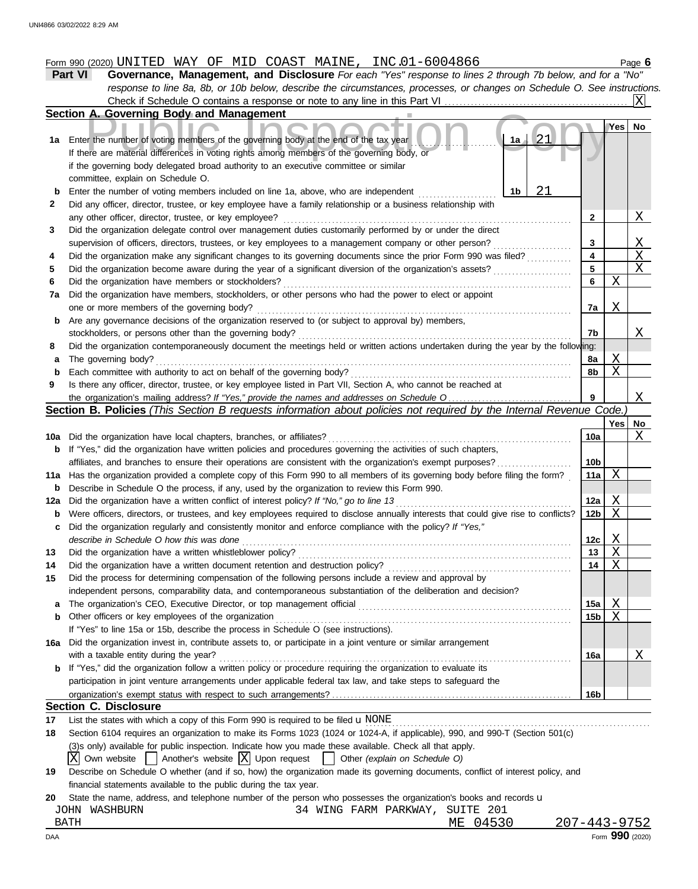Form 990 (2020) UNITED WAY OF MID COAST MAINE, INC. 01-6004866

## Part VI Governance, Management, and Disclosure

*For each "Yes" response to lines 2 through 7b below, and for a "No" response to line 8a, 8b, or 10b below, describe the circumstances, processes, or changes on Schedule O. See instructions.*

Check if Schedule O contains a response or note to any line in this Part VI ..... [X]

### Section A. Governing Body and Management

| | | | Yes | No |
|---|---|---|---|---|
| 1a | Enter the number of voting members of the governing body at the end of the tax year ..... 1a 21<br>If there are material differences in voting rights among members of the governing body, or if the governing body delegated broad authority to an executive committee or similar committee, explain on Schedule O. | | | |
| b | Enter the number of voting members included on line 1a, above, who are independent ..... 1b 21 | | | |
| 2 | Did any officer, director, trustee, or key employee have a family relationship or a business relationship with any other officer, director, trustee, or key employee? | 2 | | X |
| 3 | Did the organization delegate control over management duties customarily performed by or under the direct supervision of officers, directors, trustees, or key employees to a management company or other person? | 3 | | X |
| 4 | Did the organization make any significant changes to its governing documents since the prior Form 990 was filed? | 4 | | X |
| 5 | Did the organization become aware during the year of a significant diversion of the organization's assets? | 5 | | X |
| 6 | Did the organization have members or stockholders? | 6 | X | |
| 7a | Did the organization have members, stockholders, or other persons who had the power to elect or appoint one or more members of the governing body? | 7a | X | |
| b | Are any governance decisions of the organization reserved to (or subject to approval by) members, stockholders, or persons other than the governing body? | 7b | | X |
| 8 | Did the organization contemporaneously document the meetings held or written actions undertaken during the year by the following: | | | |
| a | The governing body? | 8a | X | |
| b | Each committee with authority to act on behalf of the governing body? | 8b | X | |
| 9 | Is there any officer, director, trustee, or key employee listed in Part VII, Section A, who cannot be reached at the organization's mailing address? *If "Yes," provide the names and addresses on Schedule O* | 9 | | X |

### Section B. Policies *(This Section B requests information about policies not required by the Internal Revenue Code.)*

| | | | Yes | No |
|---|---|---|---|---|
| 10a | Did the organization have local chapters, branches, or affiliates? | 10a | | X |
| b | If "Yes," did the organization have written policies and procedures governing the activities of such chapters, affiliates, and branches to ensure their operations are consistent with the organization's exempt purposes? | 10b | | |
| 11a | Has the organization provided a complete copy of this Form 990 to all members of its governing body before filing the form? | 11a | X | |
| b | Describe in Schedule O the process, if any, used by the organization to review this Form 990. | | | |
| 12a | Did the organization have a written conflict of interest policy? *If "No," go to line 13* | 12a | X | |
| b | Were officers, directors, or trustees, and key employees required to disclose annually interests that could give rise to conflicts? | 12b | X | |
| c | Did the organization regularly and consistently monitor and enforce compliance with the policy? *If "Yes," describe in Schedule O how this was done* | 12c | X | |
| 13 | Did the organization have a written whistleblower policy? | 13 | X | |
| 14 | Did the organization have a written document retention and destruction policy? | 14 | X | |
| 15 | Did the process for determining compensation of the following persons include a review and approval by independent persons, comparability data, and contemporaneous substantiation of the deliberation and decision? | | | |
| a | The organization's CEO, Executive Director, or top management official | 15a | X | |
| b | Other officers or key employees of the organization | 15b | X | |
| | If "Yes" to line 15a or 15b, describe the process in Schedule O (see instructions). | | | |
| 16a | Did the organization invest in, contribute assets to, or participate in a joint venture or similar arrangement with a taxable entity during the year? | 16a | | X |
| b | If "Yes," did the organization follow a written policy or procedure requiring the organization to evaluate its participation in joint venture arrangements under applicable federal tax law, and take steps to safeguard the organization's exempt status with respect to such arrangements? | 16b | | |

### Section C. Disclosure

17 List the states with which a copy of this Form 990 is required to be filed u NONE

18 Section 6104 requires an organization to make its Forms 1023 (1024 or 1024-A, if applicable), 990, and 990-T (Section 501(c)(3)s only) available for public inspection. Indicate how you made these available. Check all that apply.

[X] Own website [ ] Another's website [X] Upon request [ ] Other *(explain on Schedule O)*

19 Describe on Schedule O whether (and if so, how) the organization made its governing documents, conflict of interest policy, and financial statements available to the public during the tax year.

20 State the name, address, and telephone number of the person who possesses the organization's books and records u

JOHN WASHBURN 34 WING FARM PARKWAY, SUITE 201
BATH ME 04530 207-443-9752

Form **990** (2020)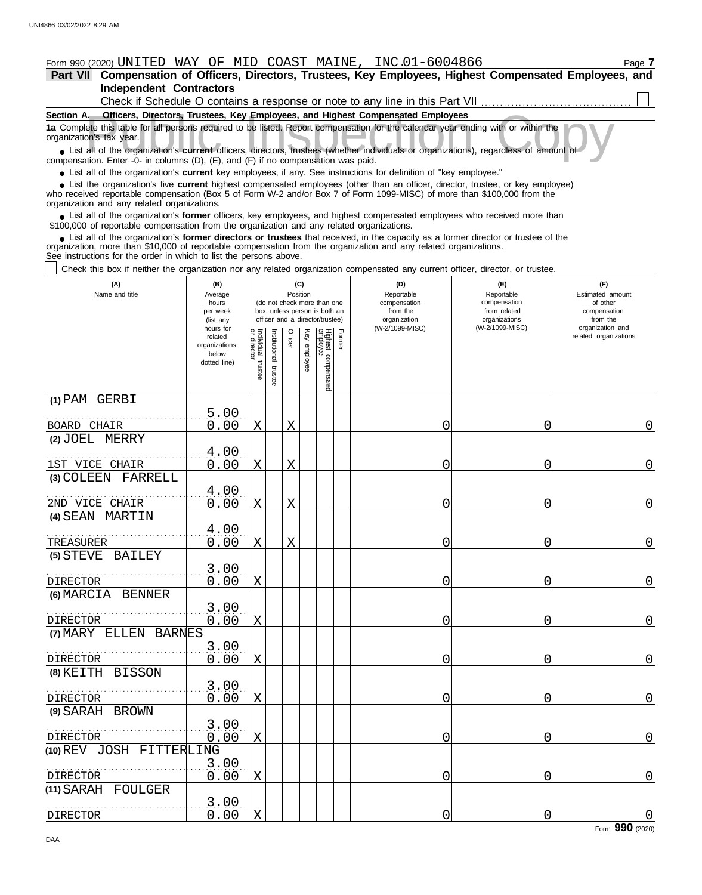Form 990 (2020) UNITED WAY OF MID COAST MAINE, INC. 01-6004866 Page **7**

**Part VII Compensation of Officers, Directors, Trustees, Key Employees, Highest Compensated Employees, and Independent Contractors**

Check if Schedule O contains a response or note to any line in this Part VII . . . . . . . . . . . . . . . . . . . . . . . . . . . . . . . . . . . . . . ☐

**Section A. Officers, Directors, Trustees, Key Employees, and Highest Compensated Employees**

**1a** Complete this table for all persons required to be listed. Report compensation for the calendar year ending with or within the organization's tax year.

- List all of the organization's **current** officers, directors, trustees (whether individuals or organizations), regardless of amount of compensation. Enter -0- in columns (D), (E), and (F) if no compensation was paid.
- List all of the organization's **current** key employees, if any. See instructions for definition of "key employee."
- List the organization's five **current** highest compensated employees (other than an officer, director, trustee, or key employee) who received reportable compensation (Box 5 of Form W-2 and/or Box 7 of Form 1099-MISC) of more than $100,000 from the organization and any related organizations.
- List all of the organization's **former** officers, key employees, and highest compensated employees who received more than $100,000 of reportable compensation from the organization and any related organizations.
- List all of the organization's **former directors or trustees** that received, in the capacity as a former director or trustee of the organization, more than $10,000 of reportable compensation from the organization and any related organizations.

See instructions for the order in which to list the persons above.

☐ Check this box if neither the organization nor any related organization compensated any current officer, director, or trustee.

| (A) Name and title | (B) Average hours per week (list any hours for related organizations below dotted line) | (C) Position: Individual trustee or director | Institutional trustee | Officer | Key employee | Highest compensated employee | Former | (D) Reportable compensation from the organization (W-2/1099-MISC) | (E) Reportable compensation from related organizations (W-2/1099-MISC) | (F) Estimated amount of other compensation from the organization and related organizations |
|---|---|---|---|---|---|---|---|---|---|---|
| (1) PAM GERBI<br>BOARD CHAIR | 5.00<br>0.00 | X | | X | | | | 0 | 0 | 0 |
| (2) JOEL MERRY<br>1ST VICE CHAIR | 4.00<br>0.00 | X | | X | | | | 0 | 0 | 0 |
| (3) COLEEN FARRELL<br>2ND VICE CHAIR | 4.00<br>0.00 | X | | X | | | | 0 | 0 | 0 |
| (4) SEAN MARTIN<br>TREASURER | 4.00<br>0.00 | X | | X | | | | 0 | 0 | 0 |
| (5) STEVE BAILEY<br>DIRECTOR | 3.00<br>0.00 | X | | | | | | 0 | 0 | 0 |
| (6) MARCIA BENNER<br>DIRECTOR | 3.00<br>0.00 | X | | | | | | 0 | 0 | 0 |
| (7) MARY ELLEN BARNES<br>DIRECTOR | 3.00<br>0.00 | X | | | | | | 0 | 0 | 0 |
| (8) KEITH BISSON<br>DIRECTOR | 3.00<br>0.00 | X | | | | | | 0 | 0 | 0 |
| (9) SARAH BROWN<br>DIRECTOR | 3.00<br>0.00 | X | | | | | | 0 | 0 | 0 |
| (10) REV JOSH FITTERLING<br>DIRECTOR | 3.00<br>0.00 | X | | | | | | 0 | 0 | 0 |
| (11) SARAH FOULGER<br>DIRECTOR | 3.00<br>0.00 | X | | | | | | 0 | 0 | 0 |

Form **990** (2020)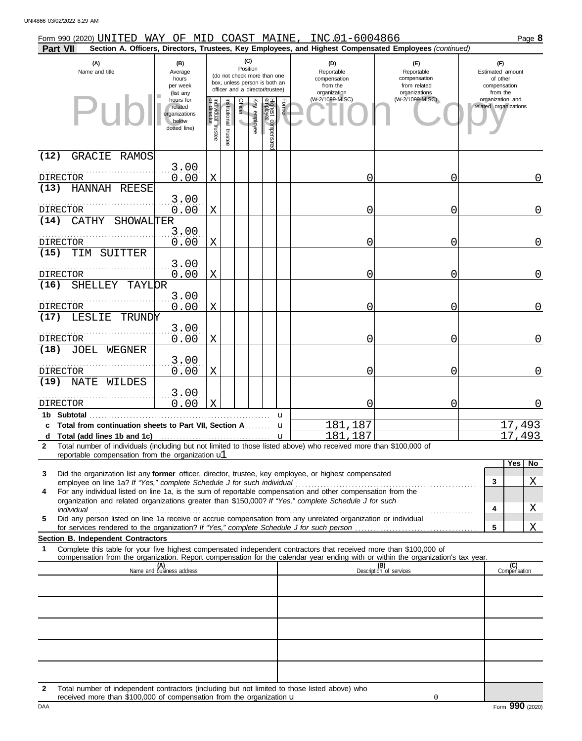Form 990 (2020) UNITED WAY OF MID COAST MAINE, INC.01-6004866

**Part VII** **Section A. Officers, Directors, Trustees, Key Employees, and Highest Compensated Employees** *(continued)*

Public Inspection Copy

| (A) Name and title | (B) Average hours per week (list any hours for related organizations below dotted line) | (C) Position: Individual trustee or director | Institutional trustee | Officer | Key employee | Highest compensated employee | Former | (D) Reportable compensation from the organization (W-2/1099-MISC) | (E) Reportable compensation from related organizations (W-2/1099-MISC) | (F) Estimated amount of other compensation from the organization and related organizations |
|---|---|---|---|---|---|---|---|---|---|---|
| (12) GRACIE RAMOS<br>DIRECTOR | 3.00<br>0.00 | X | | | | | | 0 | 0 | 0 |
| (13) HANNAH REESE<br>DIRECTOR | 3.00<br>0.00 | X | | | | | | 0 | 0 | 0 |
| (14) CATHY SHOWALTER<br>DIRECTOR | 3.00<br>0.00 | X | | | | | | 0 | 0 | 0 |
| (15) TIM SUITTER<br>DIRECTOR | 3.00<br>0.00 | X | | | | | | 0 | 0 | 0 |
| (16) SHELLEY TAYLOR<br>DIRECTOR | 3.00<br>0.00 | X | | | | | | 0 | 0 | 0 |
| (17) LESLIE TRUNDY<br>DIRECTOR | 3.00<br>0.00 | X | | | | | | 0 | 0 | 0 |
| (18) JOEL WEGNER<br>DIRECTOR | 3.00<br>0.00 | X | | | | | | 0 | 0 | 0 |
| (19) NATE WILDES<br>DIRECTOR | 3.00<br>0.00 | X | | | | | | 0 | 0 | 0 |
| **1b Subtotal** | | | | | | | | | | |
| **c Total from continuation sheets to Part VII, Section A** | | | | | | | | 181,187 | | 17,493 |
| **d Total (add lines 1b and 1c)** | | | | | | | | 181,187 | | 17,493 |

**2** Total number of individuals (including but not limited to those listed above) who received more than $100,000 of reportable compensation from the organization u1

| | | | Yes | No |
|---|---|---|---|---|
| **3** | Did the organization list any **former** officer, director, trustee, key employee, or highest compensated employee on line 1a? *If "Yes," complete Schedule J for such individual* | 3 | | X |
| **4** | For any individual listed on line 1a, is the sum of reportable compensation and other compensation from the organization and related organizations greater than $150,000? *If "Yes," complete Schedule J for such individual* | 4 | | X |
| **5** | Did any person listed on line 1a receive or accrue compensation from any unrelated organization or individual for services rendered to the organization? *If "Yes," complete Schedule J for such person* | 5 | | X |

**Section B. Independent Contractors**

**1** Complete this table for your five highest compensated independent contractors that received more than $100,000 of compensation from the organization. Report compensation for the calendar year ending with or within the organization's tax year.

| (A) Name and business address | (B) Description of services | (C) Compensation |
|---|---|---|
| | | |
| | | |
| | | |
| | | |
| | | |

**2** Total number of independent contractors (including but not limited to those listed above) who received more than $100,000 of compensation from the organization u 0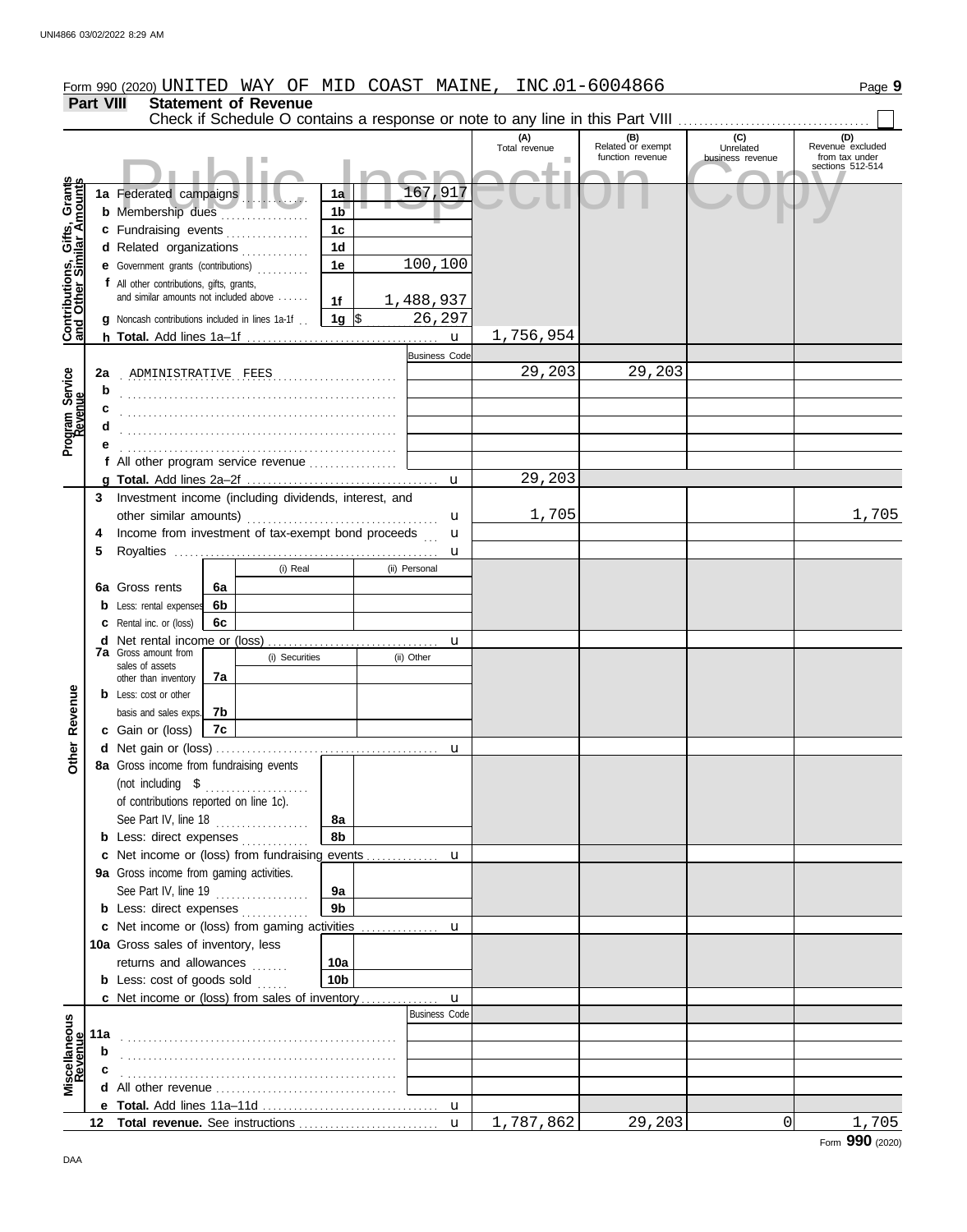Form 990 (2020) UNITED WAY OF MID COAST MAINE, INC. 01-6004866

## Part VIII Statement of Revenue

Check if Schedule O contains a response or note to any line in this Part VIII . . . . . . ☐

| | | | | (A) Total revenue | (B) Related or exempt function revenue | (C) Unrelated business revenue | (D) Revenue excluded from tax under sections 512-514 |
|---|---|---|---|---|---|---|---|
| **Contributions, Gifts, Grants and Other Similar Amounts** | 1a Federated campaigns | 1a | 167,917 | | | | |
| | b Membership dues | 1b | | | | | |
| | c Fundraising events | 1c | | | | | |
| | d Related organizations | 1d | | | | | |
| | e Government grants (contributions) | 1e | 100,100 | | | | |
| | f All other contributions, gifts, grants, and similar amounts not included above | 1f | 1,488,937 | | | | |
| | g Noncash contributions included in lines 1a-1f | 1g | $ 26,297 | | | | |
| | h **Total.** Add lines 1a–1f | | | 1,756,954 | | | |
| **Program Service Revenue** | | | Business Code | | | | |
| | 2a ADMINISTRATIVE FEES | | | 29,203 | 29,203 | | |
| | b | | | | | | |
| | c | | | | | | |
| | d | | | | | | |
| | e | | | | | | |
| | f All other program service revenue | | | | | | |
| | g **Total.** Add lines 2a–2f | | | 29,203 | | | |
| **Other Revenue** | 3 Investment income (including dividends, interest, and other similar amounts) | | | 1,705 | | | 1,705 |
| | 4 Income from investment of tax-exempt bond proceeds | | | | | | |
| | 5 Royalties | | | | | | |
| | | | (i) Real / (ii) Personal | | | | |
| | 6a Gross rents | 6a | | | | | |
| | b Less: rental expenses | 6b | | | | | |
| | c Rental inc. or (loss) | 6c | | | | | |
| | d Net rental income or (loss) | | | | | | |
| | | | (i) Securities / (ii) Other | | | | |
| | 7a Gross amount from sales of assets other than inventory | 7a | | | | | |
| | b Less: cost or other basis and sales exps. | 7b | | | | | |
| | c Gain or (loss) | 7c | | | | | |
| | d Net gain or (loss) | | | | | | |
| | 8a Gross income from fundraising events (not including $ ........ of contributions reported on line 1c). See Part IV, line 18 | 8a | | | | | |
| | b Less: direct expenses | 8b | | | | | |
| | c Net income or (loss) from fundraising events | | | | | | |
| | 9a Gross income from gaming activities. See Part IV, line 19 | 9a | | | | | |
| | b Less: direct expenses | 9b | | | | | |
| | c Net income or (loss) from gaming activities | | | | | | |
| | 10a Gross sales of inventory, less returns and allowances | 10a | | | | | |
| | b Less: cost of goods sold | 10b | | | | | |
| | c Net income or (loss) from sales of inventory | | | | | | |
| **Miscellaneous Revenue** | | | Business Code | | | | |
| | 11a | | | | | | |
| | b | | | | | | |
| | c | | | | | | |
| | d All other revenue | | | | | | |
| | e **Total.** Add lines 11a–11d | | | | | | |
| | 12 **Total revenue.** See instructions | | | 1,787,862 | 29,203 | 0 | 1,705 |

Form **990** (2020)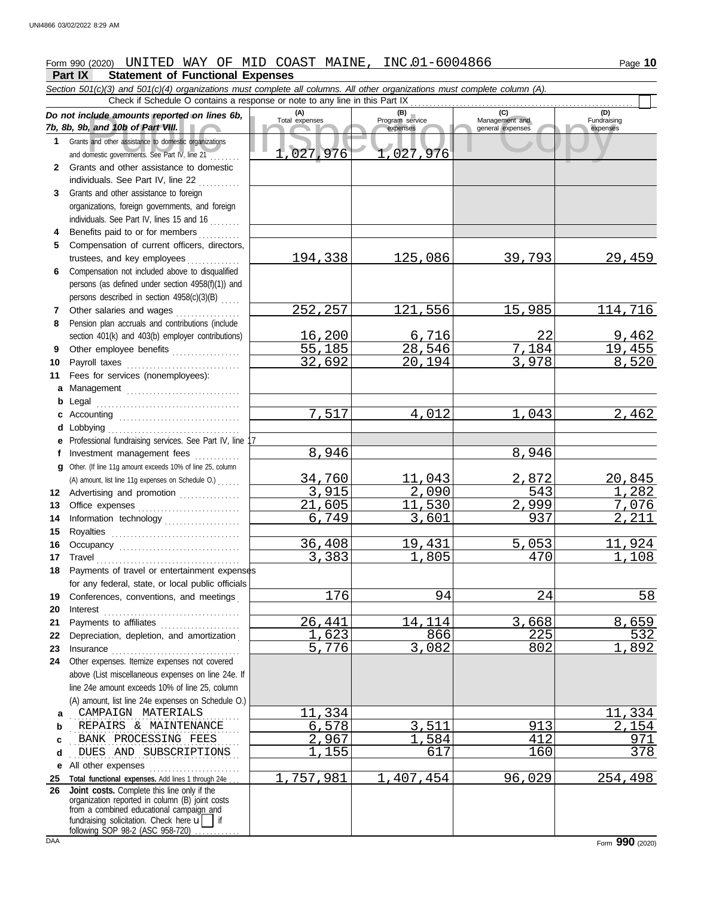Form 990 (2020) UNITED WAY OF MID COAST MAINE, INC. 01-6004866

## Part IX Statement of Functional Expenses

*Section 501(c)(3) and 501(c)(4) organizations must complete all columns. All other organizations must complete column (A).*

Check if Schedule O contains a response or note to any line in this Part IX ☐

| *Do not include amounts reported on lines 6b, 7b, 8b, 9b, and 10b of Part VIII.* | (A) Total expenses | (B) Program service expenses | (C) Management and general expenses | (D) Fundraising expenses |
|---|---|---|---|---|
| **1** Grants and other assistance to domestic organizations and domestic governments. See Part IV, line 21 | 1,027,976 | 1,027,976 | | |
| **2** Grants and other assistance to domestic individuals. See Part IV, line 22 | | | | |
| **3** Grants and other assistance to foreign organizations, foreign governments, and foreign individuals. See Part IV, lines 15 and 16 | | | | |
| **4** Benefits paid to or for members | | | | |
| **5** Compensation of current officers, directors, trustees, and key employees | 194,338 | 125,086 | 39,793 | 29,459 |
| **6** Compensation not included above to disqualified persons (as defined under section 4958(f)(1)) and persons described in section 4958(c)(3)(B) | | | | |
| **7** Other salaries and wages | 252,257 | 121,556 | 15,985 | 114,716 |
| **8** Pension plan accruals and contributions (include section 401(k) and 403(b) employer contributions) | 16,200 | 6,716 | 22 | 9,462 |
| **9** Other employee benefits | 55,185 | 28,546 | 7,184 | 19,455 |
| **10** Payroll taxes | 32,692 | 20,194 | 3,978 | 8,520 |
| **11** Fees for services (nonemployees): | | | | |
| **a** Management | | | | |
| **b** Legal | | | | |
| **c** Accounting | 7,517 | 4,012 | 1,043 | 2,462 |
| **d** Lobbying | | | | |
| **e** Professional fundraising services. See Part IV, line 17 | | | | |
| **f** Investment management fees | 8,946 | | 8,946 | |
| **g** Other. (If line 11g amount exceeds 10% of line 25, column (A) amount, list line 11g expenses on Schedule O.) | 34,760 | 11,043 | 2,872 | 20,845 |
| **12** Advertising and promotion | 3,915 | 2,090 | 543 | 1,282 |
| **13** Office expenses | 21,605 | 11,530 | 2,999 | 7,076 |
| **14** Information technology | 6,749 | 3,601 | 937 | 2,211 |
| **15** Royalties | | | | |
| **16** Occupancy | 36,408 | 19,431 | 5,053 | 11,924 |
| **17** Travel | 3,383 | 1,805 | 470 | 1,108 |
| **18** Payments of travel or entertainment expenses for any federal, state, or local public officials | | | | |
| **19** Conferences, conventions, and meetings | 176 | 94 | 24 | 58 |
| **20** Interest | | | | |
| **21** Payments to affiliates | 26,441 | 14,114 | 3,668 | 8,659 |
| **22** Depreciation, depletion, and amortization | 1,623 | 866 | 225 | 532 |
| **23** Insurance | 5,776 | 3,082 | 802 | 1,892 |
| **24** Other expenses. Itemize expenses not covered above (List miscellaneous expenses on line 24e. If line 24e amount exceeds 10% of line 25, column (A) amount, list line 24e expenses on Schedule O.) | | | | |
| **a** CAMPAIGN MATERIALS | 11,334 | | | 11,334 |
| **b** REPAIRS & MAINTENANCE | 6,578 | 3,511 | 913 | 2,154 |
| **c** BANK PROCESSING FEES | 2,967 | 1,584 | 412 | 971 |
| **d** DUES AND SUBSCRIPTIONS | 1,155 | 617 | 160 | 378 |
| **e** All other expenses | | | | |
| **25** **Total functional expenses.** Add lines 1 through 24e | 1,757,981 | 1,407,454 | 96,029 | 254,498 |
| **26** **Joint costs.** Complete this line only if the organization reported in column (B) joint costs from a combined educational campaign and fundraising solicitation. Check here ☐ if following SOP 98-2 (ASC 958-720) | | | | |

Form **990** (2020)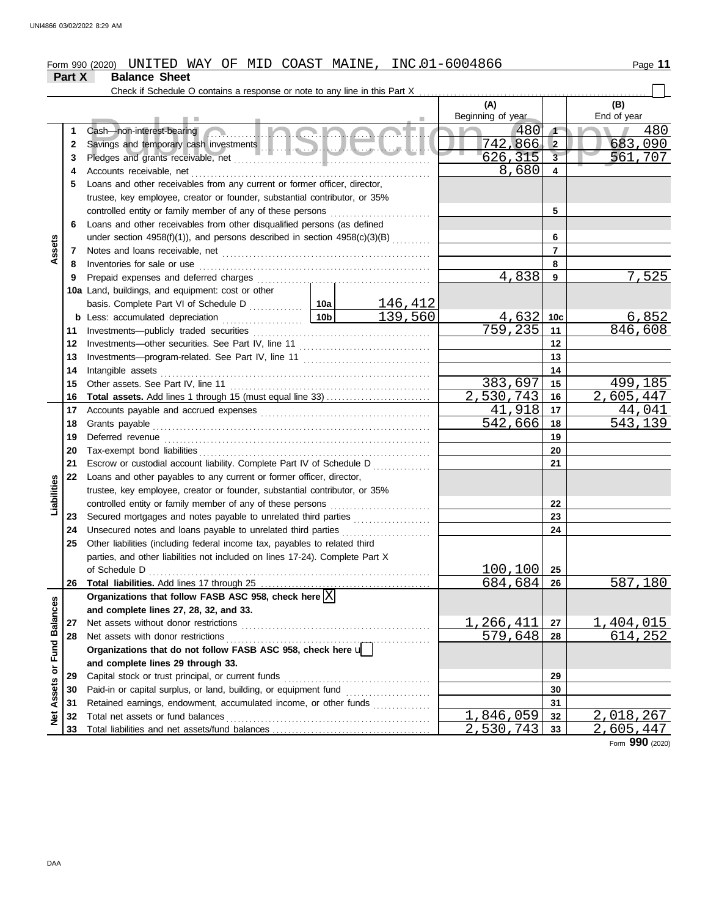Form 990 (2020) UNITED WAY OF MID COAST MAINE, INC. 01-6004866

## Part X Balance Sheet

Check if Schedule O contains a response or note to any line in this Part X ☐

| Section | Line | Description | | (A) Beginning of year | Line | (B) End of year |
|---|---|---|---|---|---|---|
| Assets | 1 | Cash—non-interest-bearing | | 480 | 1 | 480 |
| | 2 | Savings and temporary cash investments | | 742,866 | 2 | 683,090 |
| | 3 | Pledges and grants receivable, net | | 626,315 | 3 | 561,707 |
| | 4 | Accounts receivable, net | | 8,680 | 4 | |
| | 5 | Loans and other receivables from any current or former officer, director, trustee, key employee, creator or founder, substantial contributor, or 35% controlled entity or family member of any of these persons | | | 5 | |
| | 6 | Loans and other receivables from other disqualified persons (as defined under section 4958(f)(1)), and persons described in section 4958(c)(3)(B) | | | 6 | |
| | 7 | Notes and loans receivable, net | | | 7 | |
| | 8 | Inventories for sale or use | | | 8 | |
| | 9 | Prepaid expenses and deferred charges | | 4,838 | 9 | 7,525 |
| | 10a | Land, buildings, and equipment: cost or other basis. Complete Part VI of Schedule D | 10a 146,412 | | | |
| | b | Less: accumulated depreciation | 10b 139,560 | 4,632 | 10c | 6,852 |
| | 11 | Investments—publicly traded securities | | 759,235 | 11 | 846,608 |
| | 12 | Investments—other securities. See Part IV, line 11 | | | 12 | |
| | 13 | Investments—program-related. See Part IV, line 11 | | | 13 | |
| | 14 | Intangible assets | | | 14 | |
| | 15 | Other assets. See Part IV, line 11 | | 383,697 | 15 | 499,185 |
| | 16 | **Total assets.** Add lines 1 through 15 (must equal line 33) | | 2,530,743 | 16 | 2,605,447 |
| Liabilities | 17 | Accounts payable and accrued expenses | | 41,918 | 17 | 44,041 |
| | 18 | Grants payable | | 542,666 | 18 | 543,139 |
| | 19 | Deferred revenue | | | 19 | |
| | 20 | Tax-exempt bond liabilities | | | 20 | |
| | 21 | Escrow or custodial account liability. Complete Part IV of Schedule D | | | 21 | |
| | 22 | Loans and other payables to any current or former officer, director, trustee, key employee, creator or founder, substantial contributor, or 35% controlled entity or family member of any of these persons | | | 22 | |
| | 23 | Secured mortgages and notes payable to unrelated third parties | | | 23 | |
| | 24 | Unsecured notes and loans payable to unrelated third parties | | | 24 | |
| | 25 | Other liabilities (including federal income tax, payables to related third parties, and other liabilities not included on lines 17-24). Complete Part X of Schedule D | | 100,100 | 25 | |
| | 26 | **Total liabilities.** Add lines 17 through 25 | | 684,684 | 26 | 587,180 |
| Net Assets or Fund Balances | | **Organizations that follow FASB ASC 958, check here** ☒ **and complete lines 27, 28, 32, and 33.** | | | | |
| | 27 | Net assets without donor restrictions | | 1,266,411 | 27 | 1,404,015 |
| | 28 | Net assets with donor restrictions | | 579,648 | 28 | 614,252 |
| | | **Organizations that do not follow FASB ASC 958, check here** ☐ **and complete lines 29 through 33.** | | | | |
| | 29 | Capital stock or trust principal, or current funds | | | 29 | |
| | 30 | Paid-in or capital surplus, or land, building, or equipment fund | | | 30 | |
| | 31 | Retained earnings, endowment, accumulated income, or other funds | | | 31 | |
| | 32 | Total net assets or fund balances | | 1,846,059 | 32 | 2,018,267 |
| | 33 | Total liabilities and net assets/fund balances | | 2,530,743 | 33 | 2,605,447 |

Form **990** (2020)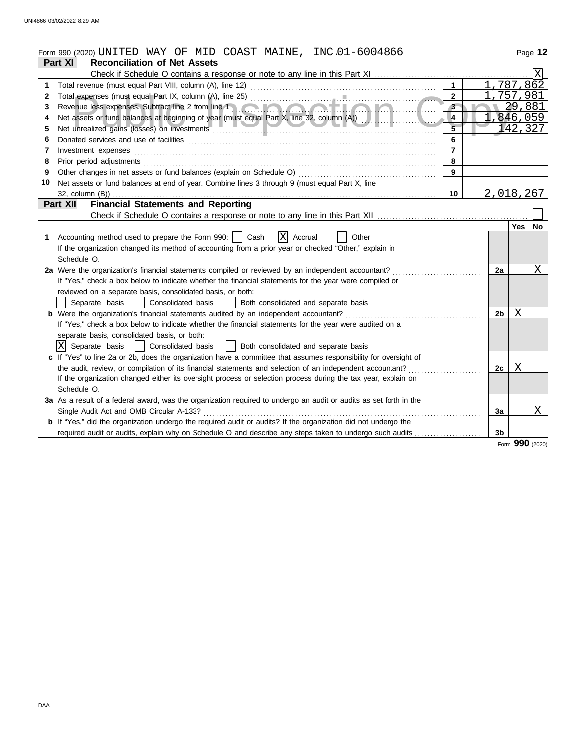Form 990 (2020) UNITED WAY OF MID COAST MAINE, INC. 01-6004866

## Part XI Reconciliation of Net Assets

Check if Schedule O contains a response or note to any line in this Part XI ..... [X]

| | | | |
|---|---|---|---|
| 1 | Total revenue (must equal Part VIII, column (A), line 12) | 1 | 1,787,862 |
| 2 | Total expenses (must equal Part IX, column (A), line 25) | 2 | 1,757,981 |
| 3 | Revenue less expenses. Subtract line 2 from line 1 | 3 | 29,881 |
| 4 | Net assets or fund balances at beginning of year (must equal Part X, line 32, column (A)) | 4 | 1,846,059 |
| 5 | Net unrealized gains (losses) on investments | 5 | 142,327 |
| 6 | Donated services and use of facilities | 6 | |
| 7 | Investment expenses | 7 | |
| 8 | Prior period adjustments | 8 | |
| 9 | Other changes in net assets or fund balances (explain on Schedule O) | 9 | |
| 10 | Net assets or fund balances at end of year. Combine lines 3 through 9 (must equal Part X, line 32, column (B)) | 10 | 2,018,267 |

## Part XII Financial Statements and Reporting

Check if Schedule O contains a response or note to any line in this Part XII ..... [ ]

| | | | Yes | No |
|---|---|---|---|---|
| 1 | Accounting method used to prepare the Form 990: [ ] Cash [X] Accrual [ ] Other<br>If the organization changed its method of accounting from a prior year or checked "Other," explain in Schedule O. | | | |
| 2a | Were the organization's financial statements compiled or reviewed by an independent accountant? | 2a | | X |
| | If "Yes," check a box below to indicate whether the financial statements for the year were compiled or reviewed on a separate basis, consolidated basis, or both:<br>[ ] Separate basis [ ] Consolidated basis [ ] Both consolidated and separate basis | | | |
| b | Were the organization's financial statements audited by an independent accountant? | 2b | X | |
| | If "Yes," check a box below to indicate whether the financial statements for the year were audited on a separate basis, consolidated basis, or both:<br>[X] Separate basis [ ] Consolidated basis [ ] Both consolidated and separate basis | | | |
| c | If "Yes" to line 2a or 2b, does the organization have a committee that assumes responsibility for oversight of the audit, review, or compilation of its financial statements and selection of an independent accountant? | 2c | X | |
| | If the organization changed either its oversight process or selection process during the tax year, explain on Schedule O. | | | |
| 3a | As a result of a federal award, was the organization required to undergo an audit or audits as set forth in the Single Audit Act and OMB Circular A-133? | 3a | | X |
| b | If "Yes," did the organization undergo the required audit or audits? If the organization did not undergo the required audit or audits, explain why on Schedule O and describe any steps taken to undergo such audits | 3b | | |

Form **990** (2020)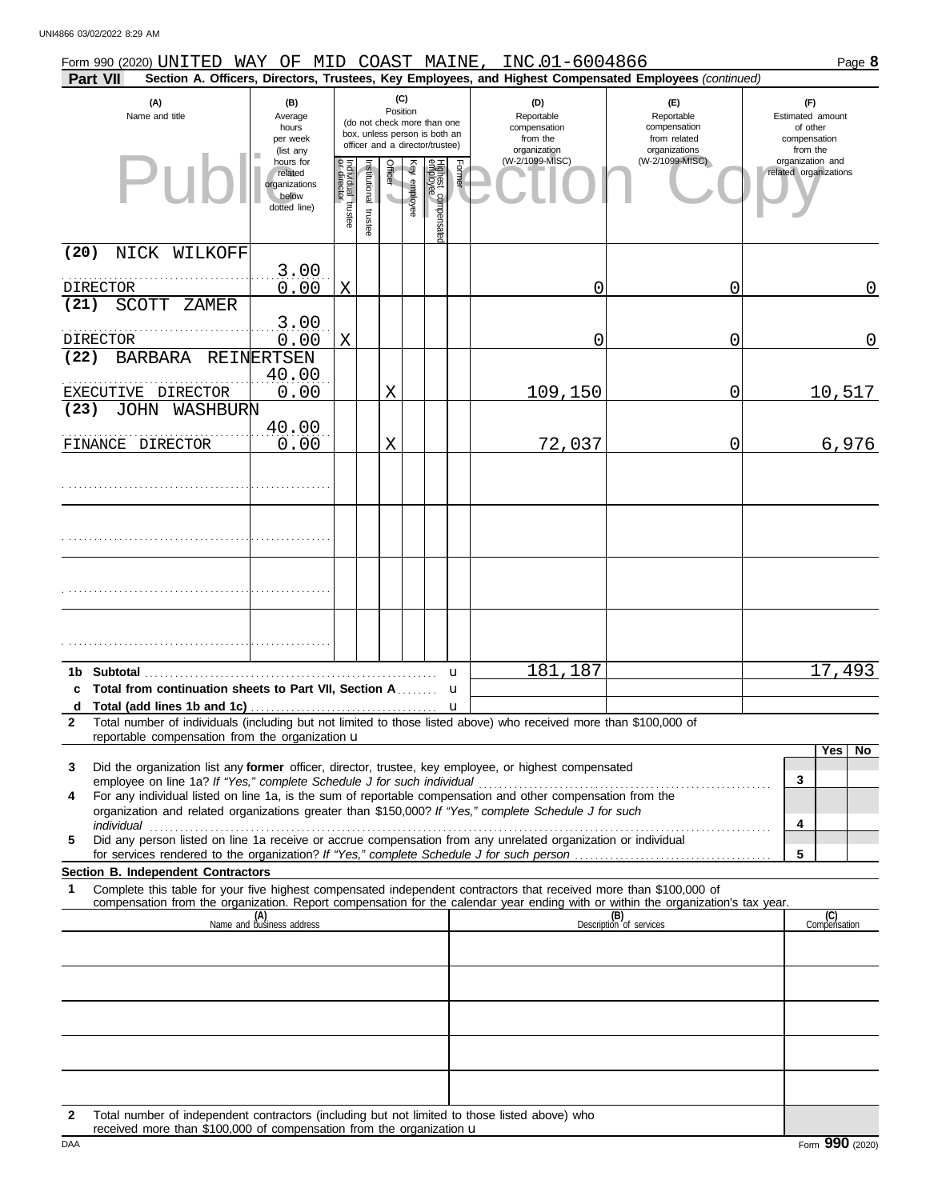Form 990 (2020) UNITED WAY OF MID COAST MAINE, INC. 01-6004866 Page **8**

**Part VII** **Section A. Officers, Directors, Trustees, Key Employees, and Highest Compensated Employees** *(continued)*

| (A) Name and title | (B) Average hours per week (list any hours for related organizations below dotted line) | (C) Position: Individual trustee or director | Institutional trustee | Officer | Key employee | Highest compensated employee | Former | (D) Reportable compensation from the organization (W-2/1099-MISC) | (E) Reportable compensation from related organizations (W-2/1099-MISC) | (F) Estimated amount of other compensation from the organization and related organizations |
|---|---|---|---|---|---|---|---|---|---|---|
| (20) NICK WILKOFF<br>DIRECTOR | 3.00<br>0.00 | X | | | | | | 0 | 0 | 0 |
| (21) SCOTT ZAMER<br>DIRECTOR | 3.00<br>0.00 | X | | | | | | 0 | 0 | 0 |
| (22) BARBARA REINERTSEN<br>EXECUTIVE DIRECTOR | 40.00<br>0.00 | | | X | | | | 109,150 | 0 | 10,517 |
| (23) JOHN WASHBURN<br>FINANCE DIRECTOR | 40.00<br>0.00 | | | X | | | | 72,037 | 0 | 6,976 |
| | | | | | | | | | | |
| | | | | | | | | | | |
| | | | | | | | | | | |
| | | | | | | | | | | |
| **1b Subtotal** | | | | | | | | 181,187 | | 17,493 |
| **c Total from continuation sheets to Part VII, Section A** | | | | | | | | | | |
| **d Total (add lines 1b and 1c)** | | | | | | | | | | |

**2** Total number of individuals (including but not limited to those listed above) who received more than $100,000 of reportable compensation from the organization

| | | Yes | No |
|---|---|---|---|
| **3** Did the organization list any **former** officer, director, trustee, key employee, or highest compensated employee on line 1a? *If "Yes," complete Schedule J for such individual* | 3 | | |
| **4** For any individual listed on line 1a, is the sum of reportable compensation and other compensation from the organization and related organizations greater than $150,000? *If "Yes," complete Schedule J for such individual* | 4 | | |
| **5** Did any person listed on line 1a receive or accrue compensation from any unrelated organization or individual for services rendered to the organization? *If "Yes," complete Schedule J for such person* | 5 | | |

**Section B. Independent Contractors**

**1** Complete this table for your five highest compensated independent contractors that received more than $100,000 of compensation from the organization. Report compensation for the calendar year ending with or within the organization's tax year.

| (A) Name and business address | (B) Description of services | (C) Compensation |
|---|---|---|
| | | |
| | | |
| | | |
| | | |
| | | |

**2** Total number of independent contractors (including but not limited to those listed above) who received more than $100,000 of compensation from the organization

Form **990** (2020)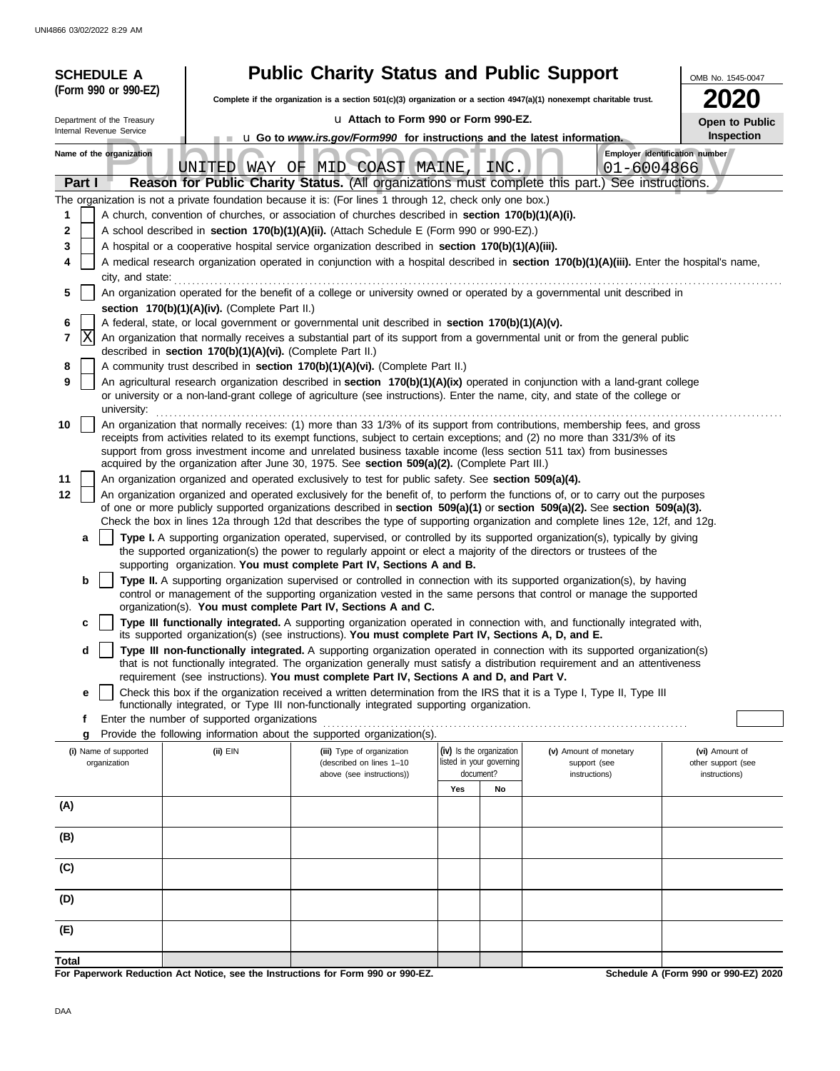**SCHEDULE A (Form 990 or 990-EZ)**

Department of the Treasury
Internal Revenue Service

# Public Charity Status and Public Support

**Complete if the organization is a section 501(c)(3) organization or a section 4947(a)(1) nonexempt charitable trust.**

u Attach to Form 990 or Form 990-EZ.

u Go to *www.irs.gov/Form990* for instructions and the latest information.

OMB No. 1545-0047

**2020**

**Open to Public Inspection**

Name of the organization: UNITED WAY OF MID COAST MAINE, INC.

Employer identification number: 01-6004866

**Part I Reason for Public Charity Status.** (All organizations must complete this part.) See instructions.

The organization is not a private foundation because it is: (For lines 1 through 12, check only one box.)

1 [ ] A church, convention of churches, or association of churches described in **section 170(b)(1)(A)(i).**

2 [ ] A school described in **section 170(b)(1)(A)(ii).** (Attach Schedule E (Form 990 or 990-EZ).)

3 [ ] A hospital or a cooperative hospital service organization described in **section 170(b)(1)(A)(iii).**

4 [ ] A medical research organization operated in conjunction with a hospital described in **section 170(b)(1)(A)(iii).** Enter the hospital's name, city, and state:

5 [ ] An organization operated for the benefit of a college or university owned or operated by a governmental unit described in **section 170(b)(1)(A)(iv).** (Complete Part II.)

6 [ ] A federal, state, or local government or governmental unit described in **section 170(b)(1)(A)(v).**

7 [X] An organization that normally receives a substantial part of its support from a governmental unit or from the general public described in **section 170(b)(1)(A)(vi).** (Complete Part II.)

8 [ ] A community trust described in **section 170(b)(1)(A)(vi).** (Complete Part II.)

9 [ ] An agricultural research organization described in **section 170(b)(1)(A)(ix)** operated in conjunction with a land-grant college or university or a non-land-grant college of agriculture (see instructions). Enter the name, city, and state of the college or university:

10 [ ] An organization that normally receives: (1) more than 33 1/3% of its support from contributions, membership fees, and gross receipts from activities related to its exempt functions, subject to certain exceptions; and (2) no more than 331/3% of its support from gross investment income and unrelated business taxable income (less section 511 tax) from businesses acquired by the organization after June 30, 1975. See **section 509(a)(2).** (Complete Part III.)

11 [ ] An organization organized and operated exclusively to test for public safety. See **section 509(a)(4).**

12 [ ] An organization organized and operated exclusively for the benefit of, to perform the functions of, or to carry out the purposes of one or more publicly supported organizations described in **section 509(a)(1)** or **section 509(a)(2).** See **section 509(a)(3).** Check the box in lines 12a through 12d that describes the type of supporting organization and complete lines 12e, 12f, and 12g.

**a** [ ] **Type I.** A supporting organization operated, supervised, or controlled by its supported organization(s), typically by giving the supported organization(s) the power to regularly appoint or elect a majority of the directors or trustees of the supporting organization. **You must complete Part IV, Sections A and B.**

**b** [ ] **Type II.** A supporting organization supervised or controlled in connection with its supported organization(s), by having control or management of the supporting organization vested in the same persons that control or manage the supported organization(s). **You must complete Part IV, Sections A and C.**

**c** [ ] **Type III functionally integrated.** A supporting organization operated in connection with, and functionally integrated with, its supported organization(s) (see instructions). **You must complete Part IV, Sections A, D, and E.**

**d** [ ] **Type III non-functionally integrated.** A supporting organization operated in connection with its supported organization(s) that is not functionally integrated. The organization generally must satisfy a distribution requirement and an attentiveness requirement (see instructions). **You must complete Part IV, Sections A and D, and Part V.**

**e** [ ] Check this box if the organization received a written determination from the IRS that it is a Type I, Type II, Type III functionally integrated, or Type III non-functionally integrated supporting organization.

**f** Enter the number of supported organizations

**g** Provide the following information about the supported organization(s).

| (i) Name of supported organization | (ii) EIN | (iii) Type of organization (described on lines 1–10 above (see instructions)) | (iv) Is the organization listed in your governing document? | | (v) Amount of monetary support (see instructions) | (vi) Amount of other support (see instructions) |
|---|---|---|---|---|---|---|
| | | | Yes | No | | |
| (A) | | | | | | |
| (B) | | | | | | |
| (C) | | | | | | |
| (D) | | | | | | |
| (E) | | | | | | |
| Total | | | | | | |

**For Paperwork Reduction Act Notice, see the Instructions for Form 990 or 990-EZ.**

**Schedule A (Form 990 or 990-EZ) 2020**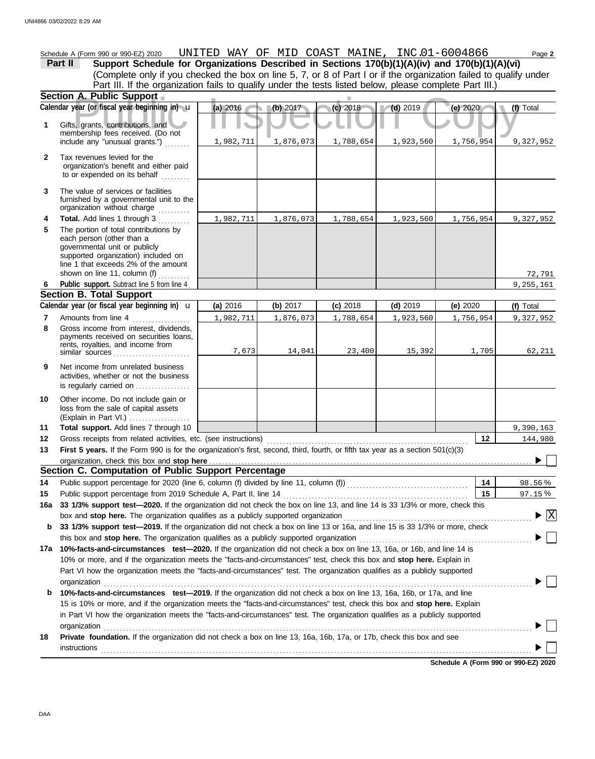Schedule A (Form 990 or 990-EZ) 2020 UNITED WAY OF MID COAST MAINE, INC. 01-6004866 Page **2**

**Part II** **Support Schedule for Organizations Described in Sections 170(b)(1)(A)(iv) and 170(b)(1)(A)(vi)**
(Complete only if you checked the box on line 5, 7, or 8 of Part I or if the organization failed to qualify under Part III. If the organization fails to qualify under the tests listed below, please complete Part III.)

**Section A. Public Support**

| | Calendar year (or fiscal year beginning in) | (a) 2016 | (b) 2017 | (c) 2018 | (d) 2019 | (e) 2020 | (f) Total |
|---|---|---|---|---|---|---|---|
| 1 | Gifts, grants, contributions, and membership fees received. (Do not include any "unusual grants.") | 1,982,711 | 1,876,073 | 1,788,654 | 1,923,560 | 1,756,954 | 9,327,952 |
| 2 | Tax revenues levied for the organization's benefit and either paid to or expended on its behalf | | | | | | |
| 3 | The value of services or facilities furnished by a governmental unit to the organization without charge | | | | | | |
| 4 | **Total.** Add lines 1 through 3 | 1,982,711 | 1,876,073 | 1,788,654 | 1,923,560 | 1,756,954 | 9,327,952 |
| 5 | The portion of total contributions by each person (other than a governmental unit or publicly supported organization) included on line 1 that exceeds 2% of the amount shown on line 11, column (f) | | | | | | 72,791 |
| 6 | **Public support.** Subtract line 5 from line 4 | | | | | | 9,255,161 |

**Section B. Total Support**

| | Calendar year (or fiscal year beginning in) | (a) 2016 | (b) 2017 | (c) 2018 | (d) 2019 | (e) 2020 | (f) Total |
|---|---|---|---|---|---|---|---|
| 7 | Amounts from line 4 | 1,982,711 | 1,876,073 | 1,788,654 | 1,923,560 | 1,756,954 | 9,327,952 |
| 8 | Gross income from interest, dividends, payments received on securities loans, rents, royalties, and income from similar sources | 7,673 | 14,041 | 23,400 | 15,392 | 1,705 | 62,211 |
| 9 | Net income from unrelated business activities, whether or not the business is regularly carried on | | | | | | |
| 10 | Other income. Do not include gain or loss from the sale of capital assets (Explain in Part VI.) | | | | | | |
| 11 | **Total support.** Add lines 7 through 10 | | | | | | 9,390,163 |

**12** Gross receipts from related activities, etc. (see instructions) — **12** — 144,980

**13** **First 5 years.** If the Form 990 is for the organization's first, second, third, fourth, or fifth tax year as a section 501(c)(3) organization, check this box and **stop here** ☐

**Section C. Computation of Public Support Percentage**

**14** Public support percentage for 2020 (line 6, column (f) divided by line 11, column (f)) — **14** — 98.56 %

**15** Public support percentage from 2019 Schedule A, Part II, line 14 — **15** — 97.15 %

**16a** **33 1/3% support test—2020.** If the organization did not check the box on line 13, and line 14 is 33 1/3% or more, check this box and **stop here.** The organization qualifies as a publicly supported organization ☒

**b** **33 1/3% support test—2019.** If the organization did not check a box on line 13 or 16a, and line 15 is 33 1/3% or more, check this box and **stop here.** The organization qualifies as a publicly supported organization ☐

**17a** **10%-facts-and-circumstances test—2020.** If the organization did not check a box on line 13, 16a, or 16b, and line 14 is 10% or more, and if the organization meets the "facts-and-circumstances" test, check this box and **stop here.** Explain in Part VI how the organization meets the "facts-and-circumstances" test. The organization qualifies as a publicly supported organization ☐

**b** **10%-facts-and-circumstances test—2019.** If the organization did not check a box on line 13, 16a, 16b, or 17a, and line 15 is 10% or more, and if the organization meets the "facts-and-circumstances" test, check this box and **stop here.** Explain in Part VI how the organization meets the "facts-and-circumstances" test. The organization qualifies as a publicly supported organization ☐

**18** **Private foundation.** If the organization did not check a box on line 13, 16a, 16b, 17a, or 17b, check this box and see instructions ☐

**Schedule A (Form 990 or 990-EZ) 2020**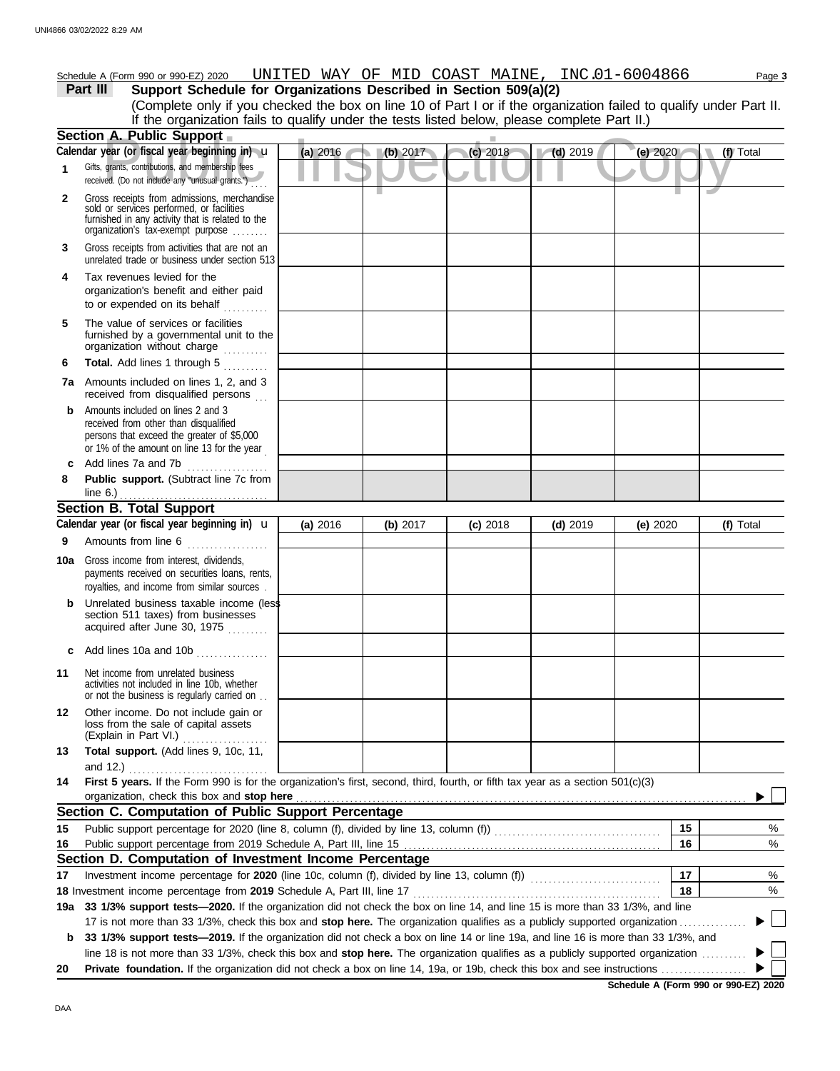Schedule A (Form 990 or 990-EZ) 2020 UNITED WAY OF MID COAST MAINE, INC. 01-6004866 Page 3

## Part III Support Schedule for Organizations Described in Section 509(a)(2)

(Complete only if you checked the box on line 10 of Part I or if the organization failed to qualify under Part II. If the organization fails to qualify under the tests listed below, please complete Part II.)

### Section A. Public Support

| Calendar year (or fiscal year beginning in) | (a) 2016 | (b) 2017 | (c) 2018 | (d) 2019 | (e) 2020 | (f) Total |
|---|---|---|---|---|---|---|
| 1 Gifts, grants, contributions, and membership fees received. (Do not include any "unusual grants.") | | | | | | |
| 2 Gross receipts from admissions, merchandise sold or services performed, or facilities furnished in any activity that is related to the organization's tax-exempt purpose | | | | | | |
| 3 Gross receipts from activities that are not an unrelated trade or business under section 513 | | | | | | |
| 4 Tax revenues levied for the organization's benefit and either paid to or expended on its behalf | | | | | | |
| 5 The value of services or facilities furnished by a governmental unit to the organization without charge | | | | | | |
| 6 Total. Add lines 1 through 5 | | | | | | |
| 7a Amounts included on lines 1, 2, and 3 received from disqualified persons | | | | | | |
| b Amounts included on lines 2 and 3 received from other than disqualified persons that exceed the greater of $5,000 or 1% of the amount on line 13 for the year | | | | | | |
| c Add lines 7a and 7b | | | | | | |
| 8 Public support. (Subtract line 7c from line 6.) | | | | | | |

### Section B. Total Support

| Calendar year (or fiscal year beginning in) | (a) 2016 | (b) 2017 | (c) 2018 | (d) 2019 | (e) 2020 | (f) Total |
|---|---|---|---|---|---|---|
| 9 Amounts from line 6 | | | | | | |
| 10a Gross income from interest, dividends, payments received on securities loans, rents, royalties, and income from similar sources | | | | | | |
| b Unrelated business taxable income (less section 511 taxes) from businesses acquired after June 30, 1975 | | | | | | |
| c Add lines 10a and 10b | | | | | | |
| 11 Net income from unrelated business activities not included in line 10b, whether or not the business is regularly carried on | | | | | | |
| 12 Other income. Do not include gain or loss from the sale of capital assets (Explain in Part VI.) | | | | | | |
| 13 Total support. (Add lines 9, 10c, 11, and 12.) | | | | | | |

14 **First 5 years.** If the Form 990 is for the organization's first, second, third, fourth, or fifth tax year as a section 501(c)(3) organization, check this box and **stop here** ☐

### Section C. Computation of Public Support Percentage

| | | | |
|---|---|---|---|
| 15 | Public support percentage for 2020 (line 8, column (f), divided by line 13, column (f)) | 15 | % |
| 16 | Public support percentage from 2019 Schedule A, Part III, line 15 | 16 | % |

### Section D. Computation of Investment Income Percentage

| | | | |
|---|---|---|---|
| 17 | Investment income percentage for **2020** (line 10c, column (f), divided by line 13, column (f)) | 17 | % |
| 18 | Investment income percentage from **2019** Schedule A, Part III, line 17 | 18 | % |

**19a 33 1/3% support tests—2020.** If the organization did not check the box on line 14, and line 15 is more than 33 1/3%, and line 17 is not more than 33 1/3%, check this box and **stop here.** The organization qualifies as a publicly supported organization ☐

**b 33 1/3% support tests—2019.** If the organization did not check a box on line 14 or line 19a, and line 16 is more than 33 1/3%, and line 18 is not more than 33 1/3%, check this box and **stop here.** The organization qualifies as a publicly supported organization ☐

**20 Private foundation.** If the organization did not check a box on line 14, 19a, or 19b, check this box and see instructions ☐

**Schedule A (Form 990 or 990-EZ) 2020**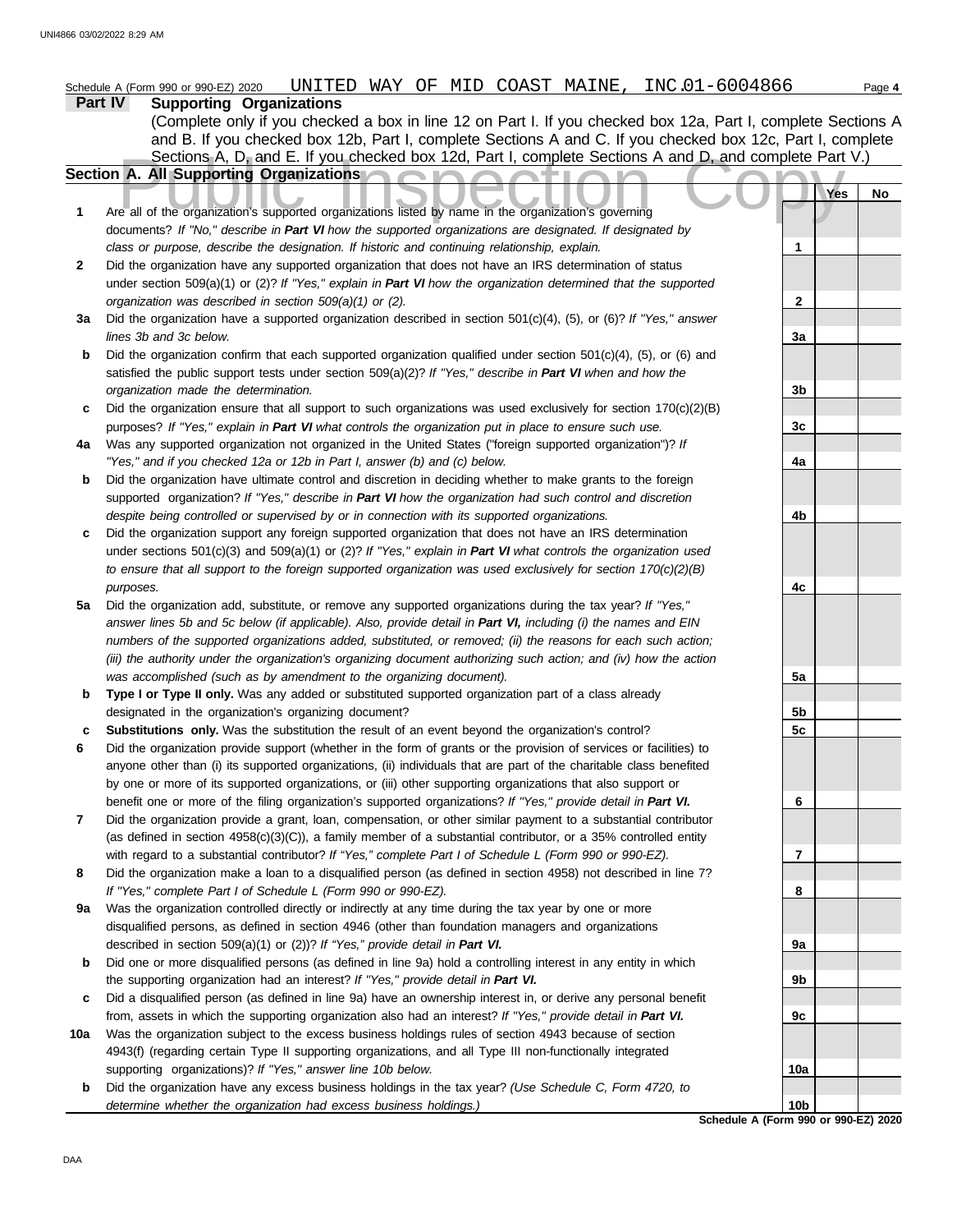Schedule A (Form 990 or 990-EZ) 2020 UNITED WAY OF MID COAST MAINE, INC. 01-6004866

## Part IV Supporting Organizations

(Complete only if you checked a box in line 12 on Part I. If you checked box 12a, Part I, complete Sections A and B. If you checked box 12b, Part I, complete Sections A and C. If you checked box 12c, Part I, complete Sections A, D, and E. If you checked box 12d, Part I, complete Sections A and D, and complete Part V.)

### Section A. All Supporting Organizations

Public Inspection Copy

| | | | Yes | No |
|---|---|---|---|---|
| **1** | Are all of the organization's supported organizations listed by name in the organization's governing documents? *If "No," describe in **Part VI** how the supported organizations are designated. If designated by class or purpose, describe the designation. If historic and continuing relationship, explain.* | 1 | | |
| **2** | Did the organization have any supported organization that does not have an IRS determination of status under section 509(a)(1) or (2)? *If "Yes," explain in **Part VI** how the organization determined that the supported organization was described in section 509(a)(1) or (2).* | 2 | | |
| **3a** | Did the organization have a supported organization described in section 501(c)(4), (5), or (6)? *If "Yes," answer lines 3b and 3c below.* | 3a | | |
| **b** | Did the organization confirm that each supported organization qualified under section 501(c)(4), (5), or (6) and satisfied the public support tests under section 509(a)(2)? *If "Yes," describe in **Part VI** when and how the organization made the determination.* | 3b | | |
| **c** | Did the organization ensure that all support to such organizations was used exclusively for section 170(c)(2)(B) purposes? *If "Yes," explain in **Part VI** what controls the organization put in place to ensure such use.* | 3c | | |
| **4a** | Was any supported organization not organized in the United States ("foreign supported organization")? *If "Yes," and if you checked 12a or 12b in Part I, answer (b) and (c) below.* | 4a | | |
| **b** | Did the organization have ultimate control and discretion in deciding whether to make grants to the foreign supported organization? *If "Yes," describe in **Part VI** how the organization had such control and discretion despite being controlled or supervised by or in connection with its supported organizations.* | 4b | | |
| **c** | Did the organization support any foreign supported organization that does not have an IRS determination under sections 501(c)(3) and 509(a)(1) or (2)? *If "Yes," explain in **Part VI** what controls the organization used to ensure that all support to the foreign supported organization was used exclusively for section 170(c)(2)(B) purposes.* | 4c | | |
| **5a** | Did the organization add, substitute, or remove any supported organizations during the tax year? *If "Yes," answer lines 5b and 5c below (if applicable). Also, provide detail in **Part VI,** including (i) the names and EIN numbers of the supported organizations added, substituted, or removed; (ii) the reasons for each such action; (iii) the authority under the organization's organizing document authorizing such action; and (iv) how the action was accomplished (such as by amendment to the organizing document).* | 5a | | |
| **b** | **Type I or Type II only.** Was any added or substituted supported organization part of a class already designated in the organization's organizing document? | 5b | | |
| **c** | **Substitutions only.** Was the substitution the result of an event beyond the organization's control? | 5c | | |
| **6** | Did the organization provide support (whether in the form of grants or the provision of services or facilities) to anyone other than (i) its supported organizations, (ii) individuals that are part of the charitable class benefited by one or more of its supported organizations, or (iii) other supporting organizations that also support or benefit one or more of the filing organization's supported organizations? *If "Yes," provide detail in **Part VI.*** | 6 | | |
| **7** | Did the organization provide a grant, loan, compensation, or other similar payment to a substantial contributor (as defined in section 4958(c)(3)(C)), a family member of a substantial contributor, or a 35% controlled entity with regard to a substantial contributor? *If "Yes," complete Part I of Schedule L (Form 990 or 990-EZ).* | 7 | | |
| **8** | Did the organization make a loan to a disqualified person (as defined in section 4958) not described in line 7? *If "Yes," complete Part I of Schedule L (Form 990 or 990-EZ).* | 8 | | |
| **9a** | Was the organization controlled directly or indirectly at any time during the tax year by one or more disqualified persons, as defined in section 4946 (other than foundation managers and organizations described in section 509(a)(1) or (2))? *If "Yes," provide detail in **Part VI.*** | 9a | | |
| **b** | Did one or more disqualified persons (as defined in line 9a) hold a controlling interest in any entity in which the supporting organization had an interest? *If "Yes," provide detail in **Part VI.*** | 9b | | |
| **c** | Did a disqualified person (as defined in line 9a) have an ownership interest in, or derive any personal benefit from, assets in which the supporting organization also had an interest? *If "Yes," provide detail in **Part VI.*** | 9c | | |
| **10a** | Was the organization subject to the excess business holdings rules of section 4943 because of section 4943(f) (regarding certain Type II supporting organizations, and all Type III non-functionally integrated supporting organizations)? *If "Yes," answer line 10b below.* | 10a | | |
| **b** | Did the organization have any excess business holdings in the tax year? *(Use Schedule C, Form 4720, to determine whether the organization had excess business holdings.)* | 10b | | |

Schedule A (Form 990 or 990-EZ) 2020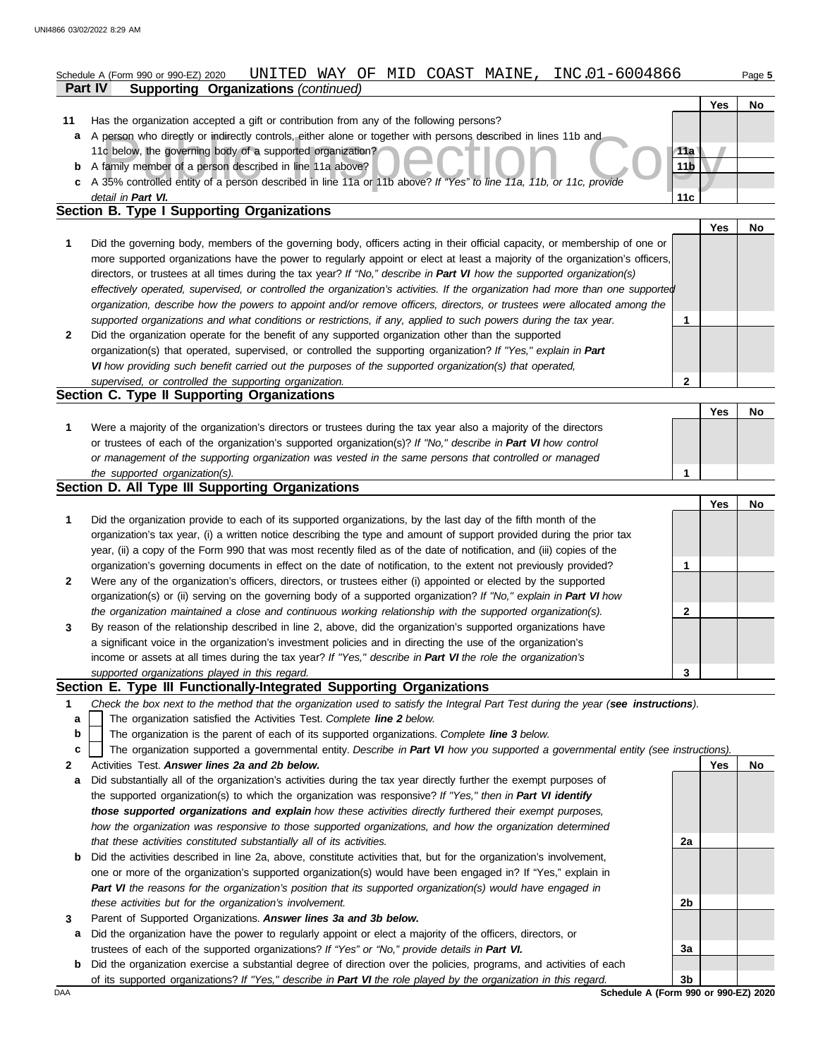Schedule A (Form 990 or 990-EZ) 2020 UNITED WAY OF MID COAST MAINE, INC. 01-6004866

**Part IV Supporting Organizations** *(continued)*

| | | | Yes | No |
|---|---|---|---|---|
| **11** | Has the organization accepted a gift or contribution from any of the following persons? | | | |
| **a** | A person who directly or indirectly controls, either alone or together with persons described in lines 11b and 11c below, the governing body of a supported organization? | 11a | | |
| **b** | A family member of a person described in line 11a above? | 11b | | |
| **c** | A 35% controlled entity of a person described in line 11a or 11b above? *If "Yes" to line 11a, 11b, or 11c, provide detail in **Part VI.*** | 11c | | |

## Section B. Type I Supporting Organizations

| | | | Yes | No |
|---|---|---|---|---|
| **1** | Did the governing body, members of the governing body, officers acting in their official capacity, or membership of one or more supported organizations have the power to regularly appoint or elect at least a majority of the organization's officers, directors, or trustees at all times during the tax year? *If "No," describe in **Part VI** how the supported organization(s) effectively operated, supervised, or controlled the organization's activities. If the organization had more than one supported organization, describe how the powers to appoint and/or remove officers, directors, or trustees were allocated among the supported organizations and what conditions or restrictions, if any, applied to such powers during the tax year.* | 1 | | |
| **2** | Did the organization operate for the benefit of any supported organization other than the supported organization(s) that operated, supervised, or controlled the supporting organization? *If "Yes," explain in **Part VI** how providing such benefit carried out the purposes of the supported organization(s) that operated, supervised, or controlled the supporting organization.* | 2 | | |

## Section C. Type II Supporting Organizations

| | | | Yes | No |
|---|---|---|---|---|
| **1** | Were a majority of the organization's directors or trustees during the tax year also a majority of the directors or trustees of each of the organization's supported organization(s)? *If "No," describe in **Part VI** how control or management of the supporting organization was vested in the same persons that controlled or managed the supported organization(s).* | 1 | | |

## Section D. All Type III Supporting Organizations

| | | | Yes | No |
|---|---|---|---|---|
| **1** | Did the organization provide to each of its supported organizations, by the last day of the fifth month of the organization's tax year, (i) a written notice describing the type and amount of support provided during the prior tax year, (ii) a copy of the Form 990 that was most recently filed as of the date of notification, and (iii) copies of the organization's governing documents in effect on the date of notification, to the extent not previously provided? | 1 | | |
| **2** | Were any of the organization's officers, directors, or trustees either (i) appointed or elected by the supported organization(s) or (ii) serving on the governing body of a supported organization? *If "No," explain in **Part VI** how the organization maintained a close and continuous working relationship with the supported organization(s).* | 2 | | |
| **3** | By reason of the relationship described in line 2, above, did the organization's supported organizations have a significant voice in the organization's investment policies and in directing the use of the organization's income or assets at all times during the tax year? *If "Yes," describe in **Part VI** the role the organization's supported organizations played in this regard.* | 3 | | |

## Section E. Type III Functionally-Integrated Supporting Organizations

**1** *Check the box next to the method that the organization used to satisfy the Integral Part Test during the year (**see instructions**).*

- **a** ☐ The organization satisfied the Activities Test. *Complete **line 2** below.*
- **b** ☐ The organization is the parent of each of its supported organizations. *Complete **line 3** below.*
- **c** ☐ The organization supported a governmental entity. *Describe in **Part VI** how you supported a governmental entity (see instructions).*

| | | | Yes | No |
|---|---|---|---|---|
| **2** | Activities Test. ***Answer lines 2a and 2b below.*** | | | |
| **a** | Did substantially all of the organization's activities during the tax year directly further the exempt purposes of the supported organization(s) to which the organization was responsive? *If "Yes," then in **Part VI identify those supported organizations and explain** how these activities directly furthered their exempt purposes, how the organization was responsive to those supported organizations, and how the organization determined that these activities constituted substantially all of its activities.* | 2a | | |
| **b** | Did the activities described in line 2a, above, constitute activities that, but for the organization's involvement, one or more of the organization's supported organization(s) would have been engaged in? If "Yes," explain in ***Part VI*** *the reasons for the organization's position that its supported organization(s) would have engaged in these activities but for the organization's involvement.* | 2b | | |
| **3** | Parent of Supported Organizations. ***Answer lines 3a and 3b below.*** | | | |
| **a** | Did the organization have the power to regularly appoint or elect a majority of the officers, directors, or trustees of each of the supported organizations? *If "Yes" or "No," provide details in **Part VI.*** | 3a | | |
| **b** | Did the organization exercise a substantial degree of direction over the policies, programs, and activities of each of its supported organizations? *If "Yes," describe in **Part VI** the role played by the organization in this regard.* | 3b | | |

Schedule A (Form 990 or 990-EZ) 2020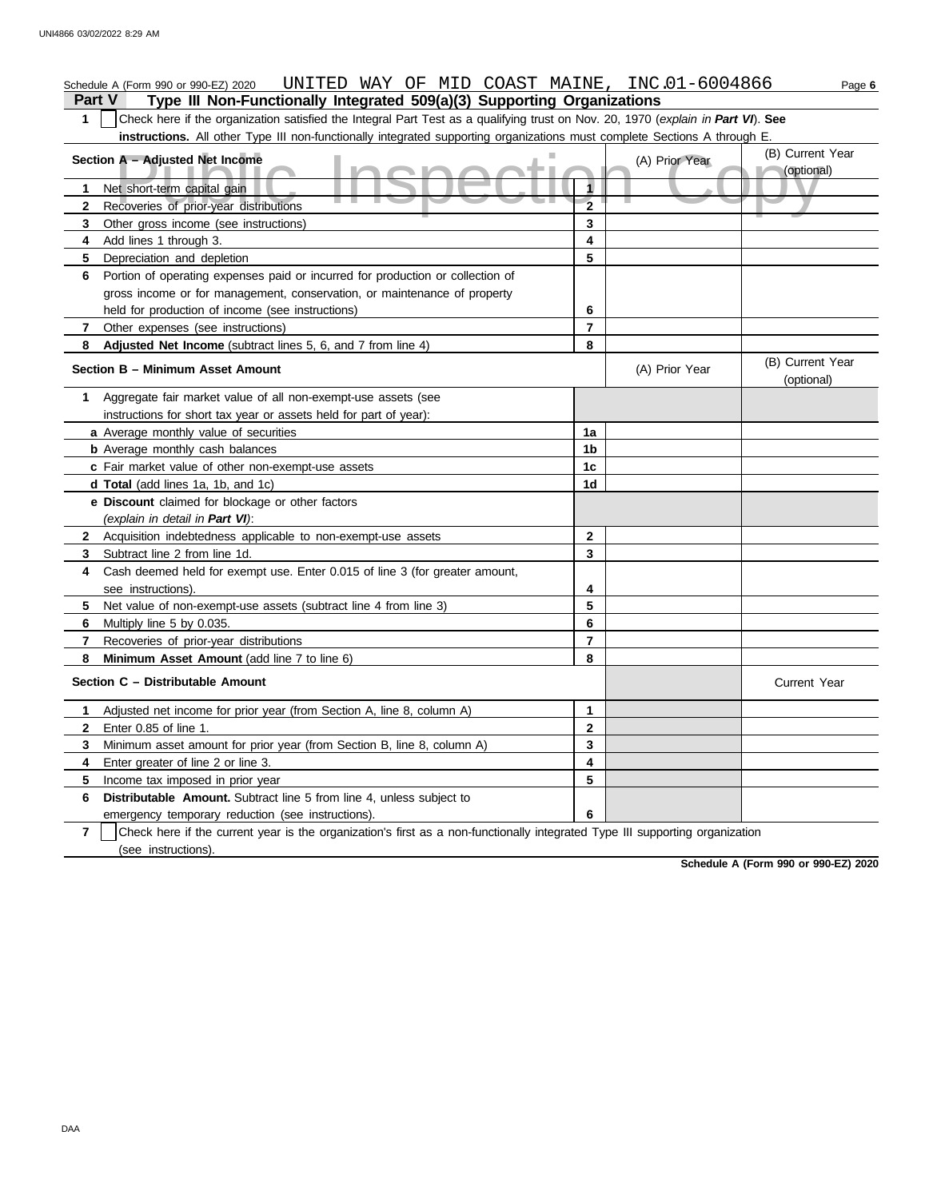Schedule A (Form 990 or 990-EZ) 2020 UNITED WAY OF MID COAST MAINE, INC. 01-6004866 Page **6**

## Part V Type III Non-Functionally Integrated 509(a)(3) Supporting Organizations

**1** ☐ Check here if the organization satisfied the Integral Part Test as a qualifying trust on Nov. 20, 1970 (*explain in **Part VI***). **See instructions.** All other Type III non-functionally integrated supporting organizations must complete Sections A through E.

| **Section A – Adjusted Net Income** | | (A) Prior Year | (B) Current Year (optional) |
|---|---|---|---|
| **1** Net short-term capital gain | 1 | | |
| **2** Recoveries of prior-year distributions | 2 | | |
| **3** Other gross income (see instructions) | 3 | | |
| **4** Add lines 1 through 3. | 4 | | |
| **5** Depreciation and depletion | 5 | | |
| **6** Portion of operating expenses paid or incurred for production or collection of gross income or for management, conservation, or maintenance of property held for production of income (see instructions) | 6 | | |
| **7** Other expenses (see instructions) | 7 | | |
| **8** **Adjusted Net Income** (subtract lines 5, 6, and 7 from line 4) | 8 | | |

| **Section B – Minimum Asset Amount** | | (A) Prior Year | (B) Current Year (optional) |
|---|---|---|---|
| **1** Aggregate fair market value of all non-exempt-use assets (see instructions for short tax year or assets held for part of year): | | | |
| **a** Average monthly value of securities | 1a | | |
| **b** Average monthly cash balances | 1b | | |
| **c** Fair market value of other non-exempt-use assets | 1c | | |
| **d** **Total** (add lines 1a, 1b, and 1c) | 1d | | |
| **e** **Discount** claimed for blockage or other factors (*explain in detail in **Part VI***): | | | |
| **2** Acquisition indebtedness applicable to non-exempt-use assets | 2 | | |
| **3** Subtract line 2 from line 1d. | 3 | | |
| **4** Cash deemed held for exempt use. Enter 0.015 of line 3 (for greater amount, see instructions). | 4 | | |
| **5** Net value of non-exempt-use assets (subtract line 4 from line 3) | 5 | | |
| **6** Multiply line 5 by 0.035. | 6 | | |
| **7** Recoveries of prior-year distributions | 7 | | |
| **8** **Minimum Asset Amount** (add line 7 to line 6) | 8 | | |

| **Section C – Distributable Amount** | | | Current Year |
|---|---|---|---|
| **1** Adjusted net income for prior year (from Section A, line 8, column A) | 1 | | |
| **2** Enter 0.85 of line 1. | 2 | | |
| **3** Minimum asset amount for prior year (from Section B, line 8, column A) | 3 | | |
| **4** Enter greater of line 2 or line 3. | 4 | | |
| **5** Income tax imposed in prior year | 5 | | |
| **6** **Distributable Amount.** Subtract line 5 from line 4, unless subject to emergency temporary reduction (see instructions). | 6 | | |

**7** ☐ Check here if the current year is the organization's first as a non-functionally integrated Type III supporting organization (see instructions).

**Schedule A (Form 990 or 990-EZ) 2020**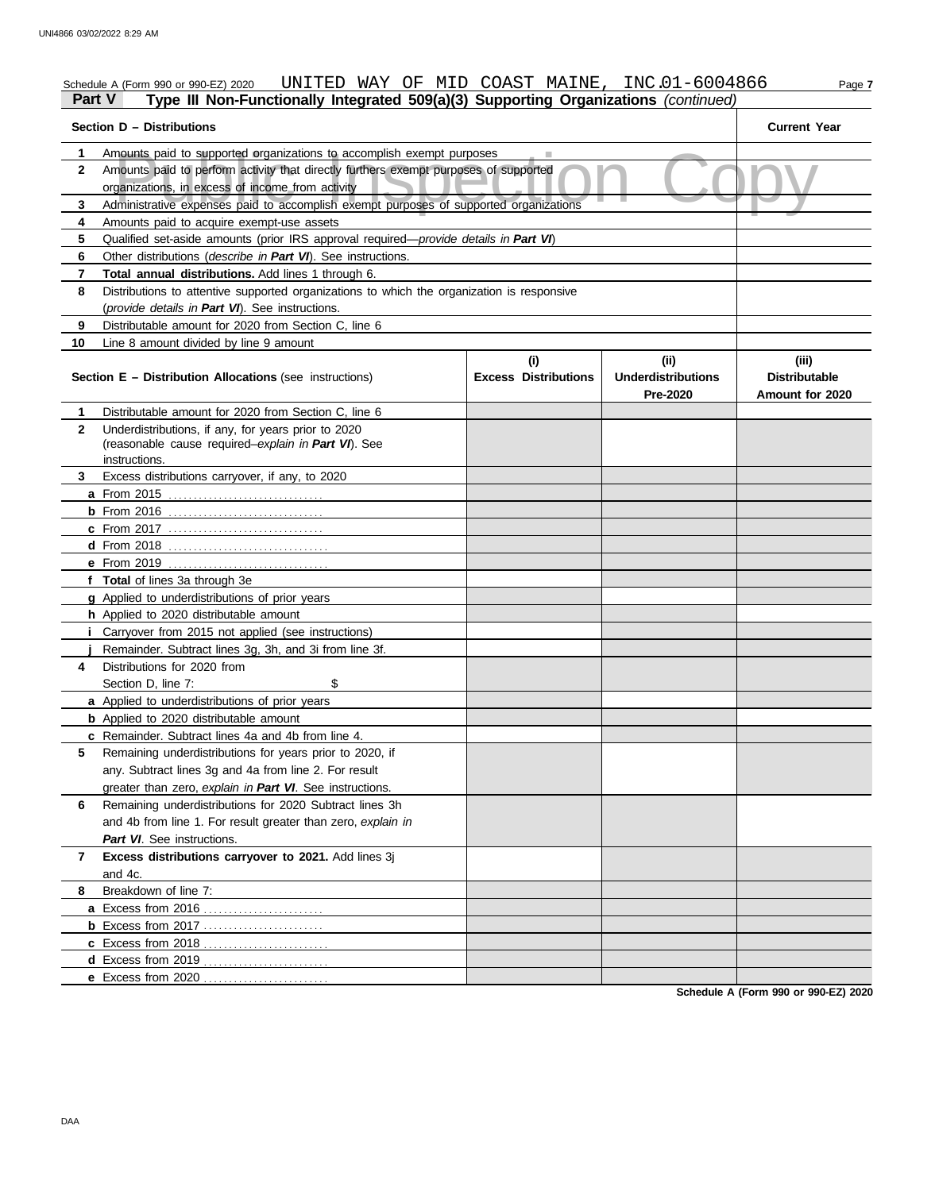Schedule A (Form 990 or 990-EZ) 2020 UNITED WAY OF MID COAST MAINE, INC.01-6004866 Page **7**

**Part V** **Type III Non-Functionally Integrated 509(a)(3) Supporting Organizations** *(continued)*

Public Inspection Copy

| **Section D – Distributions** | | **Current Year** |
|---|---|---|
| **1** | Amounts paid to supported organizations to accomplish exempt purposes | |
| **2** | Amounts paid to perform activity that directly furthers exempt purposes of supported organizations, in excess of income from activity | |
| **3** | Administrative expenses paid to accomplish exempt purposes of supported organizations | |
| **4** | Amounts paid to acquire exempt-use assets | |
| **5** | Qualified set-aside amounts (prior IRS approval required—*provide details in **Part VI***) | |
| **6** | Other distributions (*describe in **Part VI***). See instructions. | |
| **7** | **Total annual distributions.** Add lines 1 through 6. | |
| **8** | Distributions to attentive supported organizations to which the organization is responsive (*provide details in **Part VI***). See instructions. | |
| **9** | Distributable amount for 2020 from Section C, line 6 | |
| **10** | Line 8 amount divided by line 9 amount | |

| **Section E – Distribution Allocations** (see instructions) | **(i) Excess Distributions** | **(ii) Underdistributions Pre-2020** | **(iii) Distributable Amount for 2020** |
|---|---|---|---|
| **1** Distributable amount for 2020 from Section C, line 6 | | | |
| **2** Underdistributions, if any, for years prior to 2020 (reasonable cause required–*explain in **Part VI***). See instructions. | | | |
| **3** Excess distributions carryover, if any, to 2020 | | | |
| **a** From 2015 | | | |
| **b** From 2016 | | | |
| **c** From 2017 | | | |
| **d** From 2018 | | | |
| **e** From 2019 | | | |
| **f** **Total** of lines 3a through 3e | | | |
| **g** Applied to underdistributions of prior years | | | |
| **h** Applied to 2020 distributable amount | | | |
| **i** Carryover from 2015 not applied (see instructions) | | | |
| **j** Remainder. Subtract lines 3g, 3h, and 3i from line 3f. | | | |
| **4** Distributions for 2020 from Section D, line 7: $ | | | |
| **a** Applied to underdistributions of prior years | | | |
| **b** Applied to 2020 distributable amount | | | |
| **c** Remainder. Subtract lines 4a and 4b from line 4. | | | |
| **5** Remaining underdistributions for years prior to 2020, if any. Subtract lines 3g and 4a from line 2. For result greater than zero, *explain in **Part VI***. See instructions. | | | |
| **6** Remaining underdistributions for 2020 Subtract lines 3h and 4b from line 1. For result greater than zero, *explain in **Part VI***. See instructions. | | | |
| **7** **Excess distributions carryover to 2021.** Add lines 3j and 4c. | | | |
| **8** Breakdown of line 7: | | | |
| **a** Excess from 2016 | | | |
| **b** Excess from 2017 | | | |
| **c** Excess from 2018 | | | |
| **d** Excess from 2019 | | | |
| **e** Excess from 2020 | | | |

**Schedule A (Form 990 or 990-EZ) 2020**

DAA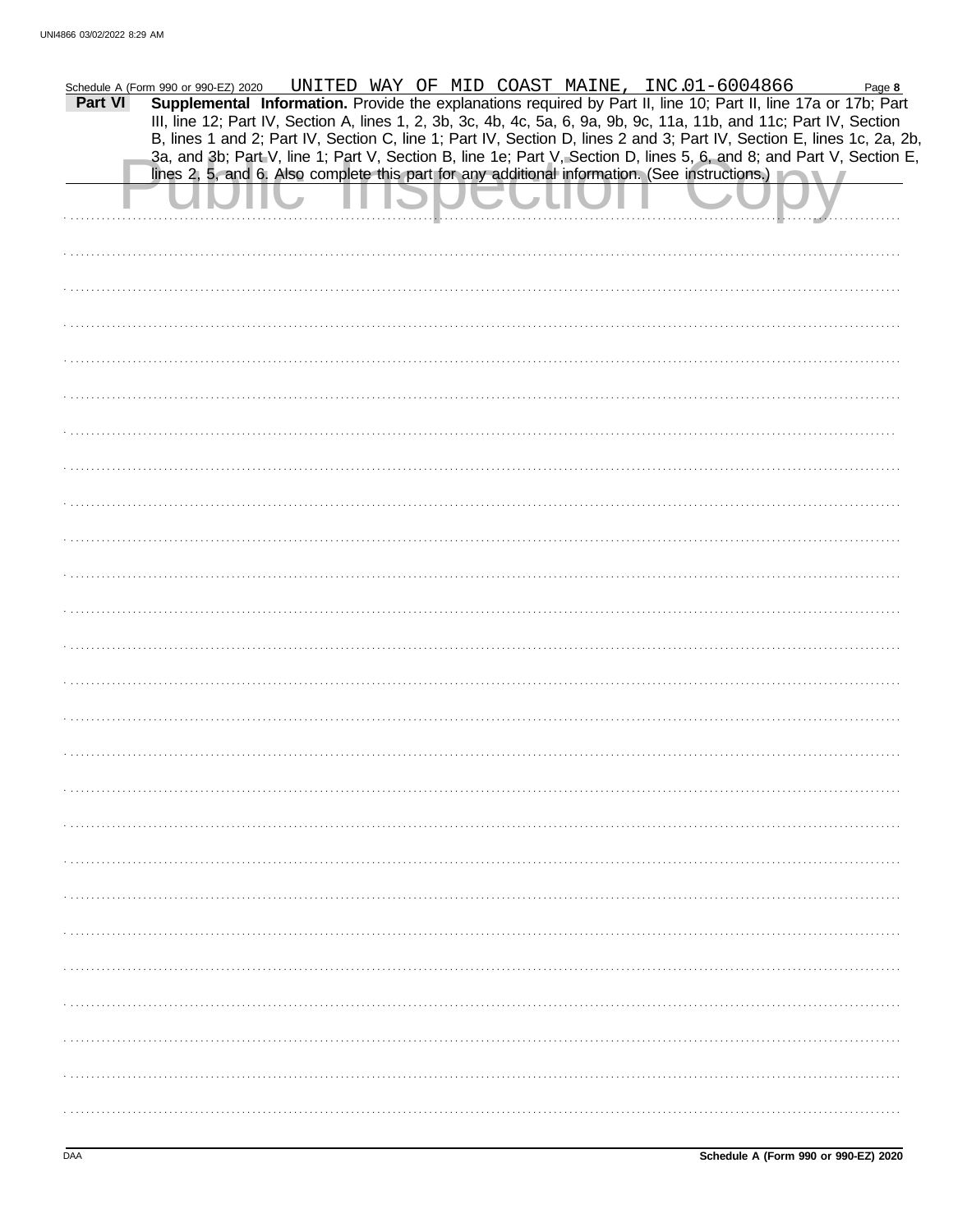Schedule A (Form 990 or 990-EZ) 2020 UNITED WAY OF MID COAST MAINE, INC. 01-6004866 Page **8**

**Part VI** **Supplemental Information.** Provide the explanations required by Part II, line 10; Part II, line 17a or 17b; Part III, line 12; Part IV, Section A, lines 1, 2, 3b, 3c, 4b, 4c, 5a, 6, 9a, 9b, 9c, 11a, 11b, and 11c; Part IV, Section B, lines 1 and 2; Part IV, Section C, line 1; Part IV, Section D, lines 2 and 3; Part IV, Section E, lines 1c, 2a, 2b, 3a, and 3b; Part V, line 1; Part V, Section B, line 1e; Part V, Section D, lines 5, 6, and 8; and Part V, Section E, lines 2, 5, and 6. Also complete this part for any additional information. (See instructions.)

Public Inspection Copy

**Schedule A (Form 990 or 990-EZ) 2020**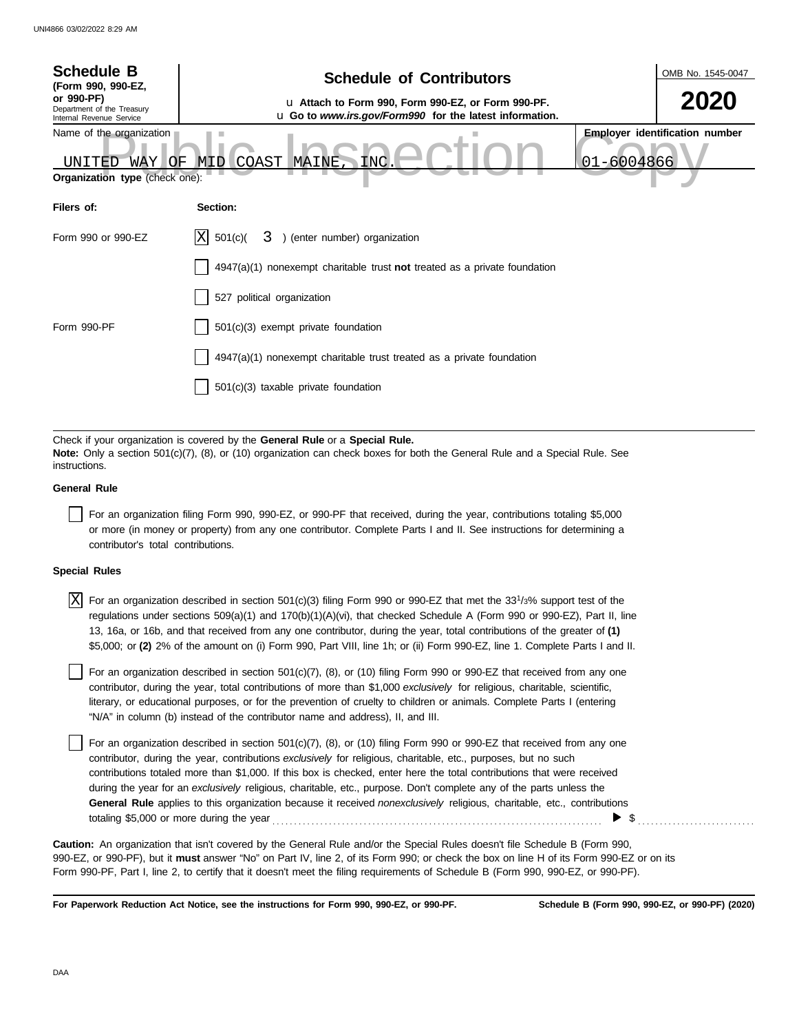**Schedule B**
**(Form 990, 990-EZ, or 990-PF)**
Department of the Treasury
Internal Revenue Service

# Schedule of Contributors

u **Attach to Form 990, Form 990-EZ, or Form 990-PF.**
u **Go to *www.irs.gov/Form990* for the latest information.**

OMB No. 1545-0047

**2020**

Name of the organization: UNITED WAY OF MID COAST MAINE, INC.

**Employer identification number**: 01-6004866

Public Inspection Copy

**Organization type** (check one):

| **Filers of:** | **Section:** |
|---|---|
| Form 990 or 990-EZ | [X] 501(c)( 3 ) (enter number) organization |
| | [ ] 4947(a)(1) nonexempt charitable trust **not** treated as a private foundation |
| | [ ] 527 political organization |
| Form 990-PF | [ ] 501(c)(3) exempt private foundation |
| | [ ] 4947(a)(1) nonexempt charitable trust treated as a private foundation |
| | [ ] 501(c)(3) taxable private foundation |

Check if your organization is covered by the **General Rule** or a **Special Rule.**
**Note:** Only a section 501(c)(7), (8), or (10) organization can check boxes for both the General Rule and a Special Rule. See instructions.

**General Rule**

[ ] For an organization filing Form 990, 990-EZ, or 990-PF that received, during the year, contributions totaling $5,000 or more (in money or property) from any one contributor. Complete Parts I and II. See instructions for determining a contributor's total contributions.

**Special Rules**

[X] For an organization described in section 501(c)(3) filing Form 990 or 990-EZ that met the 33 1/3% support test of the regulations under sections 509(a)(1) and 170(b)(1)(A)(vi), that checked Schedule A (Form 990 or 990-EZ), Part II, line 13, 16a, or 16b, and that received from any one contributor, during the year, total contributions of the greater of **(1)** $5,000; or **(2)** 2% of the amount on (i) Form 990, Part VIII, line 1h; or (ii) Form 990-EZ, line 1. Complete Parts I and II.

[ ] For an organization described in section 501(c)(7), (8), or (10) filing Form 990 or 990-EZ that received from any one contributor, during the year, total contributions of more than $1,000 *exclusively* for religious, charitable, scientific, literary, or educational purposes, or for the prevention of cruelty to children or animals. Complete Parts I (entering "N/A" in column (b) instead of the contributor name and address), II, and III.

[ ] For an organization described in section 501(c)(7), (8), or (10) filing Form 990 or 990-EZ that received from any one contributor, during the year, contributions *exclusively* for religious, charitable, etc., purposes, but no such contributions totaled more than $1,000. If this box is checked, enter here the total contributions that were received during the year for an *exclusively* religious, charitable, etc., purpose. Don't complete any of the parts unless the **General Rule** applies to this organization because it received *nonexclusively* religious, charitable, etc., contributions totaling $5,000 or more during the year ........ ▶ $ ........

**Caution:** An organization that isn't covered by the General Rule and/or the Special Rules doesn't file Schedule B (Form 990, 990-EZ, or 990-PF), but it **must** answer "No" on Part IV, line 2, of its Form 990; or check the box on line H of its Form 990-EZ or on its Form 990-PF, Part I, line 2, to certify that it doesn't meet the filing requirements of Schedule B (Form 990, 990-EZ, or 990-PF).

**For Paperwork Reduction Act Notice, see the instructions for Form 990, 990-EZ, or 990-PF.** **Schedule B (Form 990, 990-EZ, or 990-PF) (2020)**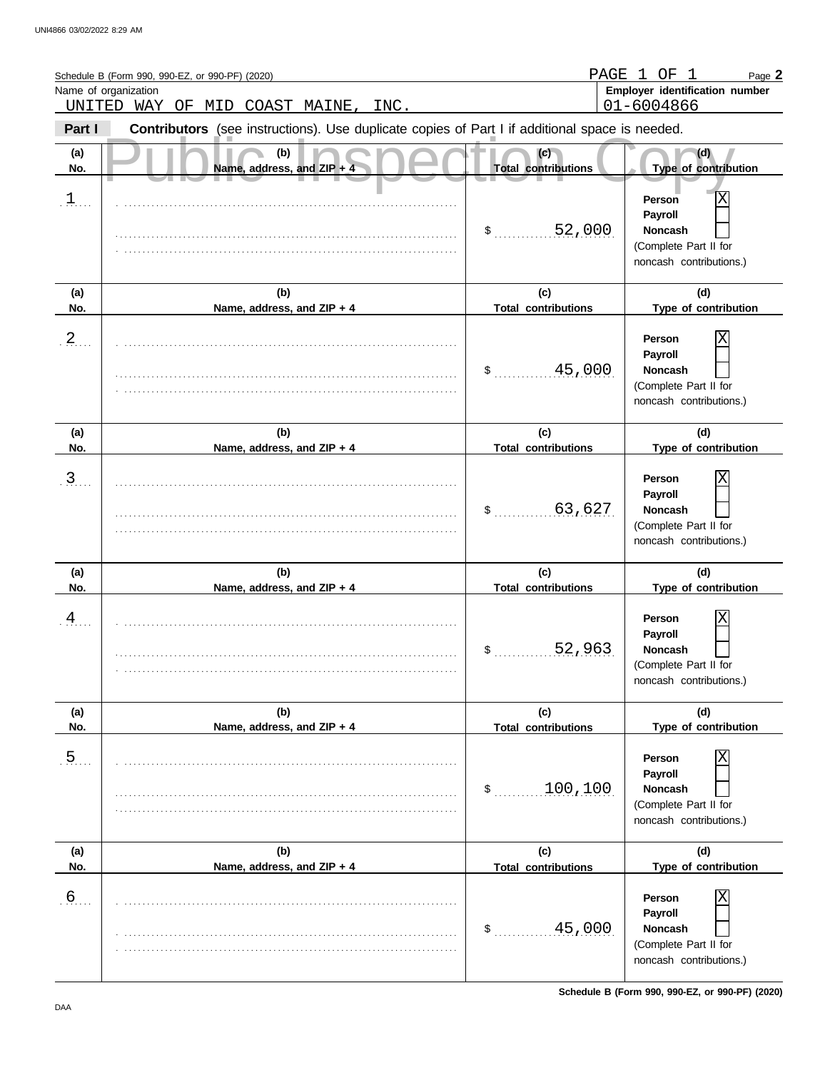Schedule B (Form 990, 990-EZ, or 990-PF) (2020) PAGE 1 OF 1 Page **2**

Name of organization: UNITED WAY OF MID COAST MAINE, INC.

**Employer identification number:** 01-6004866

**Part I** **Contributors** (see instructions). Use duplicate copies of Part I if additional space is needed.

Public Inspection Copy

| (a) No. | (b) Name, address, and ZIP + 4 | (c) Total contributions | (d) Type of contribution |
|---|---|---|---|
| 1 | | $ 52,000 | Person [X] Payroll [ ] Noncash [ ] (Complete Part II for noncash contributions.) |
| 2 | | $ 45,000 | Person [X] Payroll [ ] Noncash [ ] (Complete Part II for noncash contributions.) |
| 3 | | $ 63,627 | Person [X] Payroll [ ] Noncash [ ] (Complete Part II for noncash contributions.) |
| 4 | | $ 52,963 | Person [X] Payroll [ ] Noncash [ ] (Complete Part II for noncash contributions.) |
| 5 | | $ 100,100 | Person [X] Payroll [ ] Noncash [ ] (Complete Part II for noncash contributions.) |
| 6 | | $ 45,000 | Person [X] Payroll [ ] Noncash [ ] (Complete Part II for noncash contributions.) |

Schedule B (Form 990, 990-EZ, or 990-PF) (2020)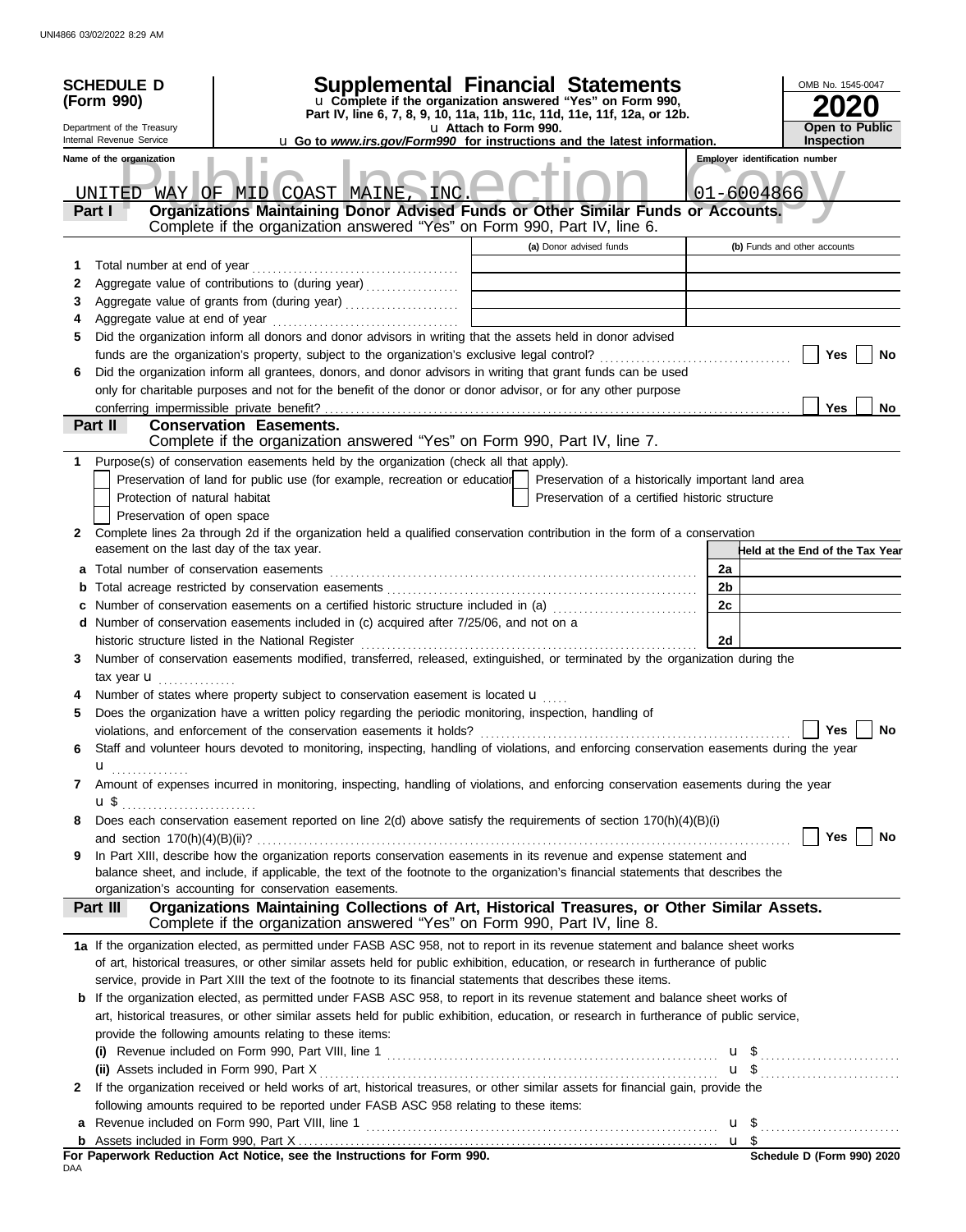UNI4866 03/02/2022 8:29 AM

**SCHEDULE D (Form 990)**

Department of the Treasury
Internal Revenue Service

# Supplemental Financial Statements

u Complete if the organization answered "Yes" on Form 990, Part IV, line 6, 7, 8, 9, 10, 11a, 11b, 11c, 11d, 11e, 11f, 12a, or 12b.
u Attach to Form 990.
u Go to *www.irs.gov/Form990* for instructions and the latest information.

OMB No. 1545-0047
**2020**
**Open to Public Inspection**

Name of the organization: UNITED WAY OF MID COAST MAINE, INC.
Employer identification number: 01-6004866

## Part I Organizations Maintaining Donor Advised Funds or Other Similar Funds or Accounts.
Complete if the organization answered "Yes" on Form 990, Part IV, line 6.

| | | (a) Donor advised funds | (b) Funds and other accounts |
|---|---|---|---|
| 1 | Total number at end of year | | |
| 2 | Aggregate value of contributions to (during year) | | |
| 3 | Aggregate value of grants from (during year) | | |
| 4 | Aggregate value at end of year | | |

5 Did the organization inform all donors and donor advisors in writing that the assets held in donor advised funds are the organization's property, subject to the organization's exclusive legal control? ☐ Yes ☐ No

6 Did the organization inform all grantees, donors, and donor advisors in writing that grant funds can be used only for charitable purposes and not for the benefit of the donor or donor advisor, or for any other purpose conferring impermissible private benefit? ☐ Yes ☐ No

## Part II Conservation Easements.
Complete if the organization answered "Yes" on Form 990, Part IV, line 7.

1 Purpose(s) of conservation easements held by the organization (check all that apply).
- ☐ Preservation of land for public use (for example, recreation or education)
- ☐ Protection of natural habitat
- ☐ Preservation of open space
- ☐ Preservation of a historically important land area
- ☐ Preservation of a certified historic structure

2 Complete lines 2a through 2d if the organization held a qualified conservation contribution in the form of a conservation easement on the last day of the tax year.

| | | | Held at the End of the Tax Year |
|---|---|---|---|
| a | Total number of conservation easements | 2a | |
| b | Total acreage restricted by conservation easements | 2b | |
| c | Number of conservation easements on a certified historic structure included in (a) | 2c | |
| d | Number of conservation easements included in (c) acquired after 7/25/06, and not on a historic structure listed in the National Register | 2d | |

3 Number of conservation easements modified, transferred, released, extinguished, or terminated by the organization during the tax year u

4 Number of states where property subject to conservation easement is located u

5 Does the organization have a written policy regarding the periodic monitoring, inspection, handling of violations, and enforcement of the conservation easements it holds? ☐ Yes ☐ No

6 Staff and volunteer hours devoted to monitoring, inspecting, handling of violations, and enforcing conservation easements during the year u

7 Amount of expenses incurred in monitoring, inspecting, handling of violations, and enforcing conservation easements during the year u $

8 Does each conservation easement reported on line 2(d) above satisfy the requirements of section 170(h)(4)(B)(i) and section 170(h)(4)(B)(ii)? ☐ Yes ☐ No

9 In Part XIII, describe how the organization reports conservation easements in its revenue and expense statement and balance sheet, and include, if applicable, the text of the footnote to the organization's financial statements that describes the organization's accounting for conservation easements.

## Part III Organizations Maintaining Collections of Art, Historical Treasures, or Other Similar Assets.
Complete if the organization answered "Yes" on Form 990, Part IV, line 8.

1a If the organization elected, as permitted under FASB ASC 958, not to report in its revenue statement and balance sheet works of art, historical treasures, or other similar assets held for public exhibition, education, or research in furtherance of public service, provide in Part XIII the text of the footnote to its financial statements that describes these items.

b If the organization elected, as permitted under FASB ASC 958, to report in its revenue statement and balance sheet works of art, historical treasures, or other similar assets held for public exhibition, education, or research in furtherance of public service, provide the following amounts relating to these items:

(i) Revenue included on Form 990, Part VIII, line 1 u $

(ii) Assets included in Form 990, Part X u $

2 If the organization received or held works of art, historical treasures, or other similar assets for financial gain, provide the following amounts required to be reported under FASB ASC 958 relating to these items:

a Revenue included on Form 990, Part VIII, line 1 u $

b Assets included in Form 990, Part X u $

**For Paperwork Reduction Act Notice, see the Instructions for Form 990.** DAA **Schedule D (Form 990) 2020**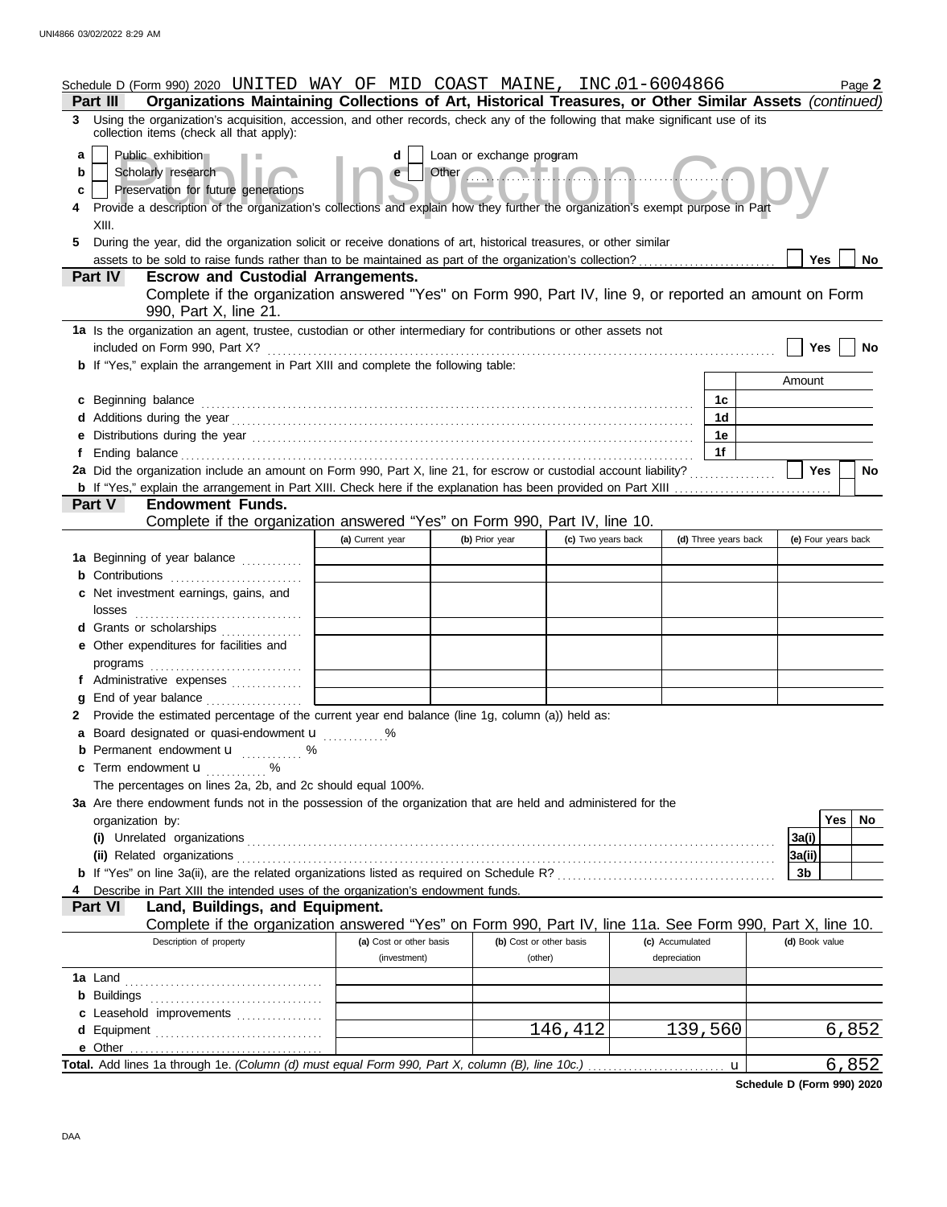Schedule D (Form 990) 2020 UNITED WAY OF MID COAST MAINE, INC. 01-6004866 Page **2**

**Part III — Organizations Maintaining Collections of Art, Historical Treasures, or Other Similar Assets** *(continued)*

**3** Using the organization's acquisition, accession, and other records, check any of the following that make significant use of its collection items (check all that apply):

- **a** ☐ Public exhibition
- **b** ☐ Scholarly research
- **c** ☐ Preservation for future generations
- **d** ☐ Loan or exchange program
- **e** ☐ Other

**4** Provide a description of the organization's collections and explain how they further the organization's exempt purpose in Part XIII.

**5** During the year, did the organization solicit or receive donations of art, historical treasures, or other similar assets to be sold to raise funds rather than to be maintained as part of the organization's collection? ☐ Yes ☐ No

**Part IV — Escrow and Custodial Arrangements.**

Complete if the organization answered "Yes" on Form 990, Part IV, line 9, or reported an amount on Form 990, Part X, line 21.

**1a** Is the organization an agent, trustee, custodian or other intermediary for contributions or other assets not included on Form 990, Part X? ☐ Yes ☐ No

**b** If "Yes," explain the arrangement in Part XIII and complete the following table:

| | | Amount |
|---|---|---|
| **c** Beginning balance | 1c | |
| **d** Additions during the year | 1d | |
| **e** Distributions during the year | 1e | |
| **f** Ending balance | 1f | |

**2a** Did the organization include an amount on Form 990, Part X, line 21, for escrow or custodial account liability? ☐ Yes ☐ No

**b** If "Yes," explain the arrangement in Part XIII. Check here if the explanation has been provided on Part XIII ☐

**Part V — Endowment Funds.**

Complete if the organization answered "Yes" on Form 990, Part IV, line 10.

| | (a) Current year | (b) Prior year | (c) Two years back | (d) Three years back | (e) Four years back |
|---|---|---|---|---|---|
| **1a** Beginning of year balance | | | | | |
| **b** Contributions | | | | | |
| **c** Net investment earnings, gains, and losses | | | | | |
| **d** Grants or scholarships | | | | | |
| **e** Other expenditures for facilities and programs | | | | | |
| **f** Administrative expenses | | | | | |
| **g** End of year balance | | | | | |

**2** Provide the estimated percentage of the current year end balance (line 1g, column (a)) held as:

- **a** Board designated or quasi-endowment u ............%
- **b** Permanent endowment u ............%
- **c** Term endowment u ............%

The percentages on lines 2a, 2b, and 2c should equal 100%.

**3a** Are there endowment funds not in the possession of the organization that are held and administered for the organization by:

| | | Yes | No |
|---|---|---|---|
| **(i)** Unrelated organizations | 3a(i) | | |
| **(ii)** Related organizations | 3a(ii) | | |
| **b** If "Yes" on line 3a(ii), are the related organizations listed as required on Schedule R? | 3b | | |

**4** Describe in Part XIII the intended uses of the organization's endowment funds.

**Part VI — Land, Buildings, and Equipment.**

Complete if the organization answered "Yes" on Form 990, Part IV, line 11a. See Form 990, Part X, line 10.

| Description of property | (a) Cost or other basis (investment) | (b) Cost or other basis (other) | (c) Accumulated depreciation | (d) Book value |
|---|---|---|---|---|
| **1a** Land | | | | |
| **b** Buildings | | | | |
| **c** Leasehold improvements | | | | |
| **d** Equipment | | 146,412 | 139,560 | 6,852 |
| **e** Other | | | | |
| **Total.** Add lines 1a through 1e. *(Column (d) must equal Form 990, Part X, column (B), line 10c.)* u | | | | 6,852 |

**Schedule D (Form 990) 2020**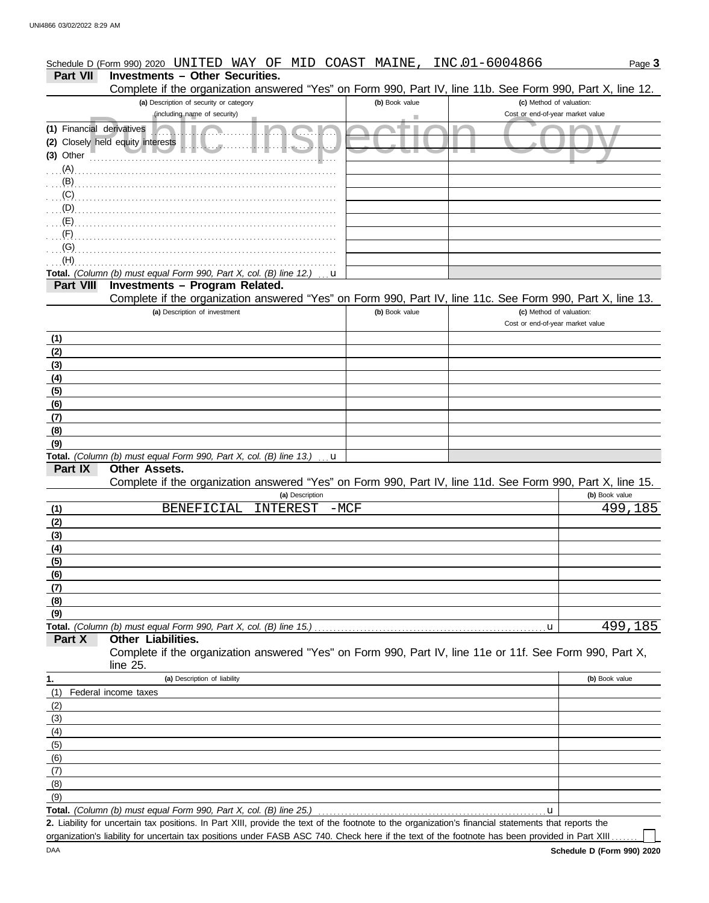Schedule D (Form 990) 2020 UNITED WAY OF MID COAST MAINE, INC. 01-6004866 Page **3**

**Part VII Investments – Other Securities.**

Complete if the organization answered "Yes" on Form 990, Part IV, line 11b. See Form 990, Part X, line 12.

| (a) Description of security or category (including name of security) | (b) Book value | (c) Method of valuation: Cost or end-of-year market value |
|---|---|---|
| (1) Financial derivatives | | |
| (2) Closely held equity interests | | |
| (3) Other | | |
| (A) | | |
| (B) | | |
| (C) | | |
| (D) | | |
| (E) | | |
| (F) | | |
| (G) | | |
| (H) | | |
| **Total.** *(Column (b) must equal Form 990, Part X, col. (B) line 12.)* u | | |

**Part VIII Investments – Program Related.**

Complete if the organization answered "Yes" on Form 990, Part IV, line 11c. See Form 990, Part X, line 13.

| (a) Description of investment | (b) Book value | (c) Method of valuation: Cost or end-of-year market value |
|---|---|---|
| (1) | | |
| (2) | | |
| (3) | | |
| (4) | | |
| (5) | | |
| (6) | | |
| (7) | | |
| (8) | | |
| (9) | | |
| **Total.** *(Column (b) must equal Form 990, Part X, col. (B) line 13.)* u | | |

**Part IX Other Assets.**

Complete if the organization answered "Yes" on Form 990, Part IV, line 11d. See Form 990, Part X, line 15.

| | (a) Description | (b) Book value |
|---|---|---|
| (1) | BENEFICIAL INTEREST -MCF | 499,185 |
| (2) | | |
| (3) | | |
| (4) | | |
| (5) | | |
| (6) | | |
| (7) | | |
| (8) | | |
| (9) | | |
| **Total.** | *(Column (b) must equal Form 990, Part X, col. (B) line 15.)* u | 499,185 |

**Part X Other Liabilities.**

Complete if the organization answered "Yes" on Form 990, Part IV, line 11e or 11f. See Form 990, Part X, line 25.

| 1. | (a) Description of liability | (b) Book value |
|---|---|---|
| (1) | Federal income taxes | |
| (2) | | |
| (3) | | |
| (4) | | |
| (5) | | |
| (6) | | |
| (7) | | |
| (8) | | |
| (9) | | |
| **Total.** | *(Column (b) must equal Form 990, Part X, col. (B) line 25.)* u | |

**2.** Liability for uncertain tax positions. In Part XIII, provide the text of the footnote to the organization's financial statements that reports the organization's liability for uncertain tax positions under FASB ASC 740. Check here if the text of the footnote has been provided in Part XIII ☐

DAA **Schedule D (Form 990) 2020**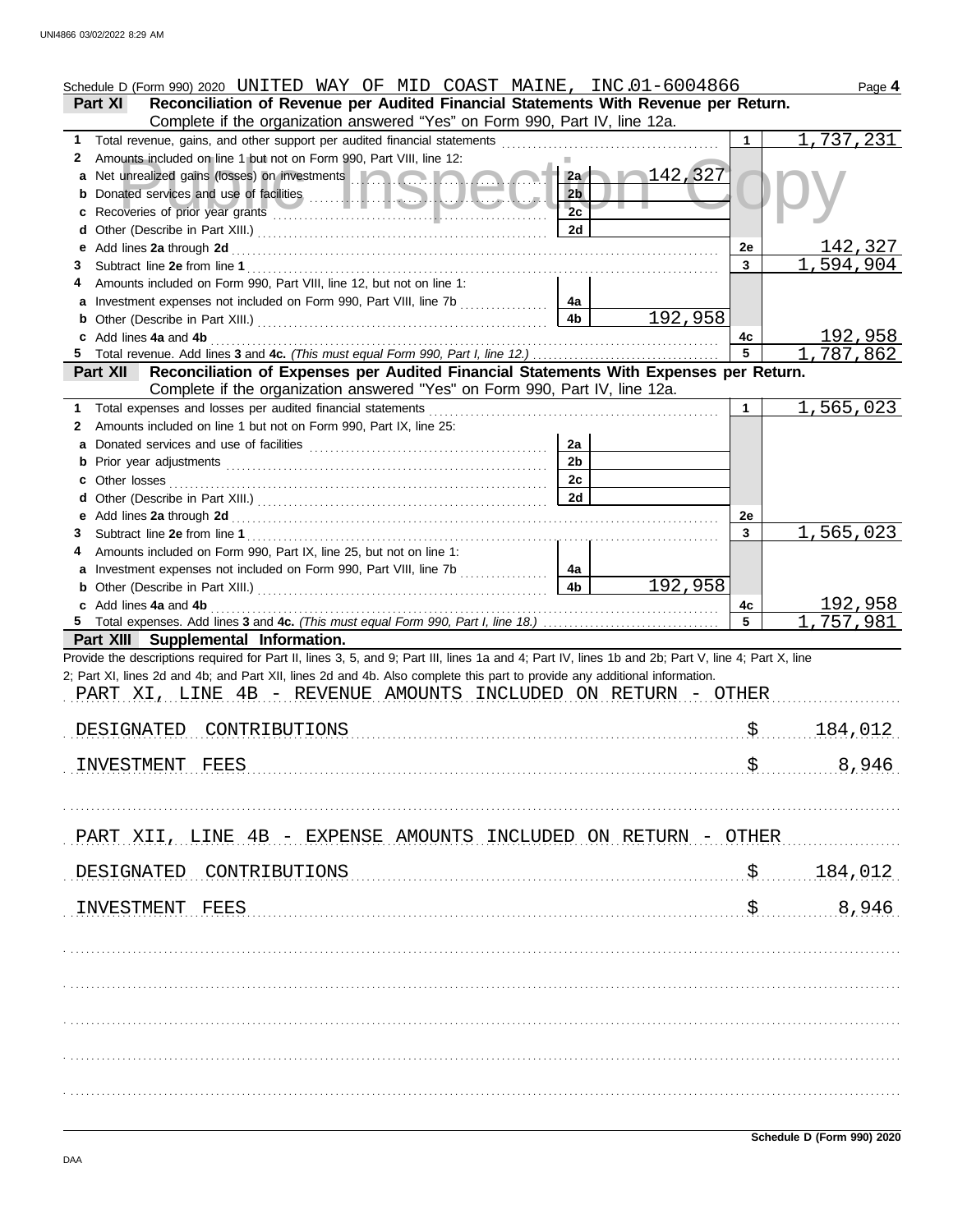Schedule D (Form 990) 2020 UNITED WAY OF MID COAST MAINE, INC.01-6004866 Page **4**

## Part XI Reconciliation of Revenue per Audited Financial Statements With Revenue per Return.

Complete if the organization answered "Yes" on Form 990, Part IV, line 12a.

| | | | | | |
|---|---|---|---|---|---|
| **1** | Total revenue, gains, and other support per audited financial statements | | | 1 | 1,737,231 |
| **2** | Amounts included on line 1 but not on Form 990, Part VIII, line 12: | | | | |
| **a** | Net unrealized gains (losses) on investments | 2a | 142,327 | | |
| **b** | Donated services and use of facilities | 2b | | | |
| **c** | Recoveries of prior year grants | 2c | | | |
| **d** | Other (Describe in Part XIII.) | 2d | | | |
| **e** | Add lines **2a** through **2d** | | | 2e | 142,327 |
| **3** | Subtract line **2e** from line **1** | | | 3 | 1,594,904 |
| **4** | Amounts included on Form 990, Part VIII, line 12, but not on line 1: | | | | |
| **a** | Investment expenses not included on Form 990, Part VIII, line 7b | 4a | | | |
| **b** | Other (Describe in Part XIII.) | 4b | 192,958 | | |
| **c** | Add lines **4a** and **4b** | | | 4c | 192,958 |
| **5** | Total revenue. Add lines **3** and **4c.** *(This must equal Form 990, Part I, line 12.)* | | | 5 | 1,787,862 |

## Part XII Reconciliation of Expenses per Audited Financial Statements With Expenses per Return.

Complete if the organization answered "Yes" on Form 990, Part IV, line 12a.

| | | | | | |
|---|---|---|---|---|---|
| **1** | Total expenses and losses per audited financial statements | | | 1 | 1,565,023 |
| **2** | Amounts included on line 1 but not on Form 990, Part IX, line 25: | | | | |
| **a** | Donated services and use of facilities | 2a | | | |
| **b** | Prior year adjustments | 2b | | | |
| **c** | Other losses | 2c | | | |
| **d** | Other (Describe in Part XIII.) | 2d | | | |
| **e** | Add lines **2a** through **2d** | | | 2e | |
| **3** | Subtract line **2e** from line **1** | | | 3 | 1,565,023 |
| **4** | Amounts included on Form 990, Part IX, line 25, but not on line 1: | | | | |
| **a** | Investment expenses not included on Form 990, Part VIII, line 7b | 4a | | | |
| **b** | Other (Describe in Part XIII.) | 4b | 192,958 | | |
| **c** | Add lines **4a** and **4b** | | | 4c | 192,958 |
| **5** | Total expenses. Add lines **3** and **4c.** *(This must equal Form 990, Part I, line 18.)* | | | 5 | 1,757,981 |

## Part XIII Supplemental Information.

Provide the descriptions required for Part II, lines 3, 5, and 9; Part III, lines 1a and 4; Part IV, lines 1b and 2b; Part V, line 4; Part X, line 2; Part XI, lines 2d and 4b; and Part XII, lines 2d and 4b. Also complete this part to provide any additional information.

PART XI, LINE 4B - REVENUE AMOUNTS INCLUDED ON RETURN - OTHER

| | |
|---|---|
| DESIGNATED CONTRIBUTIONS | $ 184,012 |
| INVESTMENT FEES | $ 8,946 |

PART XII, LINE 4B - EXPENSE AMOUNTS INCLUDED ON RETURN - OTHER

| | |
|---|---|
| DESIGNATED CONTRIBUTIONS | $ 184,012 |
| INVESTMENT FEES | $ 8,946 |

Schedule D (Form 990) 2020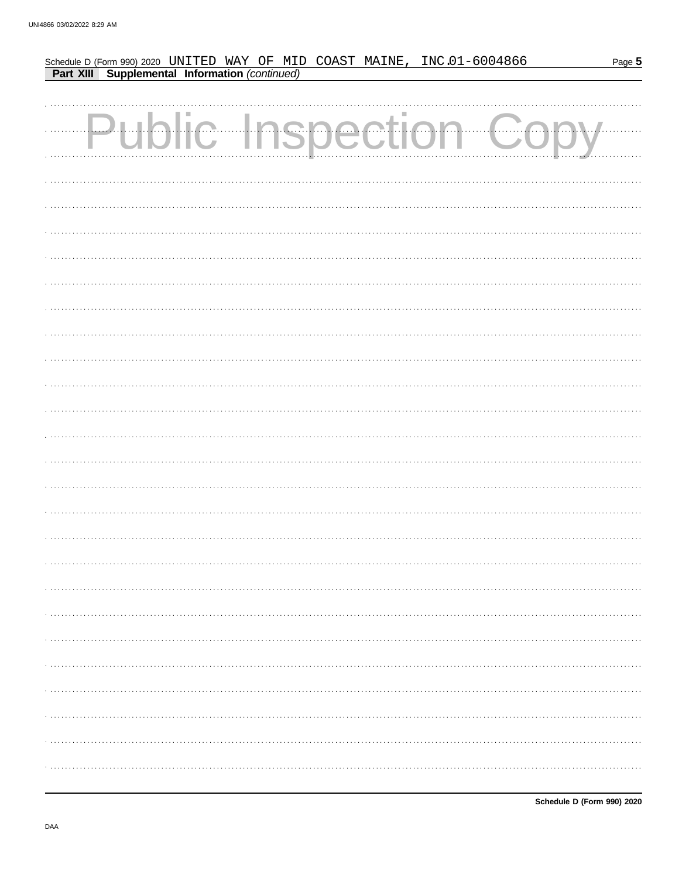Schedule D (Form 990) 2020 UNITED WAY OF MID COAST MAINE, INC. 01-6004866

**Part XIII Supplemental Information** *(continued)*

Public Inspection Copy

Schedule D (Form 990) 2020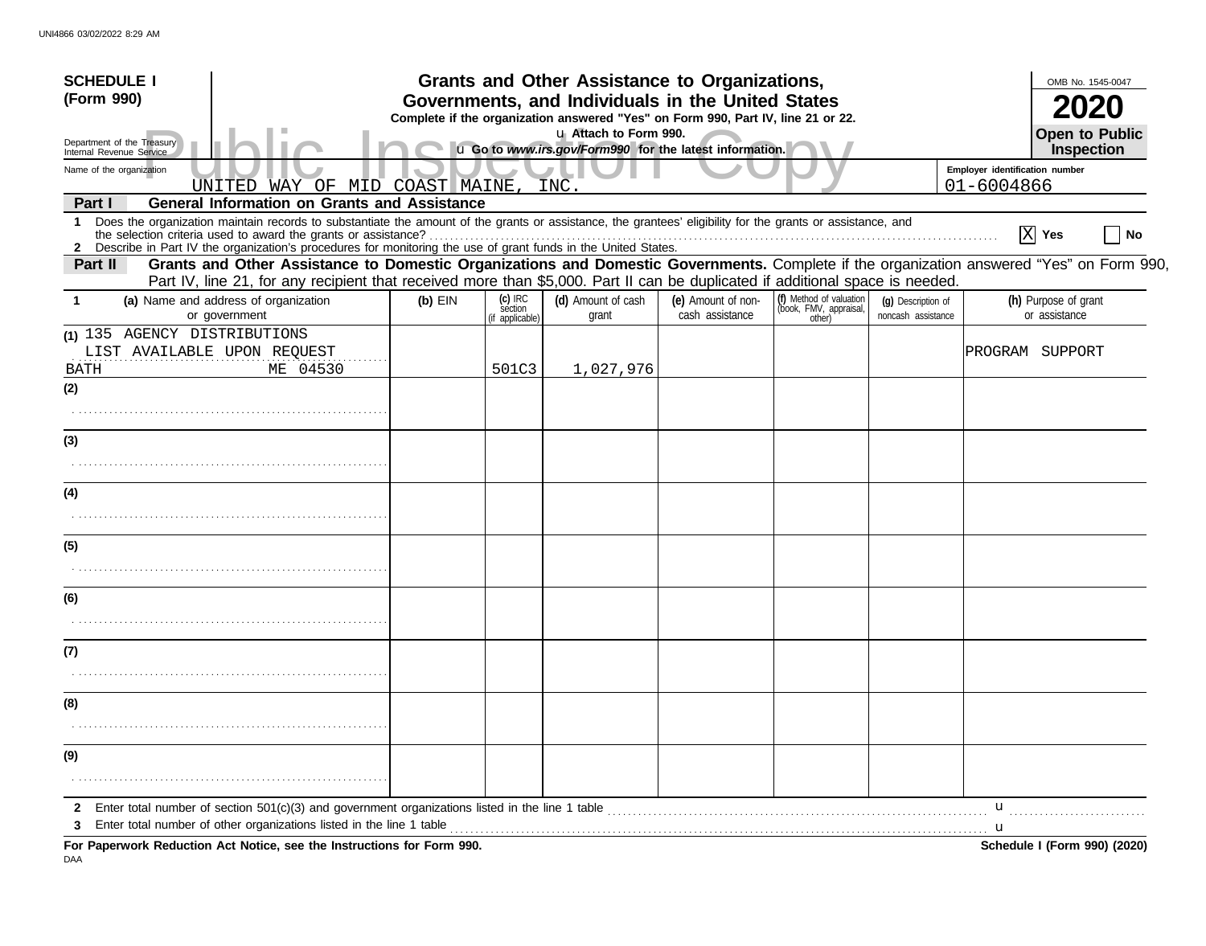**SCHEDULE I (Form 990)**

Department of the Treasury
Internal Revenue Service

# Grants and Other Assistance to Organizations, Governments, and Individuals in the United States

**Complete if the organization answered "Yes" on Form 990, Part IV, line 21 or 22.**

u Attach to Form 990.

u Go to *www.irs.gov/Form990* for the latest information.

OMB No. 1545-0047

**2020**

**Open to Public Inspection**

Public Inspection Copy

Name of the organization: UNITED WAY OF MID COAST MAINE, INC.

Employer identification number: 01-6004866

**Part I — General Information on Grants and Assistance**

1 Does the organization maintain records to substantiate the amount of the grants or assistance, the grantees' eligibility for the grants or assistance, and the selection criteria used to award the grants or assistance? [X] Yes [ ] No

2 Describe in Part IV the organization's procedures for monitoring the use of grant funds in the United States.

**Part II — Grants and Other Assistance to Domestic Organizations and Domestic Governments.** Complete if the organization answered "Yes" on Form 990, Part IV, line 21, for any recipient that received more than $5,000. Part II can be duplicated if additional space is needed.

| 1 (a) Name and address of organization or government | (b) EIN | (c) IRC section (if applicable) | (d) Amount of cash grant | (e) Amount of non-cash assistance | (f) Method of valuation (book, FMV, appraisal, other) | (g) Description of noncash assistance | (h) Purpose of grant or assistance |
|---|---|---|---|---|---|---|---|
| (1) 135 AGENCY DISTRIBUTIONS<br>LIST AVAILABLE UPON REQUEST<br>BATH ME 04530 | | 501C3 | 1,027,976 | | | | PROGRAM SUPPORT |
| (2) | | | | | | | |
| (3) | | | | | | | |
| (4) | | | | | | | |
| (5) | | | | | | | |
| (6) | | | | | | | |
| (7) | | | | | | | |
| (8) | | | | | | | |
| (9) | | | | | | | |

2 Enter total number of section 501(c)(3) and government organizations listed in the line 1 table u

3 Enter total number of other organizations listed in the line 1 table u

**For Paperwork Reduction Act Notice, see the Instructions for Form 990.** **Schedule I (Form 990) (2020)**

DAA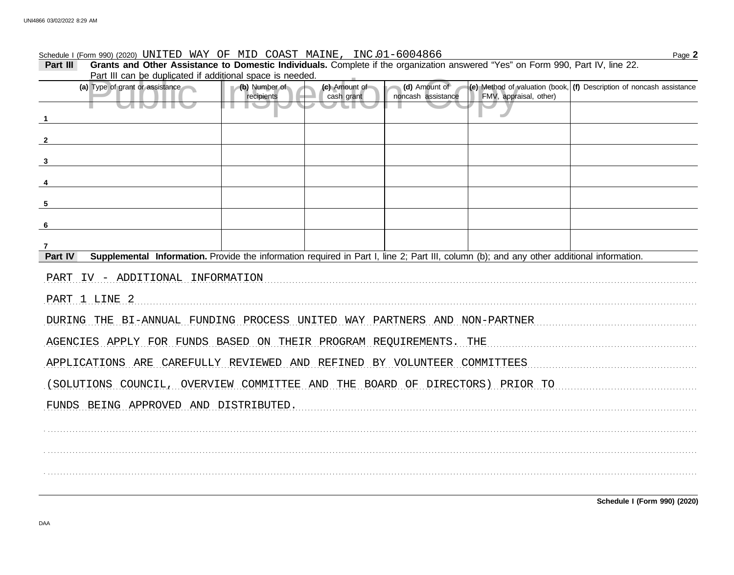Schedule I (Form 990) (2020) UNITED WAY OF MID COAST MAINE, INC. 01-6004866 Page **2**

**Part III** **Grants and Other Assistance to Domestic Individuals.** Complete if the organization answered "Yes" on Form 990, Part IV, line 22. Part III can be duplicated if additional space is needed.

| (a) Type of grant or assistance | (b) Number of recipients | (c) Amount of cash grant | (d) Amount of noncash assistance | (e) Method of valuation (book, FMV, appraisal, other) | (f) Description of noncash assistance |
|---|---|---|---|---|---|
| 1 | | | | | |
| 2 | | | | | |
| 3 | | | | | |
| 4 | | | | | |
| 5 | | | | | |
| 6 | | | | | |
| 7 | | | | | |

**Part IV** **Supplemental Information.** Provide the information required in Part I, line 2; Part III, column (b); and any other additional information.

PART IV - ADDITIONAL INFORMATION

PART 1 LINE 2

DURING THE BI-ANNUAL FUNDING PROCESS UNITED WAY PARTNERS AND NON-PARTNER AGENCIES APPLY FOR FUNDS BASED ON THEIR PROGRAM REQUIREMENTS. THE APPLICATIONS ARE CAREFULLY REVIEWED AND REFINED BY VOLUNTEER COMMITTEES (SOLUTIONS COUNCIL, OVERVIEW COMMITTEE AND THE BOARD OF DIRECTORS) PRIOR TO FUNDS BEING APPROVED AND DISTRIBUTED.

**Schedule I (Form 990) (2020)**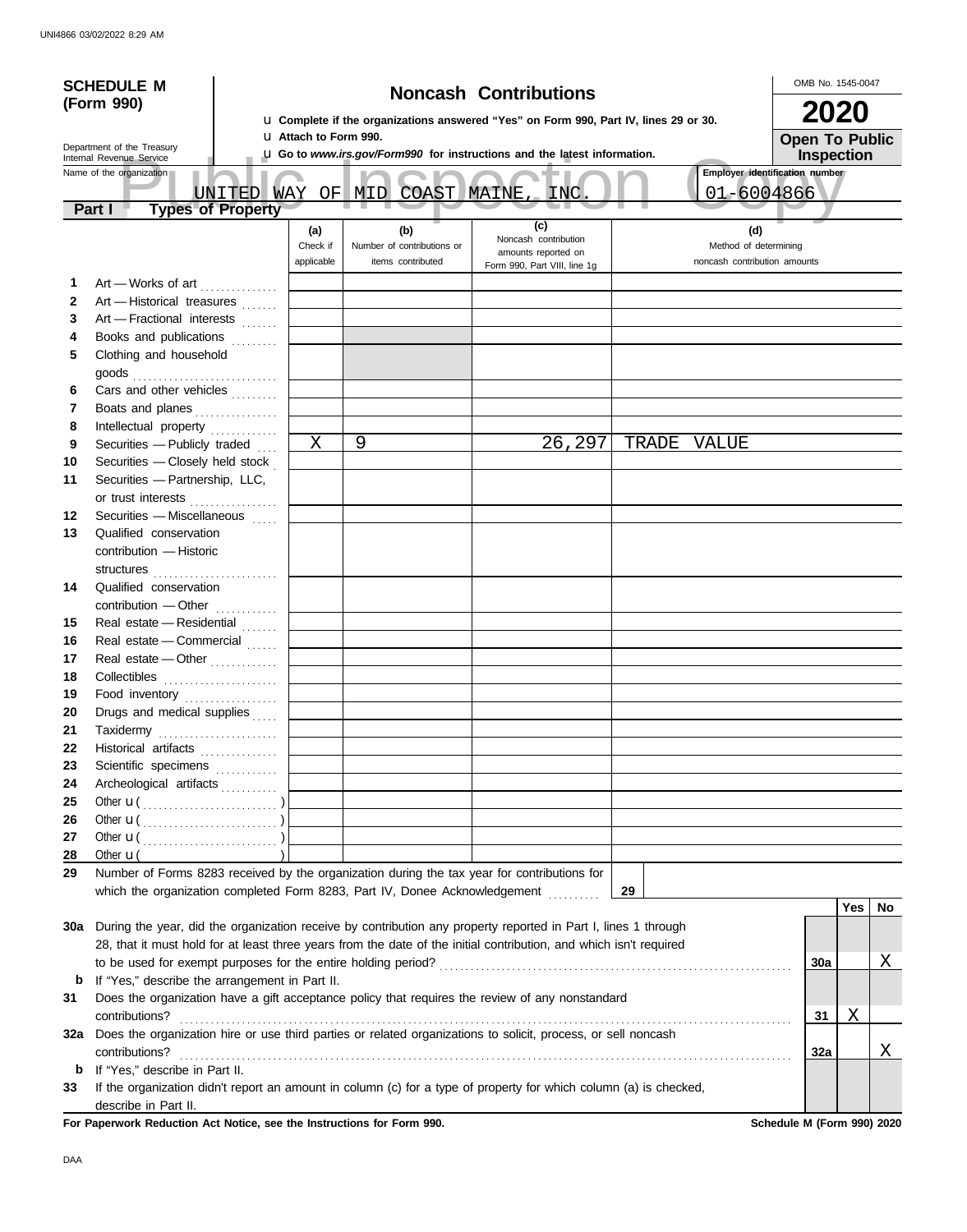# SCHEDULE M (Form 990)

## Noncash Contributions

u Complete if the organizations answered "Yes" on Form 990, Part IV, lines 29 or 30.
u Attach to Form 990.
u Go to *www.irs.gov/Form990* for instructions and the latest information.

OMB No. 1545-0047

**2020**

**Open To Public Inspection**

Department of the Treasury
Internal Revenue Service

Name of the organization: UNITED WAY OF MID COAST MAINE, INC.

Employer identification number: 01-6004866

**Part I Types of Property**

| | | (a) Check if applicable | (b) Number of contributions or items contributed | (c) Noncash contribution amounts reported on Form 990, Part VIII, line 1g | (d) Method of determining noncash contribution amounts |
|---|---|---|---|---|---|
| 1 | Art — Works of art | | | | |
| 2 | Art — Historical treasures | | | | |
| 3 | Art — Fractional interests | | | | |
| 4 | Books and publications | | | | |
| 5 | Clothing and household goods | | | | |
| 6 | Cars and other vehicles | | | | |
| 7 | Boats and planes | | | | |
| 8 | Intellectual property | | | | |
| 9 | Securities — Publicly traded | X | 9 | 26,297 | TRADE VALUE |
| 10 | Securities — Closely held stock | | | | |
| 11 | Securities — Partnership, LLC, or trust interests | | | | |
| 12 | Securities — Miscellaneous | | | | |
| 13 | Qualified conservation contribution — Historic structures | | | | |
| 14 | Qualified conservation contribution — Other | | | | |
| 15 | Real estate — Residential | | | | |
| 16 | Real estate — Commercial | | | | |
| 17 | Real estate — Other | | | | |
| 18 | Collectibles | | | | |
| 19 | Food inventory | | | | |
| 20 | Drugs and medical supplies | | | | |
| 21 | Taxidermy | | | | |
| 22 | Historical artifacts | | | | |
| 23 | Scientific specimens | | | | |
| 24 | Archeological artifacts | | | | |
| 25 | Other u ( ) | | | | |
| 26 | Other u ( ) | | | | |
| 27 | Other u ( ) | | | | |
| 28 | Other u ( ) | | | | |

**29** Number of Forms 8283 received by the organization during the tax year for contributions for which the organization completed Form 8283, Part IV, Donee Acknowledgement . . . . . . . . . . **29**

| | | | Yes | No |
|---|---|---|---|---|
| **30a** | During the year, did the organization receive by contribution any property reported in Part I, lines 1 through 28, that it must hold for at least three years from the date of the initial contribution, and which isn't required to be used for exempt purposes for the entire holding period? | **30a** | | X |
| **b** | If "Yes," describe the arrangement in Part II. | | | |
| **31** | Does the organization have a gift acceptance policy that requires the review of any nonstandard contributions? | **31** | X | |
| **32a** | Does the organization hire or use third parties or related organizations to solicit, process, or sell noncash contributions? | **32a** | | X |
| **b** | If "Yes," describe in Part II. | | | |
| **33** | If the organization didn't report an amount in column (c) for a type of property for which column (a) is checked, describe in Part II. | | | |

**For Paperwork Reduction Act Notice, see the Instructions for Form 990.** **Schedule M (Form 990) 2020**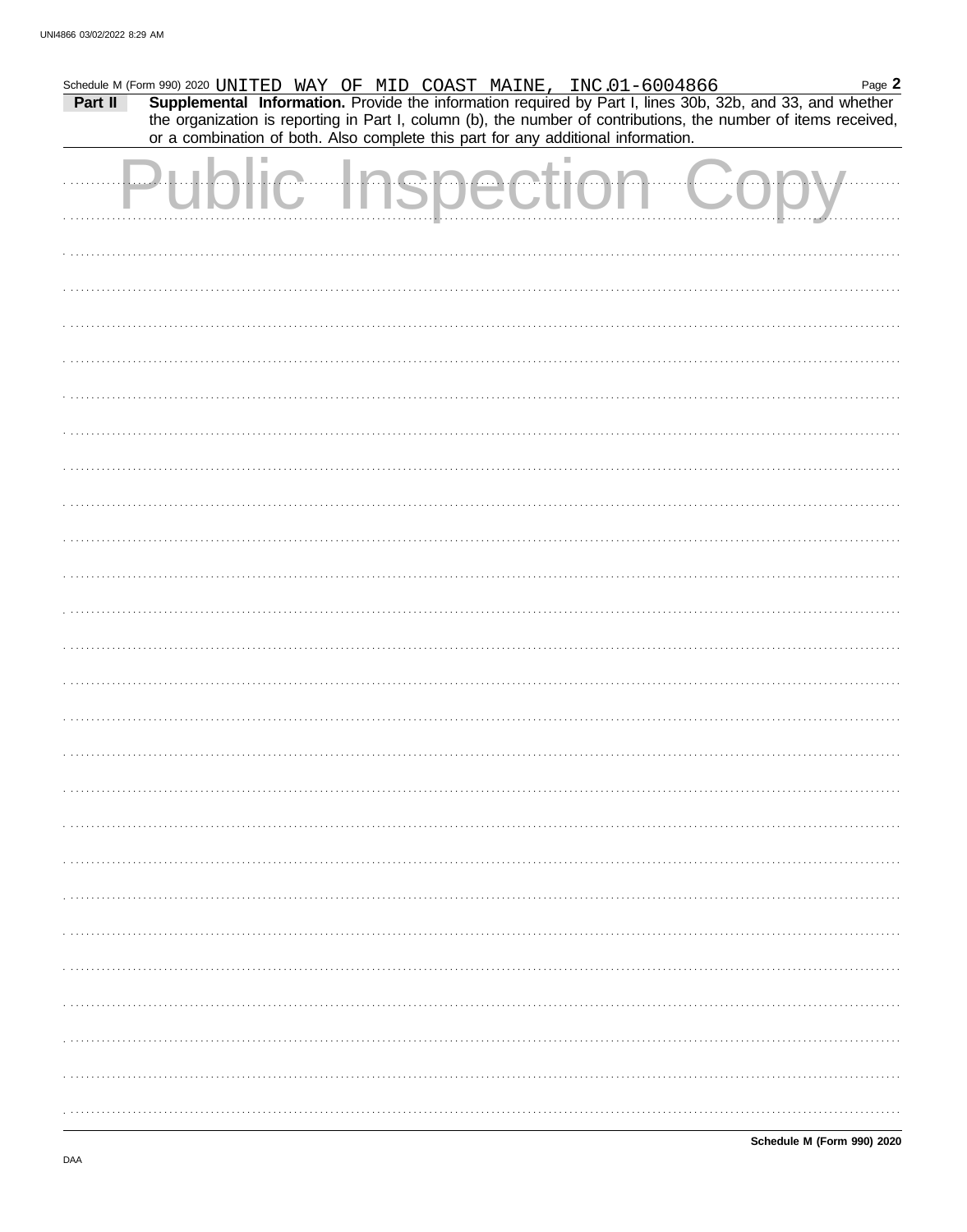Schedule M (Form 990) 2020 UNITED WAY OF MID COAST MAINE, INC. 01-6004866

**Part II** **Supplemental Information.** Provide the information required by Part I, lines 30b, 32b, and 33, and whether the organization is reporting in Part I, column (b), the number of contributions, the number of items received, or a combination of both. Also complete this part for any additional information.

Public Inspection Copy

**Schedule M (Form 990) 2020**

DAA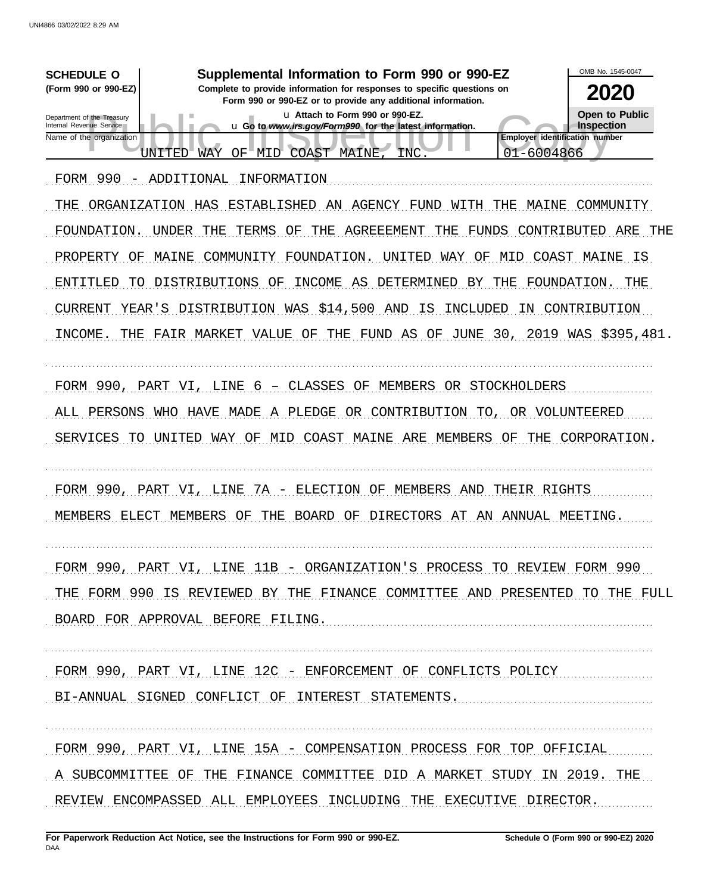**SCHEDULE O** (Form 990 or 990-EZ)

Department of the Treasury
Internal Revenue Service

# Supplemental Information to Form 990 or 990-EZ

**Complete to provide information for responses to specific questions on Form 990 or 990-EZ or to provide any additional information.**

u Attach to Form 990 or 990-EZ.

u Go to *www.irs.gov/Form990* for the latest information.

OMB No. 1545-0047

**2020**

**Open to Public Inspection**

Name of the organization: UNITED WAY OF MID COAST MAINE, INC.

Employer identification number: 01-6004866

FORM 990 - ADDITIONAL INFORMATION

THE ORGANIZATION HAS ESTABLISHED AN AGENCY FUND WITH THE MAINE COMMUNITY FOUNDATION. UNDER THE TERMS OF THE AGREEEMENT THE FUNDS CONTRIBUTED ARE THE PROPERTY OF MAINE COMMUNITY FOUNDATION. UNITED WAY OF MID COAST MAINE IS ENTITLED TO DISTRIBUTIONS OF INCOME AS DETERMINED BY THE FOUNDATION. THE CURRENT YEAR'S DISTRIBUTION WAS $14,500 AND IS INCLUDED IN CONTRIBUTION INCOME. THE FAIR MARKET VALUE OF THE FUND AS OF JUNE 30, 2019 WAS $395,481.

FORM 990, PART VI, LINE 6 – CLASSES OF MEMBERS OR STOCKHOLDERS

ALL PERSONS WHO HAVE MADE A PLEDGE OR CONTRIBUTION TO, OR VOLUNTEERED SERVICES TO UNITED WAY OF MID COAST MAINE ARE MEMBERS OF THE CORPORATION.

FORM 990, PART VI, LINE 7A - ELECTION OF MEMBERS AND THEIR RIGHTS

MEMBERS ELECT MEMBERS OF THE BOARD OF DIRECTORS AT AN ANNUAL MEETING.

FORM 990, PART VI, LINE 11B - ORGANIZATION'S PROCESS TO REVIEW FORM 990

THE FORM 990 IS REVIEWED BY THE FINANCE COMMITTEE AND PRESENTED TO THE FULL BOARD FOR APPROVAL BEFORE FILING.

FORM 990, PART VI, LINE 12C - ENFORCEMENT OF CONFLICTS POLICY

BI-ANNUAL SIGNED CONFLICT OF INTEREST STATEMENTS.

FORM 990, PART VI, LINE 15A - COMPENSATION PROCESS FOR TOP OFFICIAL

A SUBCOMMITTEE OF THE FINANCE COMMITTEE DID A MARKET STUDY IN 2019. THE REVIEW ENCOMPASSED ALL EMPLOYEES INCLUDING THE EXECUTIVE DIRECTOR.

**For Paperwork Reduction Act Notice, see the Instructions for Form 990 or 990-EZ.** DAA

**Schedule O (Form 990 or 990-EZ) 2020**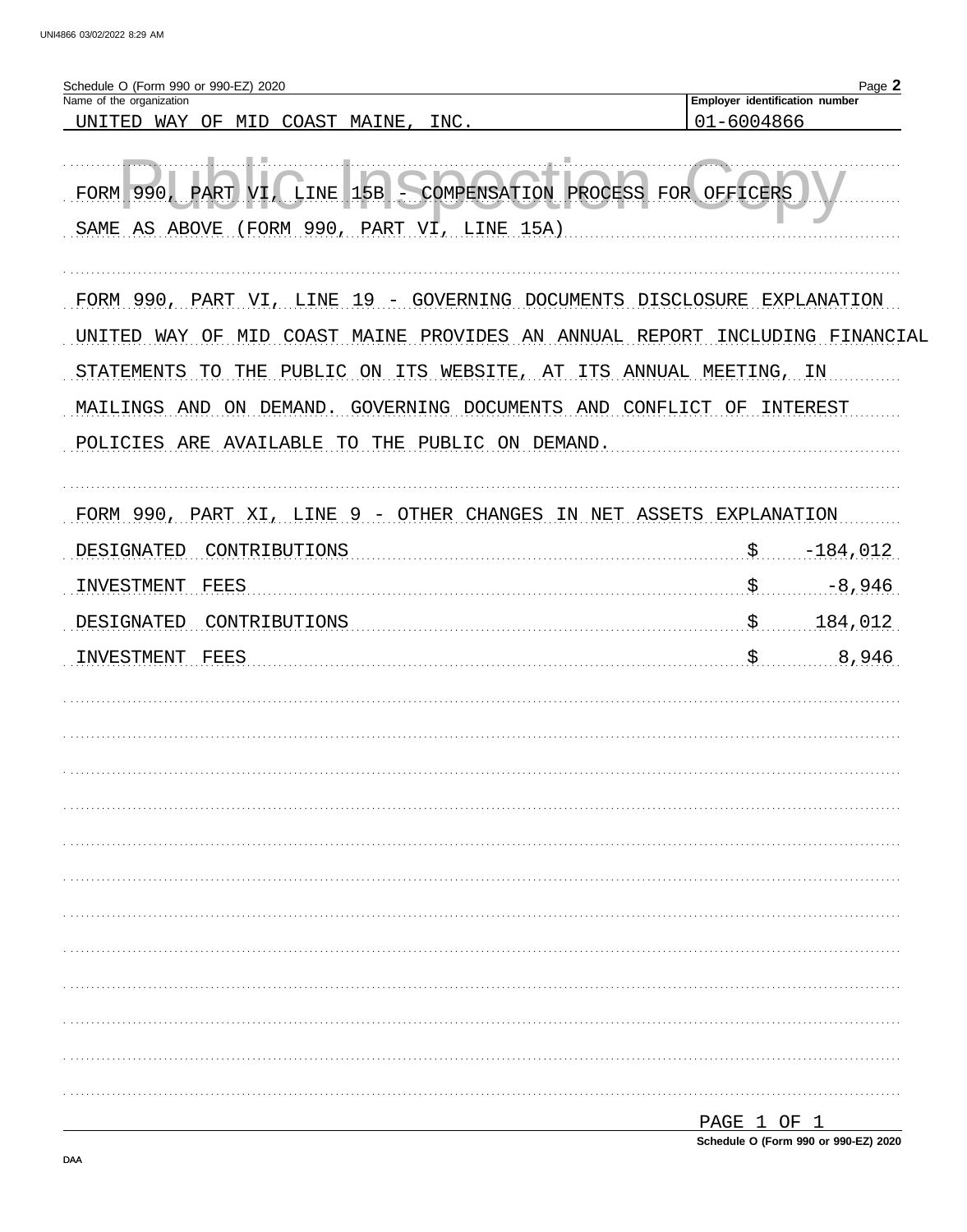Schedule O (Form 990 or 990-EZ) 2020 Page **2**

| Name of the organization | Employer identification number |
|---|---|
| UNITED WAY OF MID COAST MAINE, INC. | 01-6004866 |

FORM 990, PART VI, LINE 15B - COMPENSATION PROCESS FOR OFFICERS

SAME AS ABOVE (FORM 990, PART VI, LINE 15A)

FORM 990, PART VI, LINE 19 - GOVERNING DOCUMENTS DISCLOSURE EXPLANATION

UNITED WAY OF MID COAST MAINE PROVIDES AN ANNUAL REPORT INCLUDING FINANCIAL STATEMENTS TO THE PUBLIC ON ITS WEBSITE, AT ITS ANNUAL MEETING, IN MAILINGS AND ON DEMAND. GOVERNING DOCUMENTS AND CONFLICT OF INTEREST POLICIES ARE AVAILABLE TO THE PUBLIC ON DEMAND.

FORM 990, PART XI, LINE 9 - OTHER CHANGES IN NET ASSETS EXPLANATION

| | |
|---|---|
| DESIGNATED CONTRIBUTIONS | $ -184,012 |
| INVESTMENT FEES | $ -8,946 |
| DESIGNATED CONTRIBUTIONS | $ 184,012 |
| INVESTMENT FEES | $ 8,946 |

Schedule O (Form 990 or 990-EZ) 2020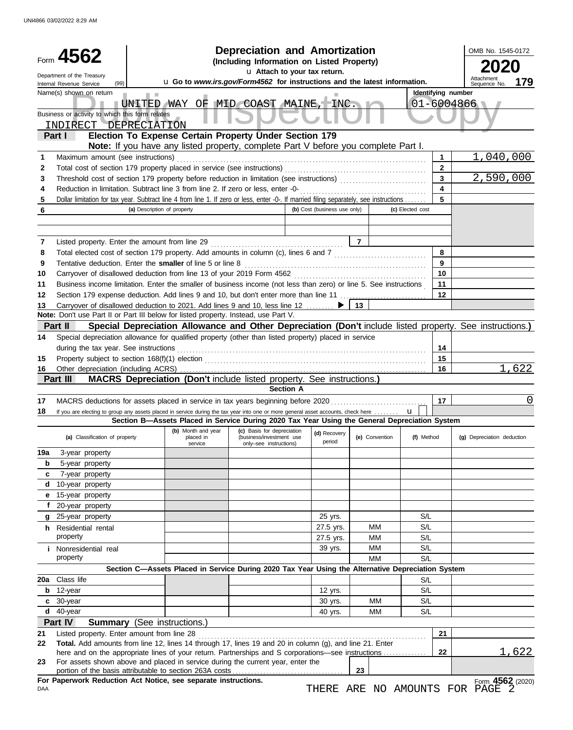UNI4866 03/02/2022 8:29 AM

Form **4562**

Department of the Treasury
Internal Revenue Service (99)

# Depreciation and Amortization

**(Including Information on Listed Property)**

u Attach to your tax return.

u Go to *www.irs.gov/Form4562* for instructions and the latest information.

OMB No. 1545-0172

**2020**

Attachment Sequence No. **179**

Public Inspection Copy

Name(s) shown on return: UNITED WAY OF MID COAST MAINE, INC.

Identifying number: 01-6004866

Business or activity to which this form relates: INDIRECT DEPRECIATION

## Part I Election To Expense Certain Property Under Section 179

**Note:** If you have any listed property, complete Part V before you complete Part I.

| | | | |
|---|---|---|---|
| 1 | Maximum amount (see instructions) | 1 | 1,040,000 |
| 2 | Total cost of section 179 property placed in service (see instructions) | 2 | |
| 3 | Threshold cost of section 179 property before reduction in limitation (see instructions) | 3 | 2,590,000 |
| 4 | Reduction in limitation. Subtract line 3 from line 2. If zero or less, enter -0- | 4 | |
| 5 | Dollar limitation for tax year. Subtract line 4 from line 1. If zero or less, enter -0-. If married filing separately, see instructions | 5 | |

| 6 | (a) Description of property | (b) Cost (business use only) | (c) Elected cost |
|---|---|---|---|
| | | | |
| | | | |

| | | | |
|---|---|---|---|
| 7 | Listed property. Enter the amount from line 29 | 7 | |
| 8 | Total elected cost of section 179 property. Add amounts in column (c), lines 6 and 7 | 8 | |
| 9 | Tentative deduction. Enter the **smaller** of line 5 or line 8 | 9 | |
| 10 | Carryover of disallowed deduction from line 13 of your 2019 Form 4562 | 10 | |
| 11 | Business income limitation. Enter the smaller of business income (not less than zero) or line 5. See instructions | 11 | |
| 12 | Section 179 expense deduction. Add lines 9 and 10, but don't enter more than line 11 | 12 | |
| 13 | Carryover of disallowed deduction to 2021. Add lines 9 and 10, less line 12 ▶ | 13 | |

**Note:** Don't use Part II or Part III below for listed property. Instead, use Part V.

## Part II Special Depreciation Allowance and Other Depreciation (Don't include listed property. See instructions.)

| | | | |
|---|---|---|---|
| 14 | Special depreciation allowance for qualified property (other than listed property) placed in service during the tax year. See instructions | 14 | |
| 15 | Property subject to section 168(f)(1) election | 15 | |
| 16 | Other depreciation (including ACRS) | 16 | 1,622 |

## Part III MACRS Depreciation (Don't include listed property. See instructions.)

**Section A**

| | | | |
|---|---|---|---|
| 17 | MACRS deductions for assets placed in service in tax years beginning before 2020 | 17 | 0 |
| 18 | If you are electing to group any assets placed in service during the tax year into one or more general asset accounts, check here u | | |

**Section B—Assets Placed in Service During 2020 Tax Year Using the General Depreciation System**

| (a) Classification of property | (b) Month and year placed in service | (c) Basis for depreciation (business/investment use only–see instructions) | (d) Recovery period | (e) Convention | (f) Method | (g) Depreciation deduction |
|---|---|---|---|---|---|---|
| 19a 3-year property | | | | | | |
| b 5-year property | | | | | | |
| c 7-year property | | | | | | |
| d 10-year property | | | | | | |
| e 15-year property | | | | | | |
| f 20-year property | | | | | | |
| g 25-year property | | | 25 yrs. | | S/L | |
| h Residential rental property | | | 27.5 yrs. | MM | S/L | |
| | | | 27.5 yrs. | MM | S/L | |
| i Nonresidential real property | | | 39 yrs. | MM | S/L | |
| | | | | MM | S/L | |

**Section C—Assets Placed in Service During 2020 Tax Year Using the Alternative Depreciation System**

| | | | | | | |
|---|---|---|---|---|---|---|
| 20a Class life | | | | | S/L | |
| b 12-year | | | 12 yrs. | | S/L | |
| c 30-year | | | 30 yrs. | MM | S/L | |
| d 40-year | | | 40 yrs. | MM | S/L | |

## Part IV Summary (See instructions.)

| | | | |
|---|---|---|---|
| 21 | Listed property. Enter amount from line 28 | 21 | |
| 22 | **Total.** Add amounts from line 12, lines 14 through 17, lines 19 and 20 in column (g), and line 21. Enter here and on the appropriate lines of your return. Partnerships and S corporations—see instructions | 22 | 1,622 |
| 23 | For assets shown above and placed in service during the current year, enter the portion of the basis attributable to section 263A costs | 23 | |

**For Paperwork Reduction Act Notice, see separate instructions.**

DAA

THERE ARE NO AMOUNTS FOR PAGE 2

Form **4562** (2020)